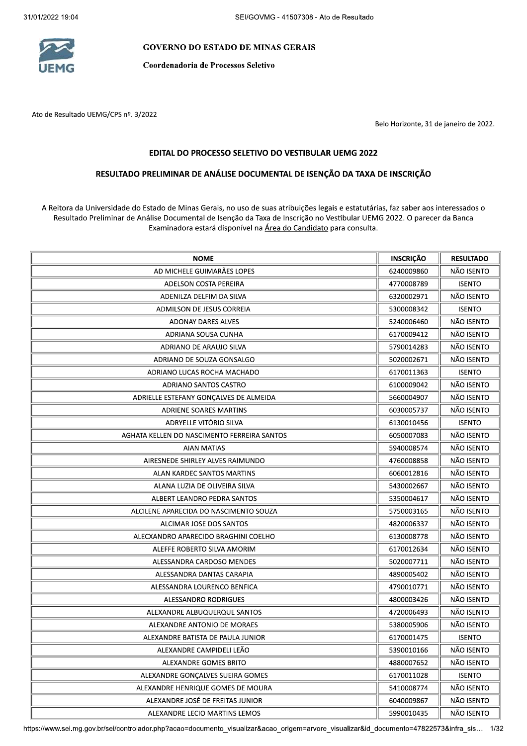**GOVERNO DO ESTADO DE MINAS GERAIS**

**Coordenadoria de Processos Seletivo**

Ato de Resultado UEMG/CPS nº. 3/2022

Belo Horizonte, 31 de janeiro de 2022.

## EDITAL DO PROCESSO SELETIVO DO VESTIBULAR UEMG 2022

## RESULTADO PRELIMINAR DE ANÁLISE DOCUMENTAL DE ISENÇÃO DA TAXA DE INSCRIÇÃO

A Reitora da Universidade do Estado de Minas Gerais, no uso de suas atribuições legais e estatutárias, faz saber aos interessados o Resultado Preliminar de Análise Documental de Isenção da Taxa de Inscrição no Vestibular UEMG 2022. O parecer da Banca Examinadora estará disponível na Área do Candidato para consulta.

| NOME | INSCRIÇÃO | RESULTADO |
|---|---|---|
| AD MICHELE GUIMARÃES LOPES | 6240009860 | NÃO ISENTO |
| ADELSON COSTA PEREIRA | 4770008789 | ISENTO |
| ADENILZA DELFIM DA SILVA | 6320002971 | NÃO ISENTO |
| ADMILSON DE JESUS CORREIA | 5300008342 | ISENTO |
| ADONAY DARES ALVES | 5240006460 | NÃO ISENTO |
| ADRIANA SOUSA CUNHA | 6170009412 | NÃO ISENTO |
| ADRIANO DE ARAUJO SILVA | 5790014283 | NÃO ISENTO |
| ADRIANO DE SOUZA GONSALGO | 5020002671 | NÃO ISENTO |
| ADRIANO LUCAS ROCHA MACHADO | 6170011363 | ISENTO |
| ADRIANO SANTOS CASTRO | 6100009042 | NÃO ISENTO |
| ADRIELLE ESTEFANY GONÇALVES DE ALMEIDA | 5660004907 | NÃO ISENTO |
| ADRIENE SOARES MARTINS | 6030005737 | NÃO ISENTO |
| ADRYELLE VITÓRIO SILVA | 6130010456 | ISENTO |
| AGHATA KELLEN DO NASCIMENTO FERREIRA SANTOS | 6050007083 | NÃO ISENTO |
| AIAN MATIAS | 5940008574 | NÃO ISENTO |
| AIRESNEDE SHIRLEY ALVES RAIMUNDO | 4760008858 | NÃO ISENTO |
| ALAN KARDEC SANTOS MARTINS | 6060012816 | NÃO ISENTO |
| ALANA LUZIA DE OLIVEIRA SILVA | 5430002667 | NÃO ISENTO |
| ALBERT LEANDRO PEDRA SANTOS | 5350004617 | NÃO ISENTO |
| ALCILENE APARECIDA DO NASCIMENTO SOUZA | 5750003165 | NÃO ISENTO |
| ALCIMAR JOSE DOS SANTOS | 4820006337 | NÃO ISENTO |
| ALECXANDRO APARECIDO BRAGHINI COELHO | 6130008778 | NÃO ISENTO |
| ALEFFE ROBERTO SILVA AMORIM | 6170012634 | NÃO ISENTO |
| ALESSANDRA CARDOSO MENDES | 5020007711 | NÃO ISENTO |
| ALESSANDRA DANTAS CARAPIA | 4890005402 | NÃO ISENTO |
| ALESSANDRA LOURENCO BENFICA | 4790010771 | NÃO ISENTO |
| ALESSANDRO RODRIGUES | 4800003426 | NÃO ISENTO |
| ALEXANDRE ALBUQUERQUE SANTOS | 4720006493 | NÃO ISENTO |
| ALEXANDRE ANTONIO DE MORAES | 5380005906 | NÃO ISENTO |
| ALEXANDRE BATISTA DE PAULA JUNIOR | 6170001475 | ISENTO |
| ALEXANDRE CAMPIDELI LEÃO | 5390010166 | NÃO ISENTO |
| ALEXANDRE GOMES BRITO | 4880007652 | NÃO ISENTO |
| ALEXANDRE GONÇALVES SUEIRA GOMES | 6170011028 | ISENTO |
| ALEXANDRE HENRIQUE GOMES DE MOURA | 5410008774 | NÃO ISENTO |
| ALEXANDRE JOSÉ DE FREITAS JUNIOR | 6040009867 | NÃO ISENTO |
| ALEXANDRE LECIO MARTINS LEMOS | 5990010435 | NÃO ISENTO |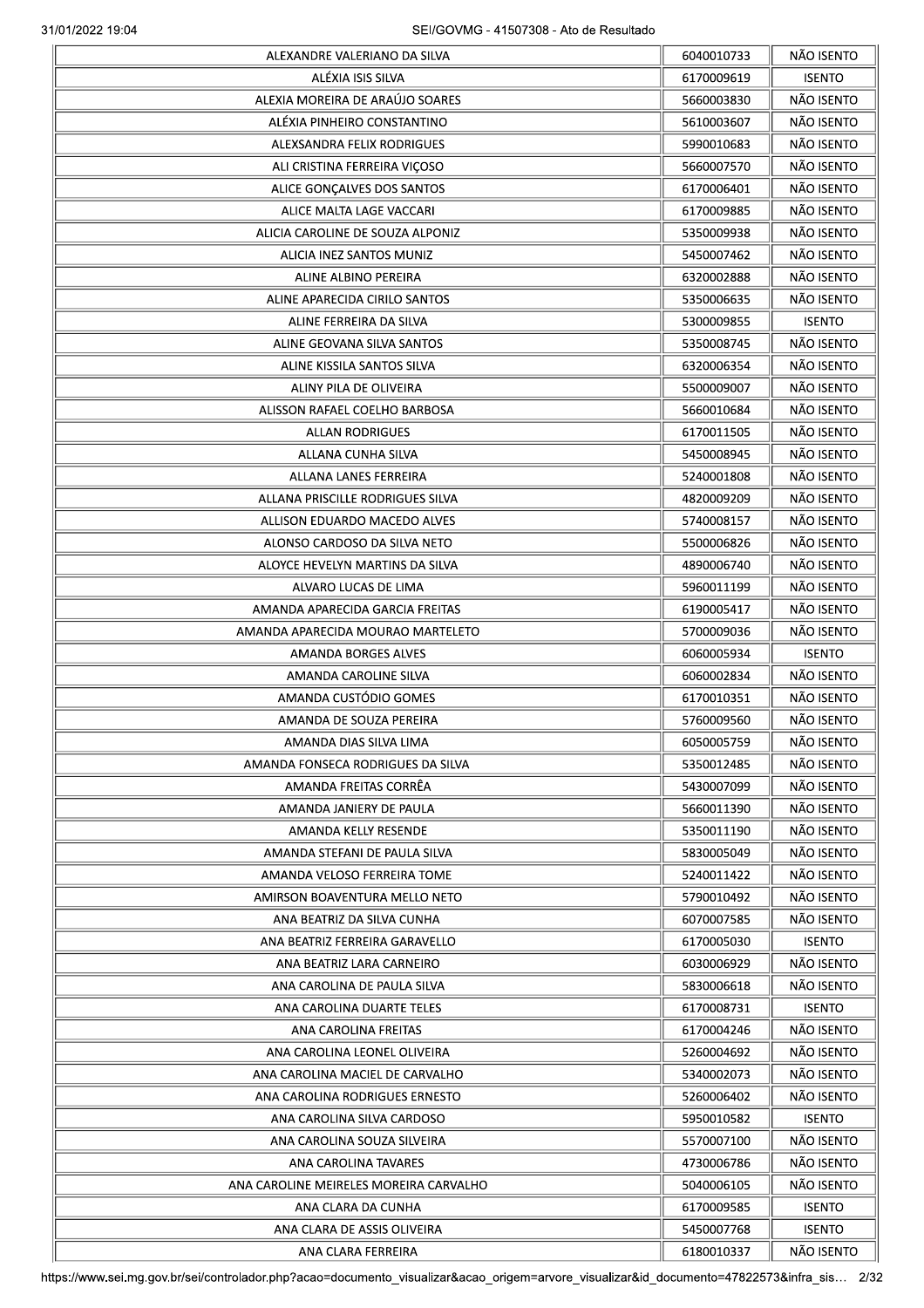| | | |
|---|---|---|
| ALEXANDRE VALERIANO DA SILVA | 6040010733 | NÃO ISENTO |
| ALÉXIA ISIS SILVA | 6170009619 | ISENTO |
| ALEXIA MOREIRA DE ARAÚJO SOARES | 5660003830 | NÃO ISENTO |
| ALÉXIA PINHEIRO CONSTANTINO | 5610003607 | NÃO ISENTO |
| ALEXSANDRA FELIX RODRIGUES | 5990010683 | NÃO ISENTO |
| ALI CRISTINA FERREIRA VIÇOSO | 5660007570 | NÃO ISENTO |
| ALICE GONÇALVES DOS SANTOS | 6170006401 | NÃO ISENTO |
| ALICE MALTA LAGE VACCARI | 6170009885 | NÃO ISENTO |
| ALICIA CAROLINE DE SOUZA ALPONIZ | 5350009938 | NÃO ISENTO |
| ALICIA INEZ SANTOS MUNIZ | 5450007462 | NÃO ISENTO |
| ALINE ALBINO PEREIRA | 6320002888 | NÃO ISENTO |
| ALINE APARECIDA CIRILO SANTOS | 5350006635 | NÃO ISENTO |
| ALINE FERREIRA DA SILVA | 5300009855 | ISENTO |
| ALINE GEOVANA SILVA SANTOS | 5350008745 | NÃO ISENTO |
| ALINE KISSILA SANTOS SILVA | 6320006354 | NÃO ISENTO |
| ALINY PILA DE OLIVEIRA | 5500009007 | NÃO ISENTO |
| ALISSON RAFAEL COELHO BARBOSA | 5660010684 | NÃO ISENTO |
| ALLAN RODRIGUES | 6170011505 | NÃO ISENTO |
| ALLANA CUNHA SILVA | 5450008945 | NÃO ISENTO |
| ALLANA LANES FERREIRA | 5240001808 | NÃO ISENTO |
| ALLANA PRISCILLE RODRIGUES SILVA | 4820009209 | NÃO ISENTO |
| ALLISON EDUARDO MACEDO ALVES | 5740008157 | NÃO ISENTO |
| ALONSO CARDOSO DA SILVA NETO | 5500006826 | NÃO ISENTO |
| ALOYCE HEVELYN MARTINS DA SILVA | 4890006740 | NÃO ISENTO |
| ALVARO LUCAS DE LIMA | 5960011199 | NÃO ISENTO |
| AMANDA APARECIDA GARCIA FREITAS | 6190005417 | NÃO ISENTO |
| AMANDA APARECIDA MOURAO MARTELETO | 5700009036 | NÃO ISENTO |
| AMANDA BORGES ALVES | 6060005934 | ISENTO |
| AMANDA CAROLINE SILVA | 6060002834 | NÃO ISENTO |
| AMANDA CUSTÓDIO GOMES | 6170010351 | NÃO ISENTO |
| AMANDA DE SOUZA PEREIRA | 5760009560 | NÃO ISENTO |
| AMANDA DIAS SILVA LIMA | 6050005759 | NÃO ISENTO |
| AMANDA FONSECA RODRIGUES DA SILVA | 5350012485 | NÃO ISENTO |
| AMANDA FREITAS CORRÊA | 5430007099 | NÃO ISENTO |
| AMANDA JANIERY DE PAULA | 5660011390 | NÃO ISENTO |
| AMANDA KELLY RESENDE | 5350011190 | NÃO ISENTO |
| AMANDA STEFANI DE PAULA SILVA | 5830005049 | NÃO ISENTO |
| AMANDA VELOSO FERREIRA TOME | 5240011422 | NÃO ISENTO |
| AMIRSON BOAVENTURA MELLO NETO | 5790010492 | NÃO ISENTO |
| ANA BEATRIZ DA SILVA CUNHA | 6070007585 | NÃO ISENTO |
| ANA BEATRIZ FERREIRA GARAVELLO | 6170005030 | ISENTO |
| ANA BEATRIZ LARA CARNEIRO | 6030006929 | NÃO ISENTO |
| ANA CAROLINA DE PAULA SILVA | 5830006618 | NÃO ISENTO |
| ANA CAROLINA DUARTE TELES | 6170008731 | ISENTO |
| ANA CAROLINA FREITAS | 6170004246 | NÃO ISENTO |
| ANA CAROLINA LEONEL OLIVEIRA | 5260004692 | NÃO ISENTO |
| ANA CAROLINA MACIEL DE CARVALHO | 5340002073 | NÃO ISENTO |
| ANA CAROLINA RODRIGUES ERNESTO | 5260006402 | NÃO ISENTO |
| ANA CAROLINA SILVA CARDOSO | 5950010582 | ISENTO |
| ANA CAROLINA SOUZA SILVEIRA | 5570007100 | NÃO ISENTO |
| ANA CAROLINA TAVARES | 4730006786 | NÃO ISENTO |
| ANA CAROLINE MEIRELES MOREIRA CARVALHO | 5040006105 | NÃO ISENTO |
| ANA CLARA DA CUNHA | 6170009585 | ISENTO |
| ANA CLARA DE ASSIS OLIVEIRA | 5450007768 | ISENTO |
| ANA CLARA FERREIRA | 6180010337 | NÃO ISENTO |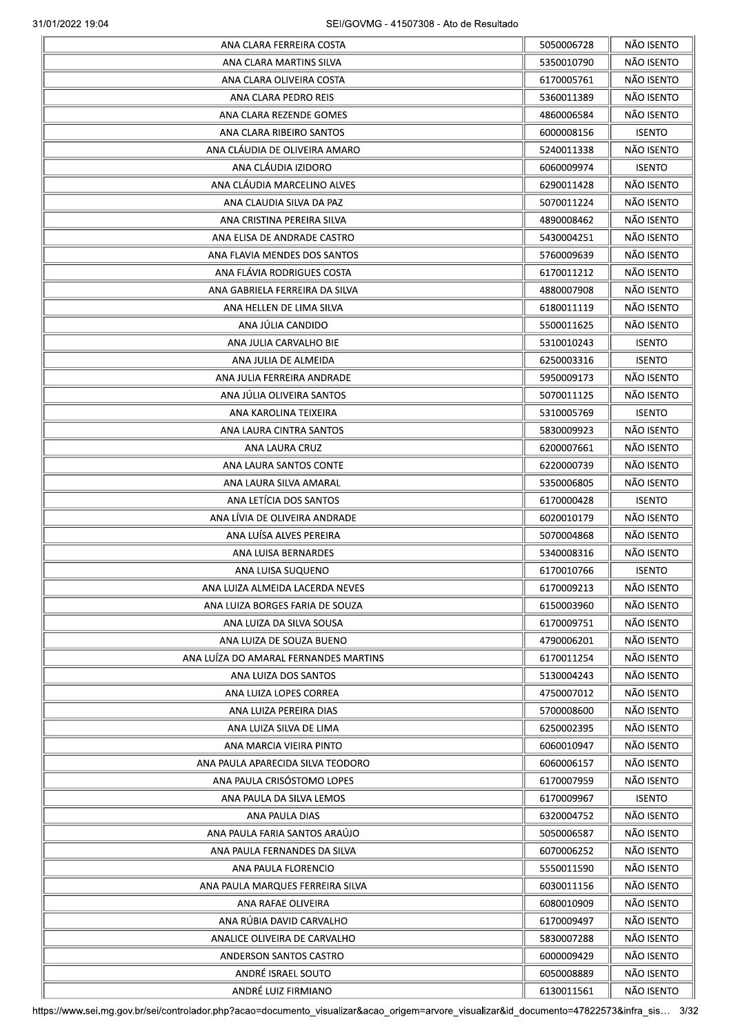| | | |
|---|---|---|
| ANA CLARA FERREIRA COSTA | 5050006728 | NÃO ISENTO |
| ANA CLARA MARTINS SILVA | 5350010790 | NÃO ISENTO |
| ANA CLARA OLIVEIRA COSTA | 6170005761 | NÃO ISENTO |
| ANA CLARA PEDRO REIS | 5360011389 | NÃO ISENTO |
| ANA CLARA REZENDE GOMES | 4860006584 | NÃO ISENTO |
| ANA CLARA RIBEIRO SANTOS | 6000008156 | ISENTO |
| ANA CLÁUDIA DE OLIVEIRA AMARO | 5240011338 | NÃO ISENTO |
| ANA CLÁUDIA IZIDORO | 6060009974 | ISENTO |
| ANA CLÁUDIA MARCELINO ALVES | 6290011428 | NÃO ISENTO |
| ANA CLAUDIA SILVA DA PAZ | 5070011224 | NÃO ISENTO |
| ANA CRISTINA PEREIRA SILVA | 4890008462 | NÃO ISENTO |
| ANA ELISA DE ANDRADE CASTRO | 5430004251 | NÃO ISENTO |
| ANA FLAVIA MENDES DOS SANTOS | 5760009639 | NÃO ISENTO |
| ANA FLÁVIA RODRIGUES COSTA | 6170011212 | NÃO ISENTO |
| ANA GABRIELA FERREIRA DA SILVA | 4880007908 | NÃO ISENTO |
| ANA HELLEN DE LIMA SILVA | 6180011119 | NÃO ISENTO |
| ANA JÚLIA CANDIDO | 5500011625 | NÃO ISENTO |
| ANA JULIA CARVALHO BIE | 5310010243 | ISENTO |
| ANA JULIA DE ALMEIDA | 6250003316 | ISENTO |
| ANA JULIA FERREIRA ANDRADE | 5950009173 | NÃO ISENTO |
| ANA JÚLIA OLIVEIRA SANTOS | 5070011125 | NÃO ISENTO |
| ANA KAROLINA TEIXEIRA | 5310005769 | ISENTO |
| ANA LAURA CINTRA SANTOS | 5830009923 | NÃO ISENTO |
| ANA LAURA CRUZ | 6200007661 | NÃO ISENTO |
| ANA LAURA SANTOS CONTE | 6220000739 | NÃO ISENTO |
| ANA LAURA SILVA AMARAL | 5350006805 | NÃO ISENTO |
| ANA LETÍCIA DOS SANTOS | 6170000428 | ISENTO |
| ANA LÍVIA DE OLIVEIRA ANDRADE | 6020010179 | NÃO ISENTO |
| ANA LUÍSA ALVES PEREIRA | 5070004868 | NÃO ISENTO |
| ANA LUISA BERNARDES | 5340008316 | NÃO ISENTO |
| ANA LUISA SUQUENO | 6170010766 | ISENTO |
| ANA LUIZA ALMEIDA LACERDA NEVES | 6170009213 | NÃO ISENTO |
| ANA LUIZA BORGES FARIA DE SOUZA | 6150003960 | NÃO ISENTO |
| ANA LUIZA DA SILVA SOUSA | 6170009751 | NÃO ISENTO |
| ANA LUIZA DE SOUZA BUENO | 4790006201 | NÃO ISENTO |
| ANA LUÍZA DO AMARAL FERNANDES MARTINS | 6170011254 | NÃO ISENTO |
| ANA LUIZA DOS SANTOS | 5130004243 | NÃO ISENTO |
| ANA LUIZA LOPES CORREA | 4750007012 | NÃO ISENTO |
| ANA LUIZA PEREIRA DIAS | 5700008600 | NÃO ISENTO |
| ANA LUIZA SILVA DE LIMA | 6250002395 | NÃO ISENTO |
| ANA MARCIA VIEIRA PINTO | 6060010947 | NÃO ISENTO |
| ANA PAULA APARECIDA SILVA TEODORO | 6060006157 | NÃO ISENTO |
| ANA PAULA CRISÓSTOMO LOPES | 6170007959 | NÃO ISENTO |
| ANA PAULA DA SILVA LEMOS | 6170009967 | ISENTO |
| ANA PAULA DIAS | 6320004752 | NÃO ISENTO |
| ANA PAULA FARIA SANTOS ARAÚJO | 5050006587 | NÃO ISENTO |
| ANA PAULA FERNANDES DA SILVA | 6070006252 | NÃO ISENTO |
| ANA PAULA FLORENCIO | 5550011590 | NÃO ISENTO |
| ANA PAULA MARQUES FERREIRA SILVA | 6030011156 | NÃO ISENTO |
| ANA RAFAE OLIVEIRA | 6080010909 | NÃO ISENTO |
| ANA RÚBIA DAVID CARVALHO | 6170009497 | NÃO ISENTO |
| ANALICE OLIVEIRA DE CARVALHO | 5830007288 | NÃO ISENTO |
| ANDERSON SANTOS CASTRO | 6000009429 | NÃO ISENTO |
| ANDRÉ ISRAEL SOUTO | 6050008889 | NÃO ISENTO |
| ANDRÉ LUIZ FIRMIANO | 6130011561 | NÃO ISENTO |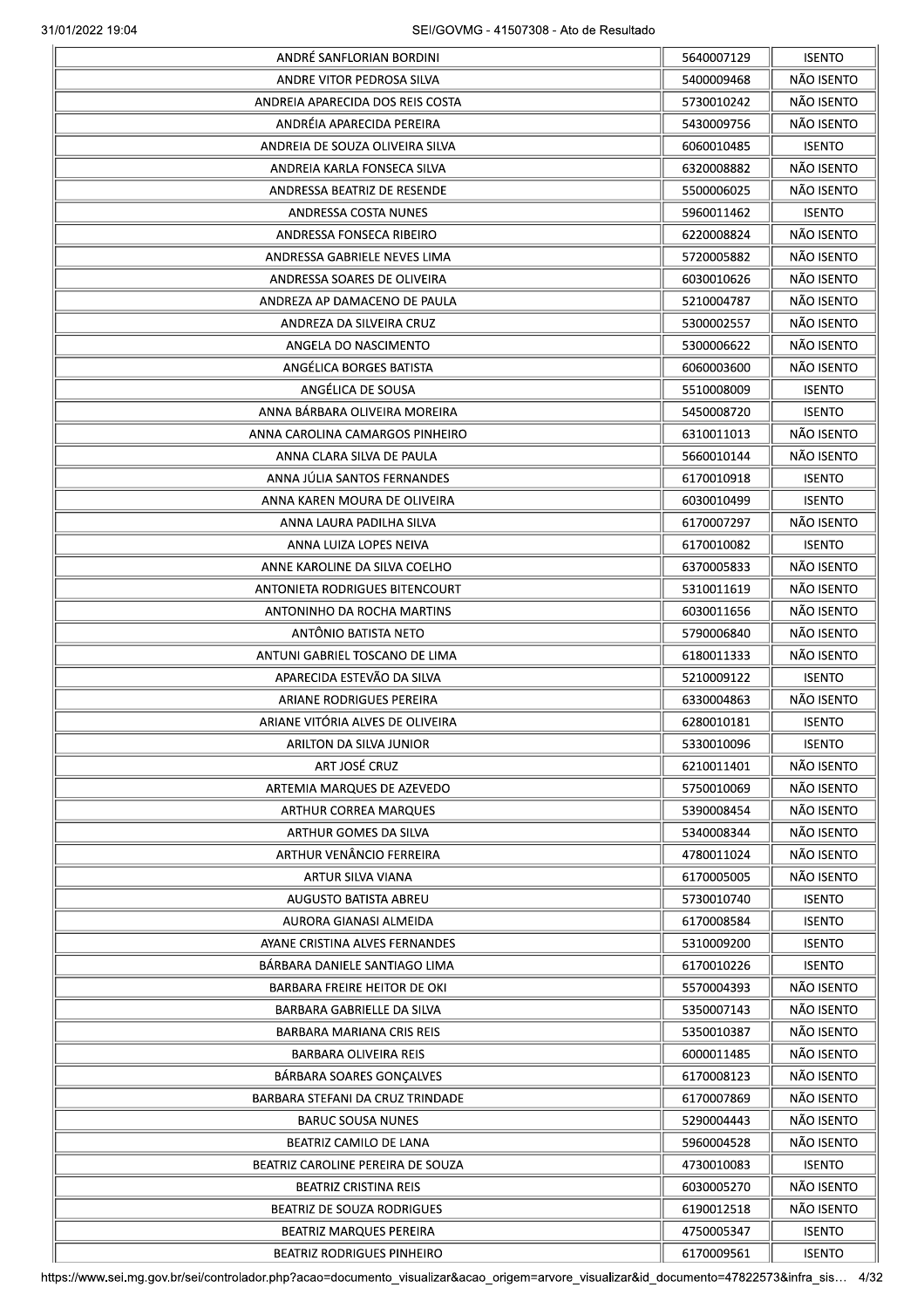| | | |
|---|---|---|
| ANDRÉ SANFLORIAN BORDINI | 5640007129 | ISENTO |
| ANDRE VITOR PEDROSA SILVA | 5400009468 | NÃO ISENTO |
| ANDREIA APARECIDA DOS REIS COSTA | 5730010242 | NÃO ISENTO |
| ANDRÉIA APARECIDA PEREIRA | 5430009756 | NÃO ISENTO |
| ANDREIA DE SOUZA OLIVEIRA SILVA | 6060010485 | ISENTO |
| ANDREIA KARLA FONSECA SILVA | 6320008882 | NÃO ISENTO |
| ANDRESSA BEATRIZ DE RESENDE | 5500006025 | NÃO ISENTO |
| ANDRESSA COSTA NUNES | 5960011462 | ISENTO |
| ANDRESSA FONSECA RIBEIRO | 6220008824 | NÃO ISENTO |
| ANDRESSA GABRIELE NEVES LIMA | 5720005882 | NÃO ISENTO |
| ANDRESSA SOARES DE OLIVEIRA | 6030010626 | NÃO ISENTO |
| ANDREZA AP DAMACENO DE PAULA | 5210004787 | NÃO ISENTO |
| ANDREZA DA SILVEIRA CRUZ | 5300002557 | NÃO ISENTO |
| ANGELA DO NASCIMENTO | 5300006622 | NÃO ISENTO |
| ANGÉLICA BORGES BATISTA | 6060003600 | NÃO ISENTO |
| ANGÉLICA DE SOUSA | 5510008009 | ISENTO |
| ANNA BÁRBARA OLIVEIRA MOREIRA | 5450008720 | ISENTO |
| ANNA CAROLINA CAMARGOS PINHEIRO | 6310011013 | NÃO ISENTO |
| ANNA CLARA SILVA DE PAULA | 5660010144 | NÃO ISENTO |
| ANNA JÚLIA SANTOS FERNANDES | 6170010918 | ISENTO |
| ANNA KAREN MOURA DE OLIVEIRA | 6030010499 | ISENTO |
| ANNA LAURA PADILHA SILVA | 6170007297 | NÃO ISENTO |
| ANNA LUIZA LOPES NEIVA | 6170010082 | ISENTO |
| ANNE KAROLINE DA SILVA COELHO | 6370005833 | NÃO ISENTO |
| ANTONIETA RODRIGUES BITENCOURT | 5310011619 | NÃO ISENTO |
| ANTONINHO DA ROCHA MARTINS | 6030011656 | NÃO ISENTO |
| ANTÔNIO BATISTA NETO | 5790006840 | NÃO ISENTO |
| ANTUNI GABRIEL TOSCANO DE LIMA | 6180011333 | NÃO ISENTO |
| APARECIDA ESTEVÃO DA SILVA | 5210009122 | ISENTO |
| ARIANE RODRIGUES PEREIRA | 6330004863 | NÃO ISENTO |
| ARIANE VITÓRIA ALVES DE OLIVEIRA | 6280010181 | ISENTO |
| ARILTON DA SILVA JUNIOR | 5330010096 | ISENTO |
| ART JOSÉ CRUZ | 6210011401 | NÃO ISENTO |
| ARTEMIA MARQUES DE AZEVEDO | 5750010069 | NÃO ISENTO |
| ARTHUR CORREA MARQUES | 5390008454 | NÃO ISENTO |
| ARTHUR GOMES DA SILVA | 5340008344 | NÃO ISENTO |
| ARTHUR VENÂNCIO FERREIRA | 4780011024 | NÃO ISENTO |
| ARTUR SILVA VIANA | 6170005005 | NÃO ISENTO |
| AUGUSTO BATISTA ABREU | 5730010740 | ISENTO |
| AURORA GIANASI ALMEIDA | 6170008584 | ISENTO |
| AYANE CRISTINA ALVES FERNANDES | 5310009200 | ISENTO |
| BÁRBARA DANIELE SANTIAGO LIMA | 6170010226 | ISENTO |
| BARBARA FREIRE HEITOR DE OKI | 5570004393 | NÃO ISENTO |
| BARBARA GABRIELLE DA SILVA | 5350007143 | NÃO ISENTO |
| BARBARA MARIANA CRIS REIS | 5350010387 | NÃO ISENTO |
| BARBARA OLIVEIRA REIS | 6000011485 | NÃO ISENTO |
| BÁRBARA SOARES GONÇALVES | 6170008123 | NÃO ISENTO |
| BARBARA STEFANI DA CRUZ TRINDADE | 6170007869 | NÃO ISENTO |
| BARUC SOUSA NUNES | 5290004443 | NÃO ISENTO |
| BEATRIZ CAMILO DE LANA | 5960004528 | NÃO ISENTO |
| BEATRIZ CAROLINE PEREIRA DE SOUZA | 4730010083 | ISENTO |
| BEATRIZ CRISTINA REIS | 6030005270 | NÃO ISENTO |
| BEATRIZ DE SOUZA RODRIGUES | 6190012518 | NÃO ISENTO |
| BEATRIZ MARQUES PEREIRA | 4750005347 | ISENTO |
| BEATRIZ RODRIGUES PINHEIRO | 6170009561 | ISENTO |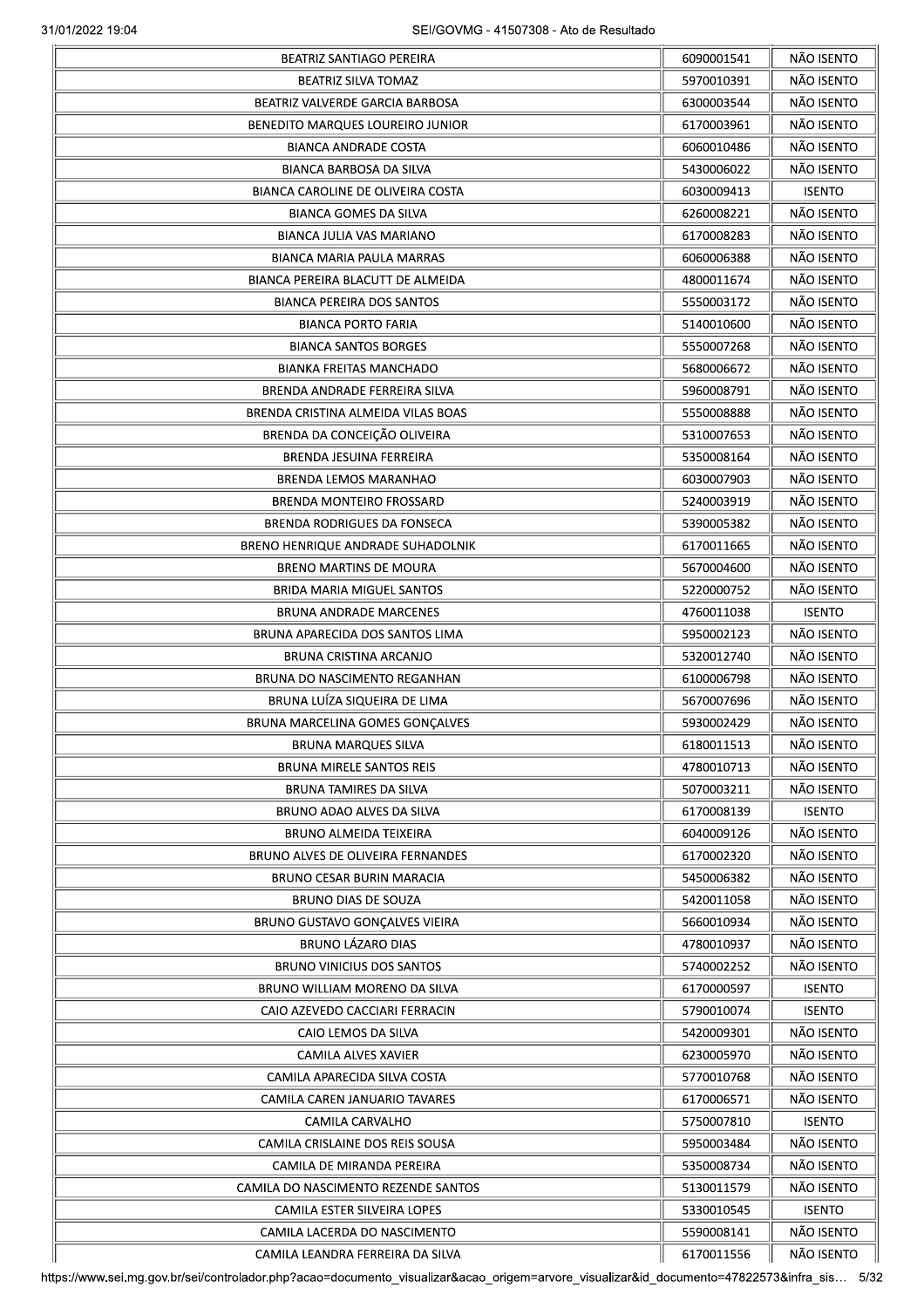| | | |
|---|---|---|
| BEATRIZ SANTIAGO PEREIRA | 6090001541 | NÃO ISENTO |
| BEATRIZ SILVA TOMAZ | 5970010391 | NÃO ISENTO |
| BEATRIZ VALVERDE GARCIA BARBOSA | 6300003544 | NÃO ISENTO |
| BENEDITO MARQUES LOUREIRO JUNIOR | 6170003961 | NÃO ISENTO |
| BIANCA ANDRADE COSTA | 6060010486 | NÃO ISENTO |
| BIANCA BARBOSA DA SILVA | 5430006022 | NÃO ISENTO |
| BIANCA CAROLINE DE OLIVEIRA COSTA | 6030009413 | ISENTO |
| BIANCA GOMES DA SILVA | 6260008221 | NÃO ISENTO |
| BIANCA JULIA VAS MARIANO | 6170008283 | NÃO ISENTO |
| BIANCA MARIA PAULA MARRAS | 6060006388 | NÃO ISENTO |
| BIANCA PEREIRA BLACUTT DE ALMEIDA | 4800011674 | NÃO ISENTO |
| BIANCA PEREIRA DOS SANTOS | 5550003172 | NÃO ISENTO |
| BIANCA PORTO FARIA | 5140010600 | NÃO ISENTO |
| BIANCA SANTOS BORGES | 5550007268 | NÃO ISENTO |
| BIANKA FREITAS MANCHADO | 5680006672 | NÃO ISENTO |
| BRENDA ANDRADE FERREIRA SILVA | 5960008791 | NÃO ISENTO |
| BRENDA CRISTINA ALMEIDA VILAS BOAS | 5550008888 | NÃO ISENTO |
| BRENDA DA CONCEIÇÃO OLIVEIRA | 5310007653 | NÃO ISENTO |
| BRENDA JESUINA FERREIRA | 5350008164 | NÃO ISENTO |
| BRENDA LEMOS MARANHAO | 6030007903 | NÃO ISENTO |
| BRENDA MONTEIRO FROSSARD | 5240003919 | NÃO ISENTO |
| BRENDA RODRIGUES DA FONSECA | 5390005382 | NÃO ISENTO |
| BRENO HENRIQUE ANDRADE SUHADOLNIK | 6170011665 | NÃO ISENTO |
| BRENO MARTINS DE MOURA | 5670004600 | NÃO ISENTO |
| BRIDA MARIA MIGUEL SANTOS | 5220000752 | NÃO ISENTO |
| BRUNA ANDRADE MARCENES | 4760011038 | ISENTO |
| BRUNA APARECIDA DOS SANTOS LIMA | 5950002123 | NÃO ISENTO |
| BRUNA CRISTINA ARCANJO | 5320012740 | NÃO ISENTO |
| BRUNA DO NASCIMENTO REGANHAN | 6100006798 | NÃO ISENTO |
| BRUNA LUÍZA SIQUEIRA DE LIMA | 5670007696 | NÃO ISENTO |
| BRUNA MARCELINA GOMES GONÇALVES | 5930002429 | NÃO ISENTO |
| BRUNA MARQUES SILVA | 6180011513 | NÃO ISENTO |
| BRUNA MIRELE SANTOS REIS | 4780010713 | NÃO ISENTO |
| BRUNA TAMIRES DA SILVA | 5070003211 | NÃO ISENTO |
| BRUNO ADAO ALVES DA SILVA | 6170008139 | ISENTO |
| BRUNO ALMEIDA TEIXEIRA | 6040009126 | NÃO ISENTO |
| BRUNO ALVES DE OLIVEIRA FERNANDES | 6170002320 | NÃO ISENTO |
| BRUNO CESAR BURIN MARACIA | 5450006382 | NÃO ISENTO |
| BRUNO DIAS DE SOUZA | 5420011058 | NÃO ISENTO |
| BRUNO GUSTAVO GONÇALVES VIEIRA | 5660010934 | NÃO ISENTO |
| BRUNO LÁZARO DIAS | 4780010937 | NÃO ISENTO |
| BRUNO VINICIUS DOS SANTOS | 5740002252 | NÃO ISENTO |
| BRUNO WILLIAM MORENO DA SILVA | 6170000597 | ISENTO |
| CAIO AZEVEDO CACCIARI FERRACIN | 5790010074 | ISENTO |
| CAIO LEMOS DA SILVA | 5420009301 | NÃO ISENTO |
| CAMILA ALVES XAVIER | 6230005970 | NÃO ISENTO |
| CAMILA APARECIDA SILVA COSTA | 5770010768 | NÃO ISENTO |
| CAMILA CAREN JANUARIO TAVARES | 6170006571 | NÃO ISENTO |
| CAMILA CARVALHO | 5750007810 | ISENTO |
| CAMILA CRISLAINE DOS REIS SOUSA | 5950003484 | NÃO ISENTO |
| CAMILA DE MIRANDA PEREIRA | 5350008734 | NÃO ISENTO |
| CAMILA DO NASCIMENTO REZENDE SANTOS | 5130011579 | NÃO ISENTO |
| CAMILA ESTER SILVEIRA LOPES | 5330010545 | ISENTO |
| CAMILA LACERDA DO NASCIMENTO | 5590008141 | NÃO ISENTO |
| CAMILA LEANDRA FERREIRA DA SILVA | 6170011556 | NÃO ISENTO |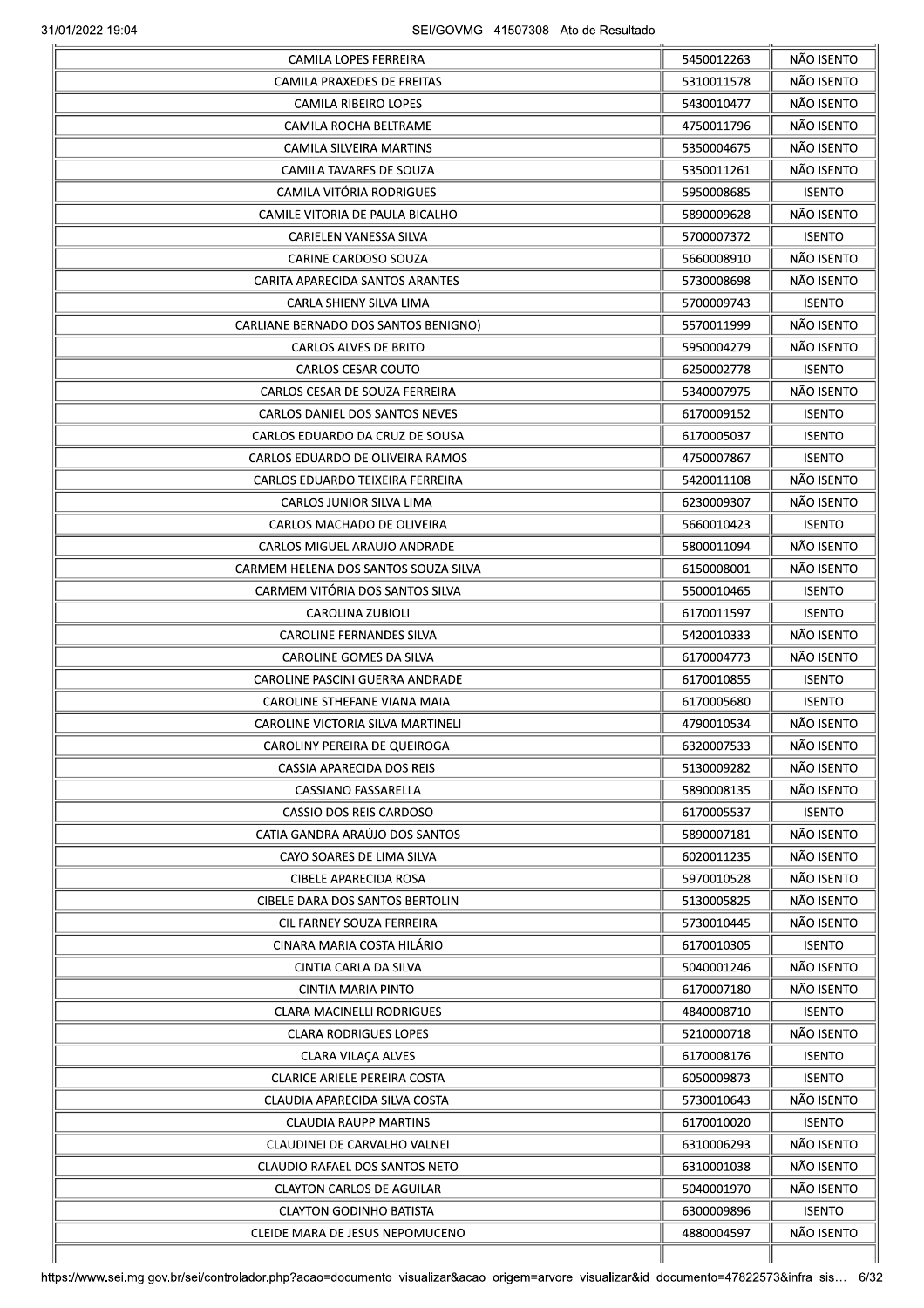| | | |
|---|---|---|
| CAMILA LOPES FERREIRA | 5450012263 | NÃO ISENTO |
| CAMILA PRAXEDES DE FREITAS | 5310011578 | NÃO ISENTO |
| CAMILA RIBEIRO LOPES | 5430010477 | NÃO ISENTO |
| CAMILA ROCHA BELTRAME | 4750011796 | NÃO ISENTO |
| CAMILA SILVEIRA MARTINS | 5350004675 | NÃO ISENTO |
| CAMILA TAVARES DE SOUZA | 5350011261 | NÃO ISENTO |
| CAMILA VITÓRIA RODRIGUES | 5950008685 | ISENTO |
| CAMILE VITORIA DE PAULA BICALHO | 5890009628 | NÃO ISENTO |
| CARIELEN VANESSA SILVA | 5700007372 | ISENTO |
| CARINE CARDOSO SOUZA | 5660008910 | NÃO ISENTO |
| CARITA APARECIDA SANTOS ARANTES | 5730008698 | NÃO ISENTO |
| CARLA SHIENY SILVA LIMA | 5700009743 | ISENTO |
| CARLIANE BERNADO DOS SANTOS BENIGNO) | 5570011999 | NÃO ISENTO |
| CARLOS ALVES DE BRITO | 5950004279 | NÃO ISENTO |
| CARLOS CESAR COUTO | 6250002778 | ISENTO |
| CARLOS CESAR DE SOUZA FERREIRA | 5340007975 | NÃO ISENTO |
| CARLOS DANIEL DOS SANTOS NEVES | 6170009152 | ISENTO |
| CARLOS EDUARDO DA CRUZ DE SOUSA | 6170005037 | ISENTO |
| CARLOS EDUARDO DE OLIVEIRA RAMOS | 4750007867 | ISENTO |
| CARLOS EDUARDO TEIXEIRA FERREIRA | 5420011108 | NÃO ISENTO |
| CARLOS JUNIOR SILVA LIMA | 6230009307 | NÃO ISENTO |
| CARLOS MACHADO DE OLIVEIRA | 5660010423 | ISENTO |
| CARLOS MIGUEL ARAUJO ANDRADE | 5800011094 | NÃO ISENTO |
| CARMEM HELENA DOS SANTOS SOUZA SILVA | 6150008001 | NÃO ISENTO |
| CARMEM VITÓRIA DOS SANTOS SILVA | 5500010465 | ISENTO |
| CAROLINA ZUBIOLI | 6170011597 | ISENTO |
| CAROLINE FERNANDES SILVA | 5420010333 | NÃO ISENTO |
| CAROLINE GOMES DA SILVA | 6170004773 | NÃO ISENTO |
| CAROLINE PASCINI GUERRA ANDRADE | 6170010855 | ISENTO |
| CAROLINE STHEFANE VIANA MAIA | 6170005680 | ISENTO |
| CAROLINE VICTORIA SILVA MARTINELI | 4790010534 | NÃO ISENTO |
| CAROLINY PEREIRA DE QUEIROGA | 6320007533 | NÃO ISENTO |
| CASSIA APARECIDA DOS REIS | 5130009282 | NÃO ISENTO |
| CASSIANO FASSARELLA | 5890008135 | NÃO ISENTO |
| CASSIO DOS REIS CARDOSO | 6170005537 | ISENTO |
| CATIA GANDRA ARAÚJO DOS SANTOS | 5890007181 | NÃO ISENTO |
| CAYO SOARES DE LIMA SILVA | 6020011235 | NÃO ISENTO |
| CIBELE APARECIDA ROSA | 5970010528 | NÃO ISENTO |
| CIBELE DARA DOS SANTOS BERTOLIN | 5130005825 | NÃO ISENTO |
| CIL FARNEY SOUZA FERREIRA | 5730010445 | NÃO ISENTO |
| CINARA MARIA COSTA HILÁRIO | 6170010305 | ISENTO |
| CINTIA CARLA DA SILVA | 5040001246 | NÃO ISENTO |
| CINTIA MARIA PINTO | 6170007180 | NÃO ISENTO |
| CLARA MACINELLI RODRIGUES | 4840008710 | ISENTO |
| CLARA RODRIGUES LOPES | 5210000718 | NÃO ISENTO |
| CLARA VILAÇA ALVES | 6170008176 | ISENTO |
| CLARICE ARIELE PEREIRA COSTA | 6050009873 | ISENTO |
| CLAUDIA APARECIDA SILVA COSTA | 5730010643 | NÃO ISENTO |
| CLAUDIA RAUPP MARTINS | 6170010020 | ISENTO |
| CLAUDINEI DE CARVALHO VALNEI | 6310006293 | NÃO ISENTO |
| CLAUDIO RAFAEL DOS SANTOS NETO | 6310001038 | NÃO ISENTO |
| CLAYTON CARLOS DE AGUILAR | 5040001970 | NÃO ISENTO |
| CLAYTON GODINHO BATISTA | 6300009896 | ISENTO |
| CLEIDE MARA DE JESUS NEPOMUCENO | 4880004597 | NÃO ISENTO |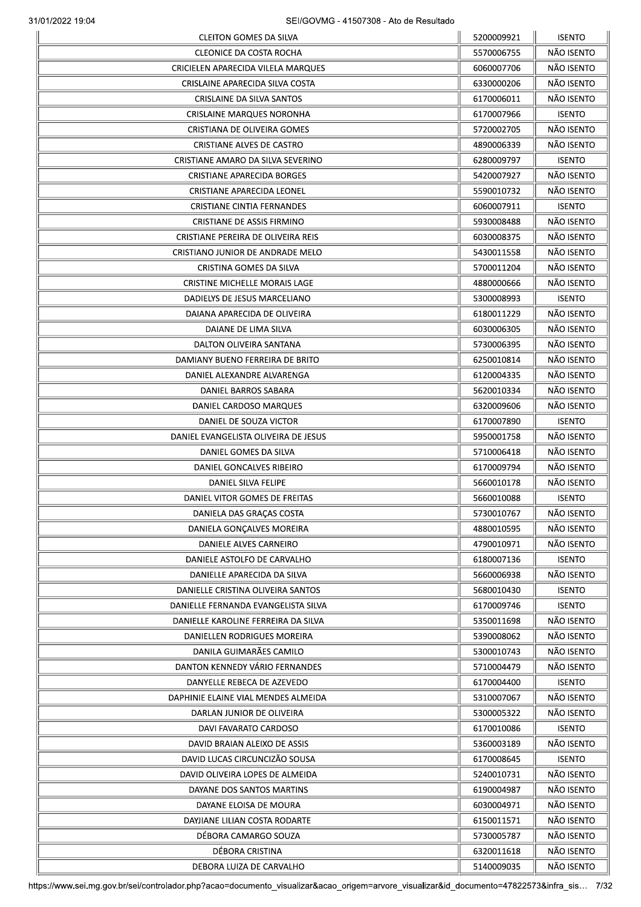| | | |
|---|---|---|
| CLEITON GOMES DA SILVA | 5200009921 | ISENTO |
| CLEONICE DA COSTA ROCHA | 5570006755 | NÃO ISENTO |
| CRICIELEN APARECIDA VILELA MARQUES | 6060007706 | NÃO ISENTO |
| CRISLAINE APARECIDA SILVA COSTA | 6330000206 | NÃO ISENTO |
| CRISLAINE DA SILVA SANTOS | 6170006011 | NÃO ISENTO |
| CRISLAINE MARQUES NORONHA | 6170007966 | ISENTO |
| CRISTIANA DE OLIVEIRA GOMES | 5720002705 | NÃO ISENTO |
| CRISTIANE ALVES DE CASTRO | 4890006339 | NÃO ISENTO |
| CRISTIANE AMARO DA SILVA SEVERINO | 6280009797 | ISENTO |
| CRISTIANE APARECIDA BORGES | 5420007927 | NÃO ISENTO |
| CRISTIANE APARECIDA LEONEL | 5590010732 | NÃO ISENTO |
| CRISTIANE CINTIA FERNANDES | 6060007911 | ISENTO |
| CRISTIANE DE ASSIS FIRMINO | 5930008488 | NÃO ISENTO |
| CRISTIANE PEREIRA DE OLIVEIRA REIS | 6030008375 | NÃO ISENTO |
| CRISTIANO JUNIOR DE ANDRADE MELO | 5430011558 | NÃO ISENTO |
| CRISTINA GOMES DA SILVA | 5700011204 | NÃO ISENTO |
| CRISTINE MICHELLE MORAIS LAGE | 4880000666 | NÃO ISENTO |
| DADIELYS DE JESUS MARCELIANO | 5300008993 | ISENTO |
| DAIANA APARECIDA DE OLIVEIRA | 6180011229 | NÃO ISENTO |
| DAIANE DE LIMA SILVA | 6030006305 | NÃO ISENTO |
| DALTON OLIVEIRA SANTANA | 5730006395 | NÃO ISENTO |
| DAMIANY BUENO FERREIRA DE BRITO | 6250010814 | NÃO ISENTO |
| DANIEL ALEXANDRE ALVARENGA | 6120004335 | NÃO ISENTO |
| DANIEL BARROS SABARA | 5620010334 | NÃO ISENTO |
| DANIEL CARDOSO MARQUES | 6320009606 | NÃO ISENTO |
| DANIEL DE SOUZA VICTOR | 6170007890 | ISENTO |
| DANIEL EVANGELISTA OLIVEIRA DE JESUS | 5950001758 | NÃO ISENTO |
| DANIEL GOMES DA SILVA | 5710006418 | NÃO ISENTO |
| DANIEL GONCALVES RIBEIRO | 6170009794 | NÃO ISENTO |
| DANIEL SILVA FELIPE | 5660010178 | NÃO ISENTO |
| DANIEL VITOR GOMES DE FREITAS | 5660010088 | ISENTO |
| DANIELA DAS GRAÇAS COSTA | 5730010767 | NÃO ISENTO |
| DANIELA GONÇALVES MOREIRA | 4880010595 | NÃO ISENTO |
| DANIELE ALVES CARNEIRO | 4790010971 | NÃO ISENTO |
| DANIELE ASTOLFO DE CARVALHO | 6180007136 | ISENTO |
| DANIELLE APARECIDA DA SILVA | 5660006938 | NÃO ISENTO |
| DANIELLE CRISTINA OLIVEIRA SANTOS | 5680010430 | ISENTO |
| DANIELLE FERNANDA EVANGELISTA SILVA | 6170009746 | ISENTO |
| DANIELLE KAROLINE FERREIRA DA SILVA | 5350011698 | NÃO ISENTO |
| DANIELLEN RODRIGUES MOREIRA | 5390008062 | NÃO ISENTO |
| DANILA GUIMARÃES CAMILO | 5300010743 | NÃO ISENTO |
| DANTON KENNEDY VÁRIO FERNANDES | 5710004479 | NÃO ISENTO |
| DANYELLE REBECA DE AZEVEDO | 6170004400 | ISENTO |
| DAPHINIE ELAINE VIAL MENDES ALMEIDA | 5310007067 | NÃO ISENTO |
| DARLAN JUNIOR DE OLIVEIRA | 5300005322 | NÃO ISENTO |
| DAVI FAVARATO CARDOSO | 6170010086 | ISENTO |
| DAVID BRAIAN ALEIXO DE ASSIS | 5360003189 | NÃO ISENTO |
| DAVID LUCAS CIRCUNCIZÃO SOUSA | 6170008645 | ISENTO |
| DAVID OLIVEIRA LOPES DE ALMEIDA | 5240010731 | NÃO ISENTO |
| DAYANE DOS SANTOS MARTINS | 6190004987 | NÃO ISENTO |
| DAYANE ELOISA DE MOURA | 6030004971 | NÃO ISENTO |
| DAYJIANE LILIAN COSTA RODARTE | 6150011571 | NÃO ISENTO |
| DÉBORA CAMARGO SOUZA | 5730005787 | NÃO ISENTO |
| DÉBORA CRISTINA | 6320011618 | NÃO ISENTO |
| DEBORA LUIZA DE CARVALHO | 5140009035 | NÃO ISENTO |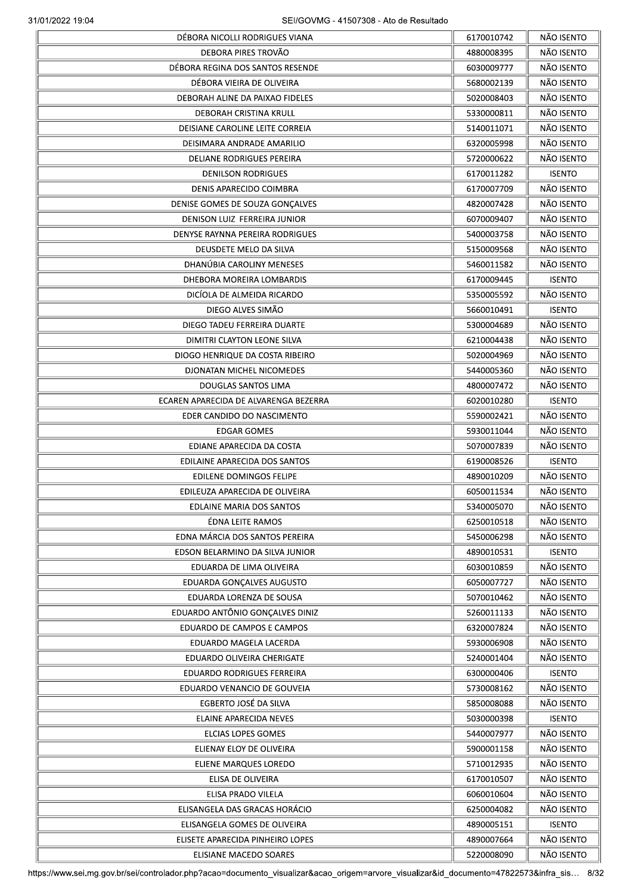| | | |
|---|---|---|
| DÉBORA NICOLLI RODRIGUES VIANA | 6170010742 | NÃO ISENTO |
| DEBORA PIRES TROVÃO | 4880008395 | NÃO ISENTO |
| DÉBORA REGINA DOS SANTOS RESENDE | 6030009777 | NÃO ISENTO |
| DÉBORA VIEIRA DE OLIVEIRA | 5680002139 | NÃO ISENTO |
| DEBORAH ALINE DA PAIXAO FIDELES | 5020008403 | NÃO ISENTO |
| DEBORAH CRISTINA KRULL | 5330000811 | NÃO ISENTO |
| DEISIANE CAROLINE LEITE CORREIA | 5140011071 | NÃO ISENTO |
| DEISIMARA ANDRADE AMARILIO | 6320005998 | NÃO ISENTO |
| DELIANE RODRIGUES PEREIRA | 5720000622 | NÃO ISENTO |
| DENILSON RODRIGUES | 6170011282 | ISENTO |
| DENIS APARECIDO COIMBRA | 6170007709 | NÃO ISENTO |
| DENISE GOMES DE SOUZA GONÇALVES | 4820007428 | NÃO ISENTO |
| DENISON LUIZ FERREIRA JUNIOR | 6070009407 | NÃO ISENTO |
| DENYSE RAYNNA PEREIRA RODRIGUES | 5400003758 | NÃO ISENTO |
| DEUSDETE MELO DA SILVA | 5150009568 | NÃO ISENTO |
| DHANÚBIA CAROLINY MENESES | 5460011582 | NÃO ISENTO |
| DHEBORA MOREIRA LOMBARDIS | 6170009445 | ISENTO |
| DICÍOLA DE ALMEIDA RICARDO | 5350005592 | NÃO ISENTO |
| DIEGO ALVES SIMÃO | 5660010491 | ISENTO |
| DIEGO TADEU FERREIRA DUARTE | 5300004689 | NÃO ISENTO |
| DIMITRI CLAYTON LEONE SILVA | 6210004438 | NÃO ISENTO |
| DIOGO HENRIQUE DA COSTA RIBEIRO | 5020004969 | NÃO ISENTO |
| DJONATAN MICHEL NICOMEDES | 5440005360 | NÃO ISENTO |
| DOUGLAS SANTOS LIMA | 4800007472 | NÃO ISENTO |
| ECAREN APARECIDA DE ALVARENGA BEZERRA | 6020010280 | ISENTO |
| EDER CANDIDO DO NASCIMENTO | 5590002421 | NÃO ISENTO |
| EDGAR GOMES | 5930011044 | NÃO ISENTO |
| EDIANE APARECIDA DA COSTA | 5070007839 | NÃO ISENTO |
| EDILAINE APARECIDA DOS SANTOS | 6190008526 | ISENTO |
| EDILENE DOMINGOS FELIPE | 4890010209 | NÃO ISENTO |
| EDILEUZA APARECIDA DE OLIVEIRA | 6050011534 | NÃO ISENTO |
| EDLAINE MARIA DOS SANTOS | 5340005070 | NÃO ISENTO |
| ÉDNA LEITE RAMOS | 6250010518 | NÃO ISENTO |
| EDNA MÁRCIA DOS SANTOS PEREIRA | 5450006298 | NÃO ISENTO |
| EDSON BELARMINO DA SILVA JUNIOR | 4890010531 | ISENTO |
| EDUARDA DE LIMA OLIVEIRA | 6030010859 | NÃO ISENTO |
| EDUARDA GONÇALVES AUGUSTO | 6050007727 | NÃO ISENTO |
| EDUARDA LORENZA DE SOUSA | 5070010462 | NÃO ISENTO |
| EDUARDO ANTÔNIO GONÇALVES DINIZ | 5260011133 | NÃO ISENTO |
| EDUARDO DE CAMPOS E CAMPOS | 6320007824 | NÃO ISENTO |
| EDUARDO MAGELA LACERDA | 5930006908 | NÃO ISENTO |
| EDUARDO OLIVEIRA CHERIGATE | 5240001404 | NÃO ISENTO |
| EDUARDO RODRIGUES FERREIRA | 6300000406 | ISENTO |
| EDUARDO VENANCIO DE GOUVEIA | 5730008162 | NÃO ISENTO |
| EGBERTO JOSÉ DA SILVA | 5850008088 | NÃO ISENTO |
| ELAINE APARECIDA NEVES | 5030000398 | ISENTO |
| ELCIAS LOPES GOMES | 5440007977 | NÃO ISENTO |
| ELIENAY ELOY DE OLIVEIRA | 5900001158 | NÃO ISENTO |
| ELIENE MARQUES LOREDO | 5710012935 | NÃO ISENTO |
| ELISA DE OLIVEIRA | 6170010507 | NÃO ISENTO |
| ELISA PRADO VILELA | 6060010604 | NÃO ISENTO |
| ELISANGELA DAS GRACAS HORÁCIO | 6250004082 | NÃO ISENTO |
| ELISANGELA GOMES DE OLIVEIRA | 4890005151 | ISENTO |
| ELISETE APARECIDA PINHEIRO LOPES | 4890007664 | NÃO ISENTO |
| ELISIANE MACEDO SOARES | 5220008090 | NÃO ISENTO |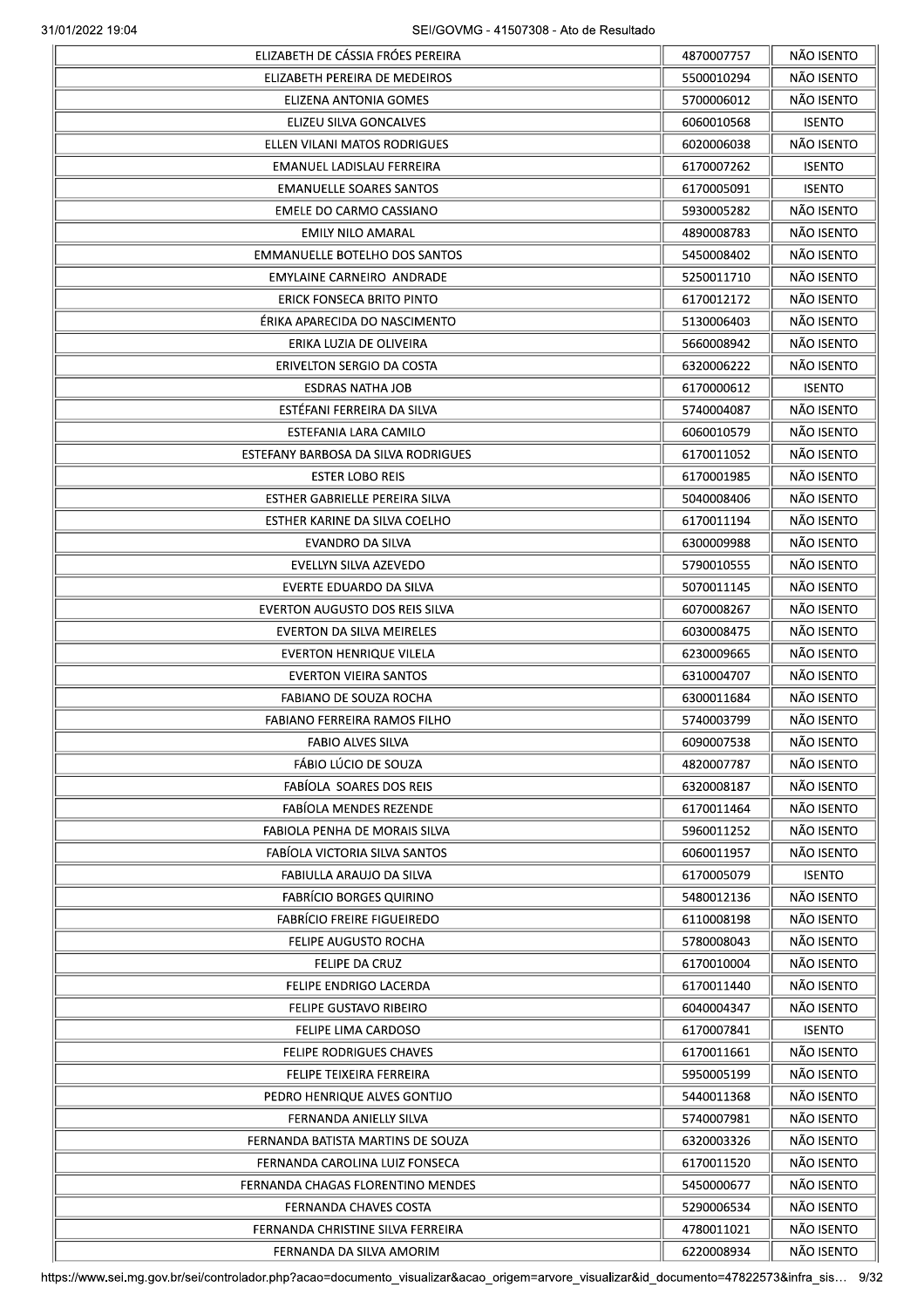| | | |
|---|---|---|
| ELIZABETH DE CÁSSIA FRÓES PEREIRA | 4870007757 | NÃO ISENTO |
| ELIZABETH PEREIRA DE MEDEIROS | 5500010294 | NÃO ISENTO |
| ELIZENA ANTONIA GOMES | 5700006012 | NÃO ISENTO |
| ELIZEU SILVA GONCALVES | 6060010568 | ISENTO |
| ELLEN VILANI MATOS RODRIGUES | 6020006038 | NÃO ISENTO |
| EMANUEL LADISLAU FERREIRA | 6170007262 | ISENTO |
| EMANUELLE SOARES SANTOS | 6170005091 | ISENTO |
| EMELE DO CARMO CASSIANO | 5930005282 | NÃO ISENTO |
| EMILY NILO AMARAL | 4890008783 | NÃO ISENTO |
| EMMANUELLE BOTELHO DOS SANTOS | 5450008402 | NÃO ISENTO |
| EMYLAINE CARNEIRO ANDRADE | 5250011710 | NÃO ISENTO |
| ERICK FONSECA BRITO PINTO | 6170012172 | NÃO ISENTO |
| ÉRIKA APARECIDA DO NASCIMENTO | 5130006403 | NÃO ISENTO |
| ERIKA LUZIA DE OLIVEIRA | 5660008942 | NÃO ISENTO |
| ERIVELTON SERGIO DA COSTA | 6320006222 | NÃO ISENTO |
| ESDRAS NATHA JOB | 6170000612 | ISENTO |
| ESTÉFANI FERREIRA DA SILVA | 5740004087 | NÃO ISENTO |
| ESTEFANIA LARA CAMILO | 6060010579 | NÃO ISENTO |
| ESTEFANY BARBOSA DA SILVA RODRIGUES | 6170011052 | NÃO ISENTO |
| ESTER LOBO REIS | 6170001985 | NÃO ISENTO |
| ESTHER GABRIELLE PEREIRA SILVA | 5040008406 | NÃO ISENTO |
| ESTHER KARINE DA SILVA COELHO | 6170011194 | NÃO ISENTO |
| EVANDRO DA SILVA | 6300009988 | NÃO ISENTO |
| EVELLYN SILVA AZEVEDO | 5790010555 | NÃO ISENTO |
| EVERTE EDUARDO DA SILVA | 5070011145 | NÃO ISENTO |
| EVERTON AUGUSTO DOS REIS SILVA | 6070008267 | NÃO ISENTO |
| EVERTON DA SILVA MEIRELES | 6030008475 | NÃO ISENTO |
| EVERTON HENRIQUE VILELA | 6230009665 | NÃO ISENTO |
| EVERTON VIEIRA SANTOS | 6310004707 | NÃO ISENTO |
| FABIANO DE SOUZA ROCHA | 6300011684 | NÃO ISENTO |
| FABIANO FERREIRA RAMOS FILHO | 5740003799 | NÃO ISENTO |
| FABIO ALVES SILVA | 6090007538 | NÃO ISENTO |
| FÁBIO LÚCIO DE SOUZA | 4820007787 | NÃO ISENTO |
| FABÍOLA SOARES DOS REIS | 6320008187 | NÃO ISENTO |
| FABÍOLA MENDES REZENDE | 6170011464 | NÃO ISENTO |
| FABIOLA PENHA DE MORAIS SILVA | 5960011252 | NÃO ISENTO |
| FABÍOLA VICTORIA SILVA SANTOS | 6060011957 | NÃO ISENTO |
| FABIULLA ARAUJO DA SILVA | 6170005079 | ISENTO |
| FABRÍCIO BORGES QUIRINO | 5480012136 | NÃO ISENTO |
| FABRÍCIO FREIRE FIGUEIREDO | 6110008198 | NÃO ISENTO |
| FELIPE AUGUSTO ROCHA | 5780008043 | NÃO ISENTO |
| FELIPE DA CRUZ | 6170010004 | NÃO ISENTO |
| FELIPE ENDRIGO LACERDA | 6170011440 | NÃO ISENTO |
| FELIPE GUSTAVO RIBEIRO | 6040004347 | NÃO ISENTO |
| FELIPE LIMA CARDOSO | 6170007841 | ISENTO |
| FELIPE RODRIGUES CHAVES | 6170011661 | NÃO ISENTO |
| FELIPE TEIXEIRA FERREIRA | 5950005199 | NÃO ISENTO |
| PEDRO HENRIQUE ALVES GONTIJO | 5440011368 | NÃO ISENTO |
| FERNANDA ANIELLY SILVA | 5740007981 | NÃO ISENTO |
| FERNANDA BATISTA MARTINS DE SOUZA | 6320003326 | NÃO ISENTO |
| FERNANDA CAROLINA LUIZ FONSECA | 6170011520 | NÃO ISENTO |
| FERNANDA CHAGAS FLORENTINO MENDES | 5450000677 | NÃO ISENTO |
| FERNANDA CHAVES COSTA | 5290006534 | NÃO ISENTO |
| FERNANDA CHRISTINE SILVA FERREIRA | 4780011021 | NÃO ISENTO |
| FERNANDA DA SILVA AMORIM | 6220008934 | NÃO ISENTO |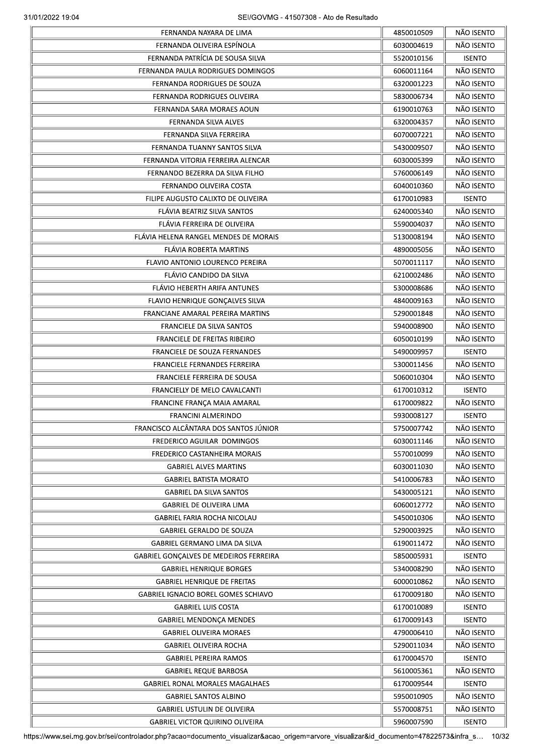| | | |
|---|---|---|
| FERNANDA NAYARA DE LIMA | 4850010509 | NÃO ISENTO |
| FERNANDA OLIVEIRA ESPÍNOLA | 6030004619 | NÃO ISENTO |
| FERNANDA PATRÍCIA DE SOUSA SILVA | 5520010156 | ISENTO |
| FERNANDA PAULA RODRIGUES DOMINGOS | 6060011164 | NÃO ISENTO |
| FERNANDA RODRIGUES DE SOUZA | 6320001223 | NÃO ISENTO |
| FERNANDA RODRIGUES OLIVEIRA | 5830006734 | NÃO ISENTO |
| FERNANDA SARA MORAES AOUN | 6190010763 | NÃO ISENTO |
| FERNANDA SILVA ALVES | 6320004357 | NÃO ISENTO |
| FERNANDA SILVA FERREIRA | 6070007221 | NÃO ISENTO |
| FERNANDA TUANNY SANTOS SILVA | 5430009507 | NÃO ISENTO |
| FERNANDA VITORIA FERREIRA ALENCAR | 6030005399 | NÃO ISENTO |
| FERNANDO BEZERRA DA SILVA FILHO | 5760006149 | NÃO ISENTO |
| FERNANDO OLIVEIRA COSTA | 6040010360 | NÃO ISENTO |
| FILIPE AUGUSTO CALIXTO DE OLIVEIRA | 6170010983 | ISENTO |
| FLÁVIA BEATRIZ SILVA SANTOS | 6240005340 | NÃO ISENTO |
| FLÁVIA FERREIRA DE OLIVEIRA | 5590004037 | NÃO ISENTO |
| FLÁVIA HELENA RANGEL MENDES DE MORAIS | 5130008194 | NÃO ISENTO |
| FLÁVIA ROBERTA MARTINS | 4890005056 | NÃO ISENTO |
| FLAVIO ANTONIO LOURENCO PEREIRA | 5070011117 | NÃO ISENTO |
| FLÁVIO CANDIDO DA SILVA | 6210002486 | NÃO ISENTO |
| FLÁVIO HEBERTH ARIFA ANTUNES | 5300008686 | NÃO ISENTO |
| FLAVIO HENRIQUE GONÇALVES SILVA | 4840009163 | NÃO ISENTO |
| FRANCIANE AMARAL PEREIRA MARTINS | 5290001848 | NÃO ISENTO |
| FRANCIELE DA SILVA SANTOS | 5940008900 | NÃO ISENTO |
| FRANCIELE DE FREITAS RIBEIRO | 6050010199 | NÃO ISENTO |
| FRANCIELE DE SOUZA FERNANDES | 5490009957 | ISENTO |
| FRANCIELE FERNANDES FERREIRA | 5300011456 | NÃO ISENTO |
| FRANCIELE FERREIRA DE SOUSA | 5060010304 | NÃO ISENTO |
| FRANCIELLY DE MELO CAVALCANTI | 6170010312 | ISENTO |
| FRANCINE FRANÇA MAIA AMARAL | 6170009822 | NÃO ISENTO |
| FRANCINI ALMERINDO | 5930008127 | ISENTO |
| FRANCISCO ALCÂNTARA DOS SANTOS JÚNIOR | 5750007742 | NÃO ISENTO |
| FREDERICO AGUILAR DOMINGOS | 6030011146 | NÃO ISENTO |
| FREDERICO CASTANHEIRA MORAIS | 5570010099 | NÃO ISENTO |
| GABRIEL ALVES MARTINS | 6030011030 | NÃO ISENTO |
| GABRIEL BATISTA MORATO | 5410006783 | NÃO ISENTO |
| GABRIEL DA SILVA SANTOS | 5430005121 | NÃO ISENTO |
| GABRIEL DE OLIVEIRA LIMA | 6060012772 | NÃO ISENTO |
| GABRIEL FARIA ROCHA NICOLAU | 5450010306 | NÃO ISENTO |
| GABRIEL GERALDO DE SOUZA | 5290003925 | NÃO ISENTO |
| GABRIEL GERMANO LIMA DA SILVA | 6190011472 | NÃO ISENTO |
| GABRIEL GONÇALVES DE MEDEIROS FERREIRA | 5850005931 | ISENTO |
| GABRIEL HENRIQUE BORGES | 5340008290 | NÃO ISENTO |
| GABRIEL HENRIQUE DE FREITAS | 6000010862 | NÃO ISENTO |
| GABRIEL IGNACIO BOREL GOMES SCHIAVO | 6170009180 | NÃO ISENTO |
| GABRIEL LUIS COSTA | 6170010089 | ISENTO |
| GABRIEL MENDONÇA MENDES | 6170009143 | ISENTO |
| GABRIEL OLIVEIRA MORAES | 4790006410 | NÃO ISENTO |
| GABRIEL OLIVEIRA ROCHA | 5290011034 | NÃO ISENTO |
| GABRIEL PEREIRA RAMOS | 6170004570 | ISENTO |
| GABRIEL REQUE BARBOSA | 5610005361 | NÃO ISENTO |
| GABRIEL RONAL MORALES MAGALHAES | 6170009544 | ISENTO |
| GABRIEL SANTOS ALBINO | 5950010905 | NÃO ISENTO |
| GABRIEL USTULIN DE OLIVEIRA | 5570008751 | NÃO ISENTO |
| GABRIEL VICTOR QUIRINO OLIVEIRA | 5960007590 | ISENTO |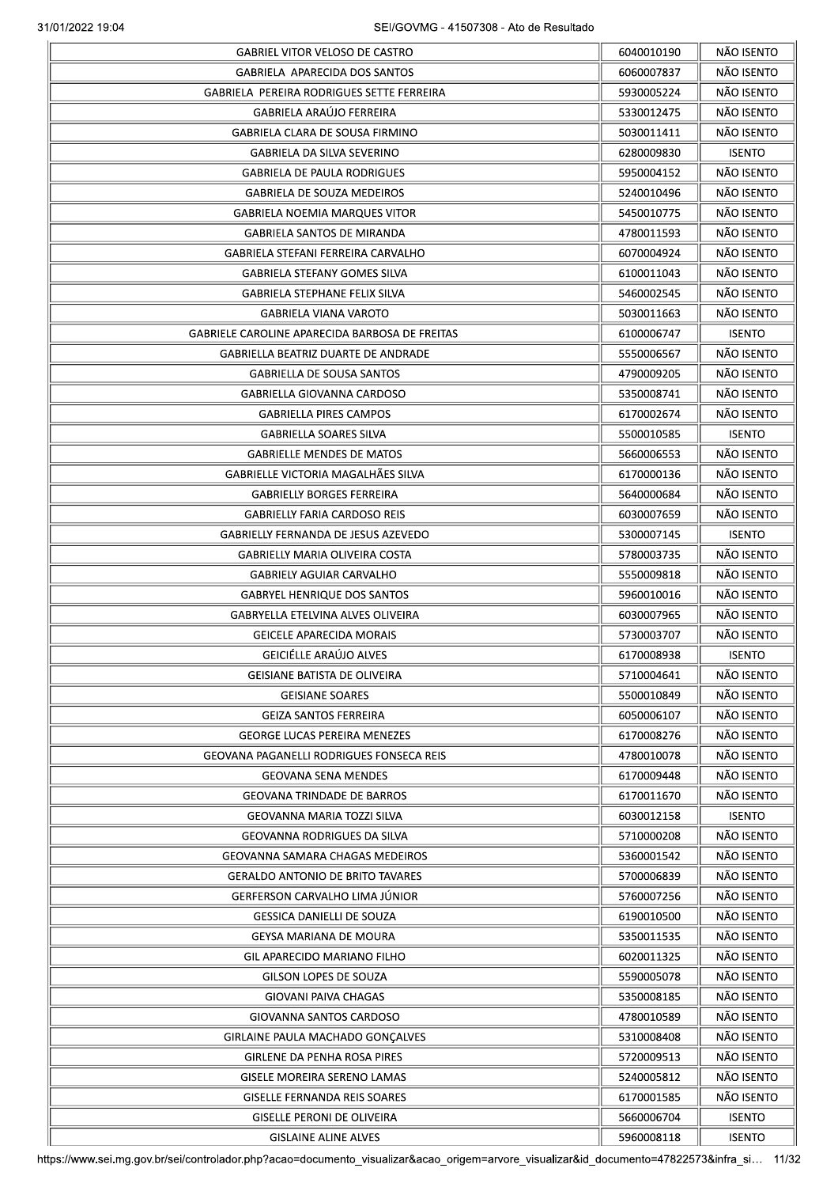| | | |
|---|---|---|
| GABRIEL VITOR VELOSO DE CASTRO | 6040010190 | NÃO ISENTO |
| GABRIELA APARECIDA DOS SANTOS | 6060007837 | NÃO ISENTO |
| GABRIELA PEREIRA RODRIGUES SETTE FERREIRA | 5930005224 | NÃO ISENTO |
| GABRIELA ARAÚJO FERREIRA | 5330012475 | NÃO ISENTO |
| GABRIELA CLARA DE SOUSA FIRMINO | 5030011411 | NÃO ISENTO |
| GABRIELA DA SILVA SEVERINO | 6280009830 | ISENTO |
| GABRIELA DE PAULA RODRIGUES | 5950004152 | NÃO ISENTO |
| GABRIELA DE SOUZA MEDEIROS | 5240010496 | NÃO ISENTO |
| GABRIELA NOEMIA MARQUES VITOR | 5450010775 | NÃO ISENTO |
| GABRIELA SANTOS DE MIRANDA | 4780011593 | NÃO ISENTO |
| GABRIELA STEFANI FERREIRA CARVALHO | 6070004924 | NÃO ISENTO |
| GABRIELA STEFANY GOMES SILVA | 6100011043 | NÃO ISENTO |
| GABRIELA STEPHANE FELIX SILVA | 5460002545 | NÃO ISENTO |
| GABRIELA VIANA VAROTO | 5030011663 | NÃO ISENTO |
| GABRIELE CAROLINE APARECIDA BARBOSA DE FREITAS | 6100006747 | ISENTO |
| GABRIELLA BEATRIZ DUARTE DE ANDRADE | 5550006567 | NÃO ISENTO |
| GABRIELLA DE SOUSA SANTOS | 4790009205 | NÃO ISENTO |
| GABRIELLA GIOVANNA CARDOSO | 5350008741 | NÃO ISENTO |
| GABRIELLA PIRES CAMPOS | 6170002674 | NÃO ISENTO |
| GABRIELLA SOARES SILVA | 5500010585 | ISENTO |
| GABRIELLE MENDES DE MATOS | 5660006553 | NÃO ISENTO |
| GABRIELLE VICTORIA MAGALHÃES SILVA | 6170000136 | NÃO ISENTO |
| GABRIELLY BORGES FERREIRA | 5640000684 | NÃO ISENTO |
| GABRIELLY FARIA CARDOSO REIS | 6030007659 | NÃO ISENTO |
| GABRIELLY FERNANDA DE JESUS AZEVEDO | 5300007145 | ISENTO |
| GABRIELLY MARIA OLIVEIRA COSTA | 5780003735 | NÃO ISENTO |
| GABRIELY AGUIAR CARVALHO | 5550009818 | NÃO ISENTO |
| GABRYEL HENRIQUE DOS SANTOS | 5960010016 | NÃO ISENTO |
| GABRYELLA ETELVINA ALVES OLIVEIRA | 6030007965 | NÃO ISENTO |
| GEICELE APARECIDA MORAIS | 5730003707 | NÃO ISENTO |
| GEICIÉLLE ARAÚJO ALVES | 6170008938 | ISENTO |
| GEISIANE BATISTA DE OLIVEIRA | 5710004641 | NÃO ISENTO |
| GEISIANE SOARES | 5500010849 | NÃO ISENTO |
| GEIZA SANTOS FERREIRA | 6050006107 | NÃO ISENTO |
| GEORGE LUCAS PEREIRA MENEZES | 6170008276 | NÃO ISENTO |
| GEOVANA PAGANELLI RODRIGUES FONSECA REIS | 4780010078 | NÃO ISENTO |
| GEOVANA SENA MENDES | 6170009448 | NÃO ISENTO |
| GEOVANA TRINDADE DE BARROS | 6170011670 | NÃO ISENTO |
| GEOVANNA MARIA TOZZI SILVA | 6030012158 | ISENTO |
| GEOVANNA RODRIGUES DA SILVA | 5710000208 | NÃO ISENTO |
| GEOVANNA SAMARA CHAGAS MEDEIROS | 5360001542 | NÃO ISENTO |
| GERALDO ANTONIO DE BRITO TAVARES | 5700006839 | NÃO ISENTO |
| GERFERSON CARVALHO LIMA JÚNIOR | 5760007256 | NÃO ISENTO |
| GESSICA DANIELLI DE SOUZA | 6190010500 | NÃO ISENTO |
| GEYSA MARIANA DE MOURA | 5350011535 | NÃO ISENTO |
| GIL APARECIDO MARIANO FILHO | 6020011325 | NÃO ISENTO |
| GILSON LOPES DE SOUZA | 5590005078 | NÃO ISENTO |
| GIOVANI PAIVA CHAGAS | 5350008185 | NÃO ISENTO |
| GIOVANNA SANTOS CARDOSO | 4780010589 | NÃO ISENTO |
| GIRLAINE PAULA MACHADO GONÇALVES | 5310008408 | NÃO ISENTO |
| GIRLENE DA PENHA ROSA PIRES | 5720009513 | NÃO ISENTO |
| GISELE MOREIRA SERENO LAMAS | 5240005812 | NÃO ISENTO |
| GISELLE FERNANDA REIS SOARES | 6170001585 | NÃO ISENTO |
| GISELLE PERONI DE OLIVEIRA | 5660006704 | ISENTO |
| GISLAINE ALINE ALVES | 5960008118 | ISENTO |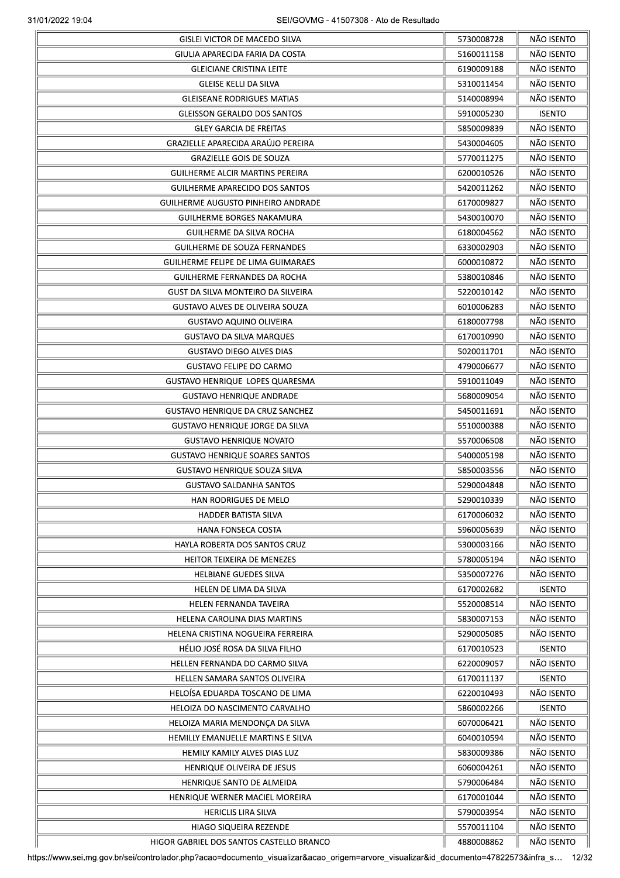| | | |
|---|---|---|
| GISLEI VICTOR DE MACEDO SILVA | 5730008728 | NÃO ISENTO |
| GIULIA APARECIDA FARIA DA COSTA | 5160011158 | NÃO ISENTO |
| GLEICIANE CRISTINA LEITE | 6190009188 | NÃO ISENTO |
| GLEISE KELLI DA SILVA | 5310011454 | NÃO ISENTO |
| GLEISEANE RODRIGUES MATIAS | 5140008994 | NÃO ISENTO |
| GLEISSON GERALDO DOS SANTOS | 5910005230 | ISENTO |
| GLEY GARCIA DE FREITAS | 5850009839 | NÃO ISENTO |
| GRAZIELLE APARECIDA ARAÚJO PEREIRA | 5430004605 | NÃO ISENTO |
| GRAZIELLE GOIS DE SOUZA | 5770011275 | NÃO ISENTO |
| GUILHERME ALCIR MARTINS PEREIRA | 6200010526 | NÃO ISENTO |
| GUILHERME APARECIDO DOS SANTOS | 5420011262 | NÃO ISENTO |
| GUILHERME AUGUSTO PINHEIRO ANDRADE | 6170009827 | NÃO ISENTO |
| GUILHERME BORGES NAKAMURA | 5430010070 | NÃO ISENTO |
| GUILHERME DA SILVA ROCHA | 6180004562 | NÃO ISENTO |
| GUILHERME DE SOUZA FERNANDES | 6330002903 | NÃO ISENTO |
| GUILHERME FELIPE DE LIMA GUIMARAES | 6000010872 | NÃO ISENTO |
| GUILHERME FERNANDES DA ROCHA | 5380010846 | NÃO ISENTO |
| GUST DA SILVA MONTEIRO DA SILVEIRA | 5220010142 | NÃO ISENTO |
| GUSTAVO ALVES DE OLIVEIRA SOUZA | 6010006283 | NÃO ISENTO |
| GUSTAVO AQUINO OLIVEIRA | 6180007798 | NÃO ISENTO |
| GUSTAVO DA SILVA MARQUES | 6170010990 | NÃO ISENTO |
| GUSTAVO DIEGO ALVES DIAS | 5020011701 | NÃO ISENTO |
| GUSTAVO FELIPE DO CARMO | 4790006677 | NÃO ISENTO |
| GUSTAVO HENRIQUE LOPES QUARESMA | 5910011049 | NÃO ISENTO |
| GUSTAVO HENRIQUE ANDRADE | 5680009054 | NÃO ISENTO |
| GUSTAVO HENRIQUE DA CRUZ SANCHEZ | 5450011691 | NÃO ISENTO |
| GUSTAVO HENRIQUE JORGE DA SILVA | 5510000388 | NÃO ISENTO |
| GUSTAVO HENRIQUE NOVATO | 5570006508 | NÃO ISENTO |
| GUSTAVO HENRIQUE SOARES SANTOS | 5400005198 | NÃO ISENTO |
| GUSTAVO HENRIQUE SOUZA SILVA | 5850003556 | NÃO ISENTO |
| GUSTAVO SALDANHA SANTOS | 5290004848 | NÃO ISENTO |
| HAN RODRIGUES DE MELO | 5290010339 | NÃO ISENTO |
| HADDER BATISTA SILVA | 6170006032 | NÃO ISENTO |
| HANA FONSECA COSTA | 5960005639 | NÃO ISENTO |
| HAYLA ROBERTA DOS SANTOS CRUZ | 5300003166 | NÃO ISENTO |
| HEITOR TEIXEIRA DE MENEZES | 5780005194 | NÃO ISENTO |
| HELBIANE GUEDES SILVA | 5350007276 | NÃO ISENTO |
| HELEN DE LIMA DA SILVA | 6170002682 | ISENTO |
| HELEN FERNANDA TAVEIRA | 5520008514 | NÃO ISENTO |
| HELENA CAROLINA DIAS MARTINS | 5830007153 | NÃO ISENTO |
| HELENA CRISTINA NOGUEIRA FERREIRA | 5290005085 | NÃO ISENTO |
| HÉLIO JOSÉ ROSA DA SILVA FILHO | 6170010523 | ISENTO |
| HELLEN FERNANDA DO CARMO SILVA | 6220009057 | NÃO ISENTO |
| HELLEN SAMARA SANTOS OLIVEIRA | 6170011137 | ISENTO |
| HELOÍSA EDUARDA TOSCANO DE LIMA | 6220010493 | NÃO ISENTO |
| HELOIZA DO NASCIMENTO CARVALHO | 5860002266 | ISENTO |
| HELOIZA MARIA MENDONÇA DA SILVA | 6070006421 | NÃO ISENTO |
| HEMILLY EMANUELLE MARTINS E SILVA | 6040010594 | NÃO ISENTO |
| HEMILY KAMILY ALVES DIAS LUZ | 5830009386 | NÃO ISENTO |
| HENRIQUE OLIVEIRA DE JESUS | 6060004261 | NÃO ISENTO |
| HENRIQUE SANTO DE ALMEIDA | 5790006484 | NÃO ISENTO |
| HENRIQUE WERNER MACIEL MOREIRA | 6170001044 | NÃO ISENTO |
| HERICLIS LIRA SILVA | 5790003954 | NÃO ISENTO |
| HIAGO SIQUEIRA REZENDE | 5570011104 | NÃO ISENTO |
| HIGOR GABRIEL DOS SANTOS CASTELLO BRANCO | 4880008862 | NÃO ISENTO |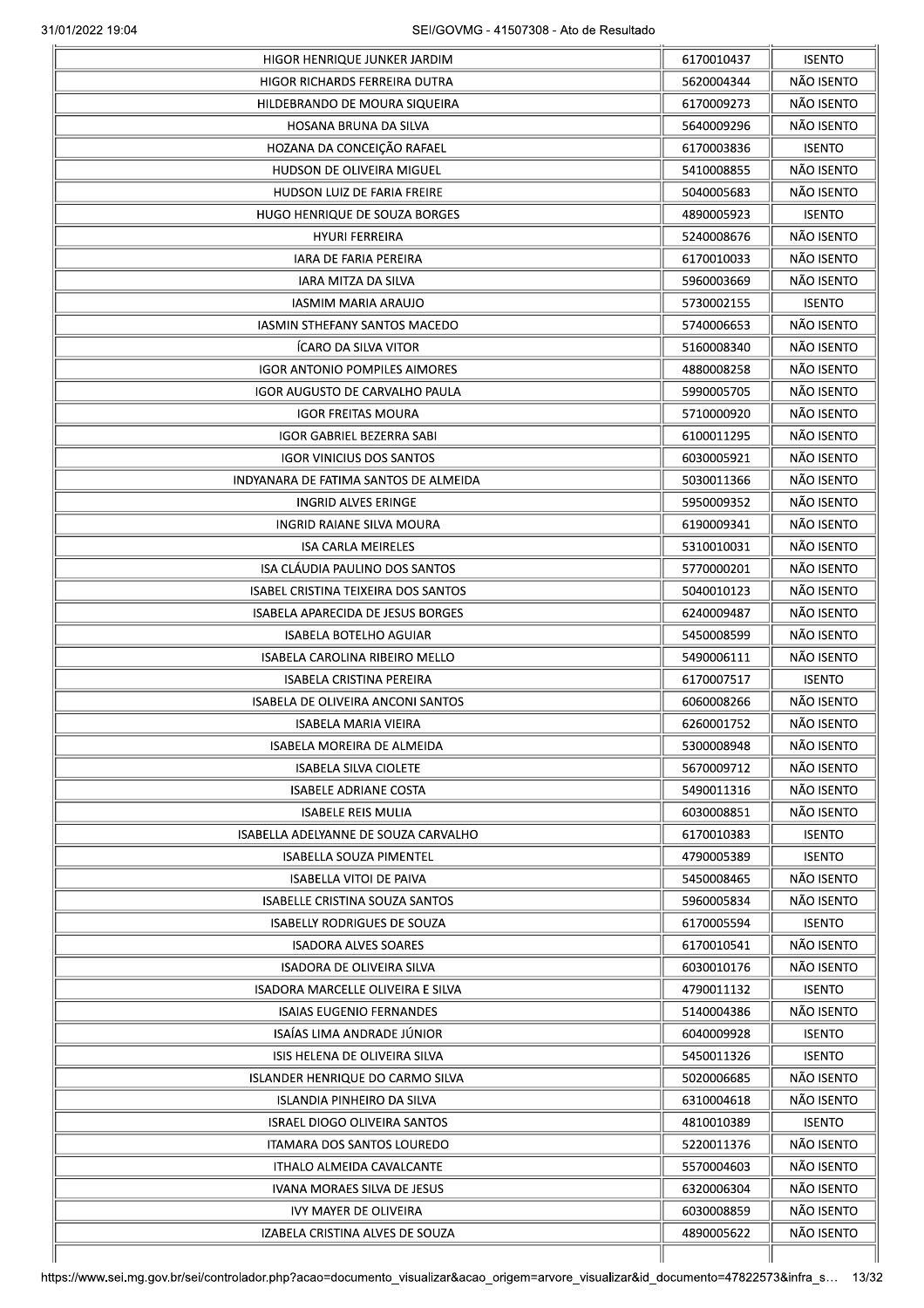| | | |
|---|---|---|
| HIGOR HENRIQUE JUNKER JARDIM | 6170010437 | ISENTO |
| HIGOR RICHARDS FERREIRA DUTRA | 5620004344 | NÃO ISENTO |
| HILDEBRANDO DE MOURA SIQUEIRA | 6170009273 | NÃO ISENTO |
| HOSANA BRUNA DA SILVA | 5640009296 | NÃO ISENTO |
| HOZANA DA CONCEIÇÃO RAFAEL | 6170003836 | ISENTO |
| HUDSON DE OLIVEIRA MIGUEL | 5410008855 | NÃO ISENTO |
| HUDSON LUIZ DE FARIA FREIRE | 5040005683 | NÃO ISENTO |
| HUGO HENRIQUE DE SOUZA BORGES | 4890005923 | ISENTO |
| HYURI FERREIRA | 5240008676 | NÃO ISENTO |
| IARA DE FARIA PEREIRA | 6170010033 | NÃO ISENTO |
| IARA MITZA DA SILVA | 5960003669 | NÃO ISENTO |
| IASMIM MARIA ARAUJO | 5730002155 | ISENTO |
| IASMIN STHEFANY SANTOS MACEDO | 5740006653 | NÃO ISENTO |
| ÍCARO DA SILVA VITOR | 5160008340 | NÃO ISENTO |
| IGOR ANTONIO POMPILES AIMORES | 4880008258 | NÃO ISENTO |
| IGOR AUGUSTO DE CARVALHO PAULA | 5990005705 | NÃO ISENTO |
| IGOR FREITAS MOURA | 5710000920 | NÃO ISENTO |
| IGOR GABRIEL BEZERRA SABI | 6100011295 | NÃO ISENTO |
| IGOR VINICIUS DOS SANTOS | 6030005921 | NÃO ISENTO |
| INDYANARA DE FATIMA SANTOS DE ALMEIDA | 5030011366 | NÃO ISENTO |
| INGRID ALVES ERINGE | 5950009352 | NÃO ISENTO |
| INGRID RAIANE SILVA MOURA | 6190009341 | NÃO ISENTO |
| ISA CARLA MEIRELES | 5310010031 | NÃO ISENTO |
| ISA CLÁUDIA PAULINO DOS SANTOS | 5770000201 | NÃO ISENTO |
| ISABEL CRISTINA TEIXEIRA DOS SANTOS | 5040010123 | NÃO ISENTO |
| ISABELA APARECIDA DE JESUS BORGES | 6240009487 | NÃO ISENTO |
| ISABELA BOTELHO AGUIAR | 5450008599 | NÃO ISENTO |
| ISABELA CAROLINA RIBEIRO MELLO | 5490006111 | NÃO ISENTO |
| ISABELA CRISTINA PEREIRA | 6170007517 | ISENTO |
| ISABELA DE OLIVEIRA ANCONI SANTOS | 6060008266 | NÃO ISENTO |
| ISABELA MARIA VIEIRA | 6260001752 | NÃO ISENTO |
| ISABELA MOREIRA DE ALMEIDA | 5300008948 | NÃO ISENTO |
| ISABELA SILVA CIOLETE | 5670009712 | NÃO ISENTO |
| ISABELE ADRIANE COSTA | 5490011316 | NÃO ISENTO |
| ISABELE REIS MULIA | 6030008851 | NÃO ISENTO |
| ISABELLA ADELYANNE DE SOUZA CARVALHO | 6170010383 | ISENTO |
| ISABELLA SOUZA PIMENTEL | 4790005389 | ISENTO |
| ISABELLA VITOI DE PAIVA | 5450008465 | NÃO ISENTO |
| ISABELLE CRISTINA SOUZA SANTOS | 5960005834 | NÃO ISENTO |
| ISABELLY RODRIGUES DE SOUZA | 6170005594 | ISENTO |
| ISADORA ALVES SOARES | 6170010541 | NÃO ISENTO |
| ISADORA DE OLIVEIRA SILVA | 6030010176 | NÃO ISENTO |
| ISADORA MARCELLE OLIVEIRA E SILVA | 4790011132 | ISENTO |
| ISAIAS EUGENIO FERNANDES | 5140004386 | NÃO ISENTO |
| ISAÍAS LIMA ANDRADE JÚNIOR | 6040009928 | ISENTO |
| ISIS HELENA DE OLIVEIRA SILVA | 5450011326 | ISENTO |
| ISLANDER HENRIQUE DO CARMO SILVA | 5020006685 | NÃO ISENTO |
| ISLANDIA PINHEIRO DA SILVA | 6310004618 | NÃO ISENTO |
| ISRAEL DIOGO OLIVEIRA SANTOS | 4810010389 | ISENTO |
| ITAMARA DOS SANTOS LOUREDO | 5220011376 | NÃO ISENTO |
| ITHALO ALMEIDA CAVALCANTE | 5570004603 | NÃO ISENTO |
| IVANA MORAES SILVA DE JESUS | 6320006304 | NÃO ISENTO |
| IVY MAYER DE OLIVEIRA | 6030008859 | NÃO ISENTO |
| IZABELA CRISTINA ALVES DE SOUZA | 4890005622 | NÃO ISENTO |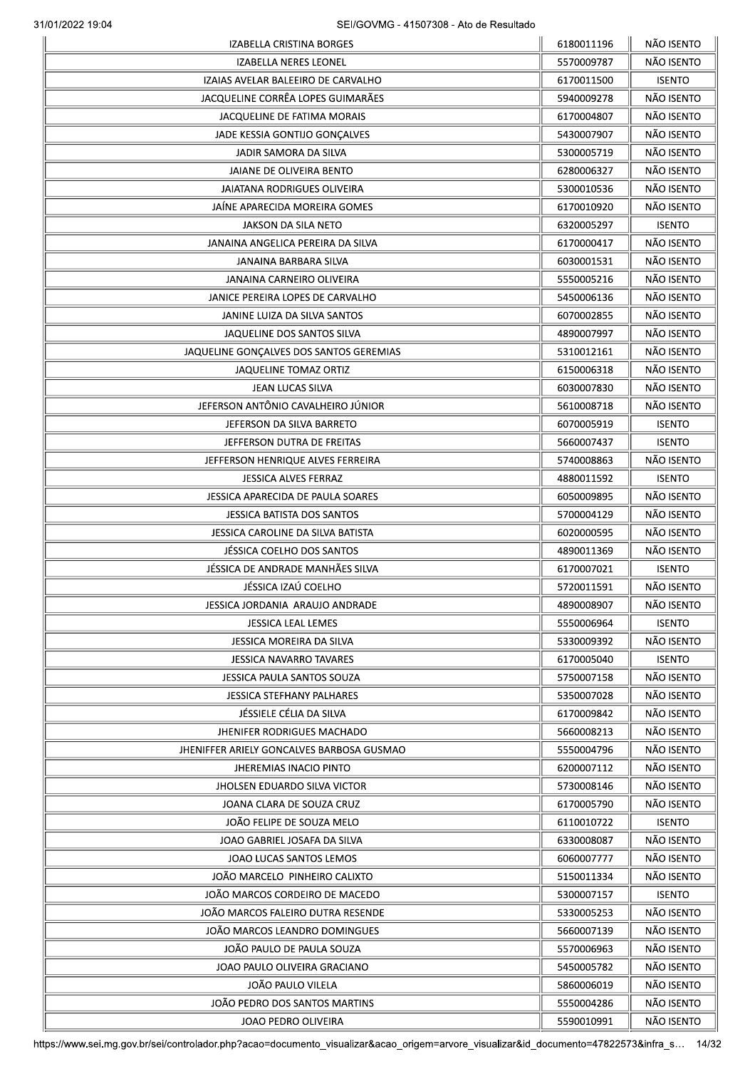| | | |
|---|---|---|
| IZABELLA CRISTINA BORGES | 6180011196 | NÃO ISENTO |
| IZABELLA NERES LEONEL | 5570009787 | NÃO ISENTO |
| IZAIAS AVELAR BALEEIRO DE CARVALHO | 6170011500 | ISENTO |
| JACQUELINE CORRÊA LOPES GUIMARÃES | 5940009278 | NÃO ISENTO |
| JACQUELINE DE FATIMA MORAIS | 6170004807 | NÃO ISENTO |
| JADE KESSIA GONTIJO GONÇALVES | 5430007907 | NÃO ISENTO |
| JADIR SAMORA DA SILVA | 5300005719 | NÃO ISENTO |
| JAIANE DE OLIVEIRA BENTO | 6280006327 | NÃO ISENTO |
| JAIATANA RODRIGUES OLIVEIRA | 5300010536 | NÃO ISENTO |
| JAÍNE APARECIDA MOREIRA GOMES | 6170010920 | NÃO ISENTO |
| JAKSON DA SILA NETO | 6320005297 | ISENTO |
| JANAINA ANGELICA PEREIRA DA SILVA | 6170000417 | NÃO ISENTO |
| JANAINA BARBARA SILVA | 6030001531 | NÃO ISENTO |
| JANAINA CARNEIRO OLIVEIRA | 5550005216 | NÃO ISENTO |
| JANICE PEREIRA LOPES DE CARVALHO | 5450006136 | NÃO ISENTO |
| JANINE LUIZA DA SILVA SANTOS | 6070002855 | NÃO ISENTO |
| JAQUELINE DOS SANTOS SILVA | 4890007997 | NÃO ISENTO |
| JAQUELINE GONÇALVES DOS SANTOS GEREMIAS | 5310012161 | NÃO ISENTO |
| JAQUELINE TOMAZ ORTIZ | 6150006318 | NÃO ISENTO |
| JEAN LUCAS SILVA | 6030007830 | NÃO ISENTO |
| JEFERSON ANTÔNIO CAVALHEIRO JÚNIOR | 5610008718 | NÃO ISENTO |
| JEFERSON DA SILVA BARRETO | 6070005919 | ISENTO |
| JEFFERSON DUTRA DE FREITAS | 5660007437 | ISENTO |
| JEFFERSON HENRIQUE ALVES FERREIRA | 5740008863 | NÃO ISENTO |
| JESSICA ALVES FERRAZ | 4880011592 | ISENTO |
| JESSICA APARECIDA DE PAULA SOARES | 6050009895 | NÃO ISENTO |
| JESSICA BATISTA DOS SANTOS | 5700004129 | NÃO ISENTO |
| JESSICA CAROLINE DA SILVA BATISTA | 6020000595 | NÃO ISENTO |
| JÉSSICA COELHO DOS SANTOS | 4890011369 | NÃO ISENTO |
| JÉSSICA DE ANDRADE MANHÃES SILVA | 6170007021 | ISENTO |
| JÉSSICA IZAÚ COELHO | 5720011591 | NÃO ISENTO |
| JESSICA JORDANIA ARAUJO ANDRADE | 4890008907 | NÃO ISENTO |
| JESSICA LEAL LEMES | 5550006964 | ISENTO |
| JESSICA MOREIRA DA SILVA | 5330009392 | NÃO ISENTO |
| JESSICA NAVARRO TAVARES | 6170005040 | ISENTO |
| JESSICA PAULA SANTOS SOUZA | 5750007158 | NÃO ISENTO |
| JESSICA STEFHANY PALHARES | 5350007028 | NÃO ISENTO |
| JÉSSIELE CÉLIA DA SILVA | 6170009842 | NÃO ISENTO |
| JHENIFER RODRIGUES MACHADO | 5660008213 | NÃO ISENTO |
| JHENIFFER ARIELY GONCALVES BARBOSA GUSMAO | 5550004796 | NÃO ISENTO |
| JHEREMIAS INACIO PINTO | 6200007112 | NÃO ISENTO |
| JHOLSEN EDUARDO SILVA VICTOR | 5730008146 | NÃO ISENTO |
| JOANA CLARA DE SOUZA CRUZ | 6170005790 | NÃO ISENTO |
| JOÃO FELIPE DE SOUZA MELO | 6110010722 | ISENTO |
| JOAO GABRIEL JOSAFA DA SILVA | 6330008087 | NÃO ISENTO |
| JOAO LUCAS SANTOS LEMOS | 6060007777 | NÃO ISENTO |
| JOÃO MARCELO PINHEIRO CALIXTO | 5150011334 | NÃO ISENTO |
| JOÃO MARCOS CORDEIRO DE MACEDO | 5300007157 | ISENTO |
| JOÃO MARCOS FALEIRO DUTRA RESENDE | 5330005253 | NÃO ISENTO |
| JOÃO MARCOS LEANDRO DOMINGUES | 5660007139 | NÃO ISENTO |
| JOÃO PAULO DE PAULA SOUZA | 5570006963 | NÃO ISENTO |
| JOAO PAULO OLIVEIRA GRACIANO | 5450005782 | NÃO ISENTO |
| JOÃO PAULO VILELA | 5860006019 | NÃO ISENTO |
| JOÃO PEDRO DOS SANTOS MARTINS | 5550004286 | NÃO ISENTO |
| JOAO PEDRO OLIVEIRA | 5590010991 | NÃO ISENTO |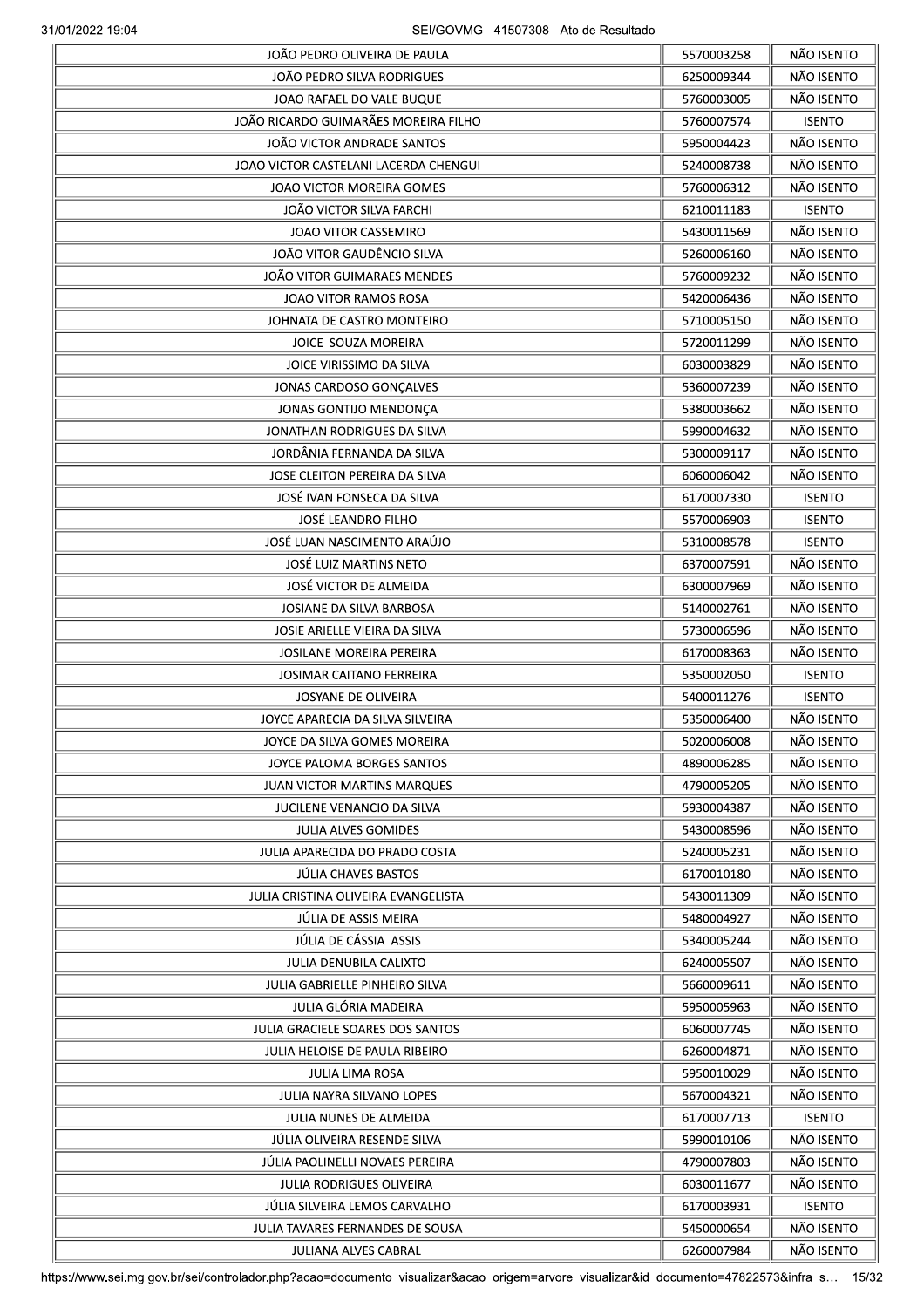| | | |
|---|---|---|
| JOÃO PEDRO OLIVEIRA DE PAULA | 5570003258 | NÃO ISENTO |
| JOÃO PEDRO SILVA RODRIGUES | 6250009344 | NÃO ISENTO |
| JOAO RAFAEL DO VALE BUQUE | 5760003005 | NÃO ISENTO |
| JOÃO RICARDO GUIMARÃES MOREIRA FILHO | 5760007574 | ISENTO |
| JOÃO VICTOR ANDRADE SANTOS | 5950004423 | NÃO ISENTO |
| JOAO VICTOR CASTELANI LACERDA CHENGUI | 5240008738 | NÃO ISENTO |
| JOAO VICTOR MOREIRA GOMES | 5760006312 | NÃO ISENTO |
| JOÃO VICTOR SILVA FARCHI | 6210011183 | ISENTO |
| JOAO VITOR CASSEMIRO | 5430011569 | NÃO ISENTO |
| JOÃO VITOR GAUDÊNCIO SILVA | 5260006160 | NÃO ISENTO |
| JOÃO VITOR GUIMARAES MENDES | 5760009232 | NÃO ISENTO |
| JOAO VITOR RAMOS ROSA | 5420006436 | NÃO ISENTO |
| JOHNATA DE CASTRO MONTEIRO | 5710005150 | NÃO ISENTO |
| JOICE SOUZA MOREIRA | 5720011299 | NÃO ISENTO |
| JOICE VIRISSIMO DA SILVA | 6030003829 | NÃO ISENTO |
| JONAS CARDOSO GONÇALVES | 5360007239 | NÃO ISENTO |
| JONAS GONTIJO MENDONÇA | 5380003662 | NÃO ISENTO |
| JONATHAN RODRIGUES DA SILVA | 5990004632 | NÃO ISENTO |
| JORDÂNIA FERNANDA DA SILVA | 5300009117 | NÃO ISENTO |
| JOSE CLEITON PEREIRA DA SILVA | 6060006042 | NÃO ISENTO |
| JOSÉ IVAN FONSECA DA SILVA | 6170007330 | ISENTO |
| JOSÉ LEANDRO FILHO | 5570006903 | ISENTO |
| JOSÉ LUAN NASCIMENTO ARAÚJO | 5310008578 | ISENTO |
| JOSÉ LUIZ MARTINS NETO | 6370007591 | NÃO ISENTO |
| JOSÉ VICTOR DE ALMEIDA | 6300007969 | NÃO ISENTO |
| JOSIANE DA SILVA BARBOSA | 5140002761 | NÃO ISENTO |
| JOSIE ARIELLE VIEIRA DA SILVA | 5730006596 | NÃO ISENTO |
| JOSILANE MOREIRA PEREIRA | 6170008363 | NÃO ISENTO |
| JOSIMAR CAITANO FERREIRA | 5350002050 | ISENTO |
| JOSYANE DE OLIVEIRA | 5400011276 | ISENTO |
| JOYCE APARECIA DA SILVA SILVEIRA | 5350006400 | NÃO ISENTO |
| JOYCE DA SILVA GOMES MOREIRA | 5020006008 | NÃO ISENTO |
| JOYCE PALOMA BORGES SANTOS | 4890006285 | NÃO ISENTO |
| JUAN VICTOR MARTINS MARQUES | 4790005205 | NÃO ISENTO |
| JUCILENE VENANCIO DA SILVA | 5930004387 | NÃO ISENTO |
| JULIA ALVES GOMIDES | 5430008596 | NÃO ISENTO |
| JULIA APARECIDA DO PRADO COSTA | 5240005231 | NÃO ISENTO |
| JÚLIA CHAVES BASTOS | 6170010180 | NÃO ISENTO |
| JULIA CRISTINA OLIVEIRA EVANGELISTA | 5430011309 | NÃO ISENTO |
| JÚLIA DE ASSIS MEIRA | 5480004927 | NÃO ISENTO |
| JÚLIA DE CÁSSIA ASSIS | 5340005244 | NÃO ISENTO |
| JULIA DENUBILA CALIXTO | 6240005507 | NÃO ISENTO |
| JULIA GABRIELLE PINHEIRO SILVA | 5660009611 | NÃO ISENTO |
| JULIA GLÓRIA MADEIRA | 5950005963 | NÃO ISENTO |
| JULIA GRACIELE SOARES DOS SANTOS | 6060007745 | NÃO ISENTO |
| JULIA HELOISE DE PAULA RIBEIRO | 6260004871 | NÃO ISENTO |
| JULIA LIMA ROSA | 5950010029 | NÃO ISENTO |
| JULIA NAYRA SILVANO LOPES | 5670004321 | NÃO ISENTO |
| JULIA NUNES DE ALMEIDA | 6170007713 | ISENTO |
| JÚLIA OLIVEIRA RESENDE SILVA | 5990010106 | NÃO ISENTO |
| JÚLIA PAOLINELLI NOVAES PEREIRA | 4790007803 | NÃO ISENTO |
| JULIA RODRIGUES OLIVEIRA | 6030011677 | NÃO ISENTO |
| JÚLIA SILVEIRA LEMOS CARVALHO | 6170003931 | ISENTO |
| JULIA TAVARES FERNANDES DE SOUSA | 5450000654 | NÃO ISENTO |
| JULIANA ALVES CABRAL | 6260007984 | NÃO ISENTO |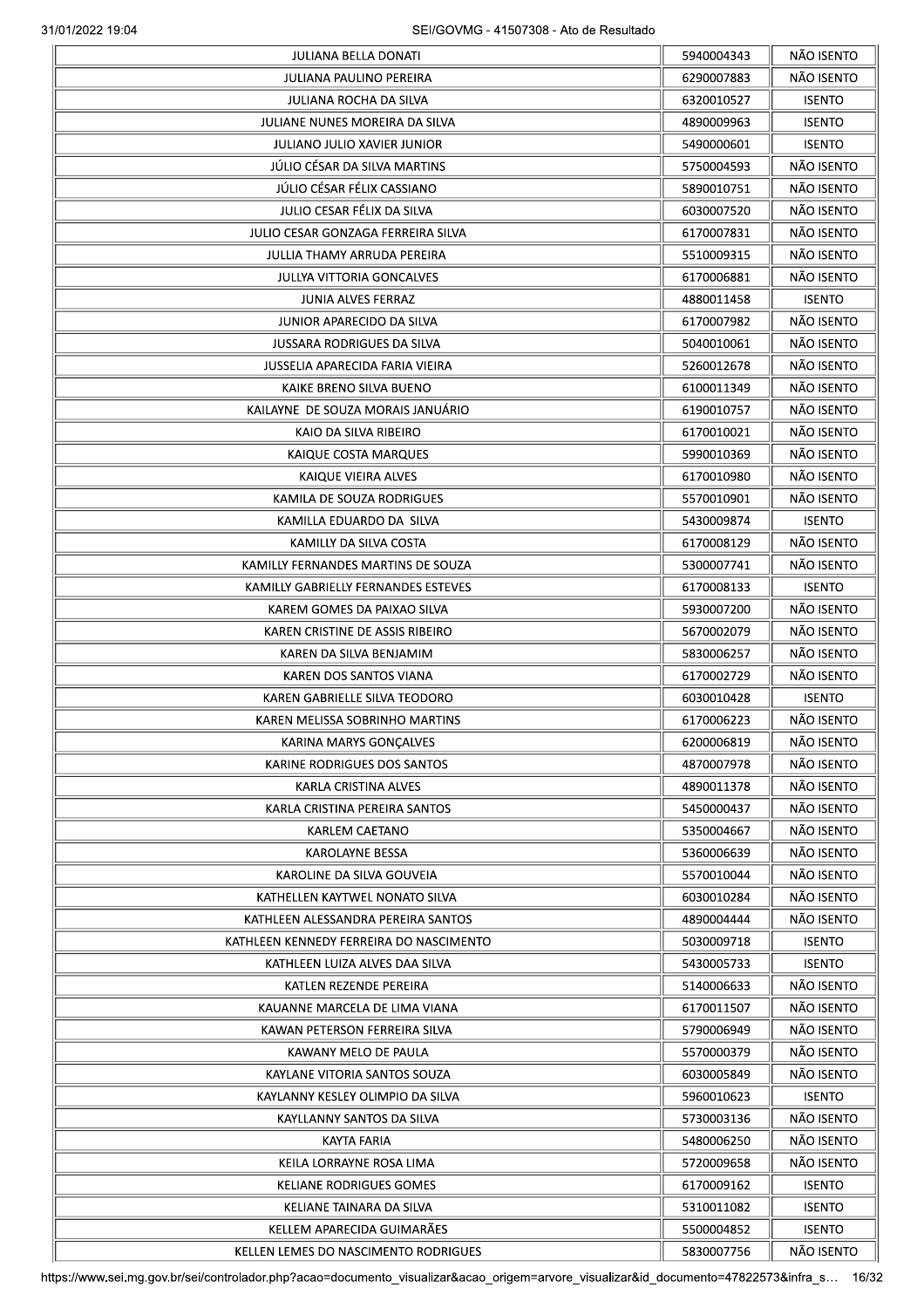| | | |
|---|---|---|
| JULIANA BELLA DONATI | 5940004343 | NÃO ISENTO |
| JULIANA PAULINO PEREIRA | 6290007883 | NÃO ISENTO |
| JULIANA ROCHA DA SILVA | 6320010527 | ISENTO |
| JULIANE NUNES MOREIRA DA SILVA | 4890009963 | ISENTO |
| JULIANO JULIO XAVIER JUNIOR | 5490000601 | ISENTO |
| JÚLIO CÉSAR DA SILVA MARTINS | 5750004593 | NÃO ISENTO |
| JÚLIO CÉSAR FÉLIX CASSIANO | 5890010751 | NÃO ISENTO |
| JULIO CESAR FÉLIX DA SILVA | 6030007520 | NÃO ISENTO |
| JULIO CESAR GONZAGA FERREIRA SILVA | 6170007831 | NÃO ISENTO |
| JULLIA THAMY ARRUDA PEREIRA | 5510009315 | NÃO ISENTO |
| JULLYA VITTORIA GONCALVES | 6170006881 | NÃO ISENTO |
| JUNIA ALVES FERRAZ | 4880011458 | ISENTO |
| JUNIOR APARECIDO DA SILVA | 6170007982 | NÃO ISENTO |
| JUSSARA RODRIGUES DA SILVA | 5040010061 | NÃO ISENTO |
| JUSSELIA APARECIDA FARIA VIEIRA | 5260012678 | NÃO ISENTO |
| KAIKE BRENO SILVA BUENO | 6100011349 | NÃO ISENTO |
| KAILAYNE DE SOUZA MORAIS JANUÁRIO | 6190010757 | NÃO ISENTO |
| KAIO DA SILVA RIBEIRO | 6170010021 | NÃO ISENTO |
| KAIQUE COSTA MARQUES | 5990010369 | NÃO ISENTO |
| KAIQUE VIEIRA ALVES | 6170010980 | NÃO ISENTO |
| KAMILA DE SOUZA RODRIGUES | 5570010901 | NÃO ISENTO |
| KAMILLA EDUARDO DA SILVA | 5430009874 | ISENTO |
| KAMILLY DA SILVA COSTA | 6170008129 | NÃO ISENTO |
| KAMILLY FERNANDES MARTINS DE SOUZA | 5300007741 | NÃO ISENTO |
| KAMILLY GABRIELLY FERNANDES ESTEVES | 6170008133 | ISENTO |
| KAREM GOMES DA PAIXAO SILVA | 5930007200 | NÃO ISENTO |
| KAREN CRISTINE DE ASSIS RIBEIRO | 5670002079 | NÃO ISENTO |
| KAREN DA SILVA BENJAMIM | 5830006257 | NÃO ISENTO |
| KAREN DOS SANTOS VIANA | 6170002729 | NÃO ISENTO |
| KAREN GABRIELLE SILVA TEODORO | 6030010428 | ISENTO |
| KAREN MELISSA SOBRINHO MARTINS | 6170006223 | NÃO ISENTO |
| KARINA MARYS GONÇALVES | 6200006819 | NÃO ISENTO |
| KARINE RODRIGUES DOS SANTOS | 4870007978 | NÃO ISENTO |
| KARLA CRISTINA ALVES | 4890011378 | NÃO ISENTO |
| KARLA CRISTINA PEREIRA SANTOS | 5450000437 | NÃO ISENTO |
| KARLEM CAETANO | 5350004667 | NÃO ISENTO |
| KAROLAYNE BESSA | 5360006639 | NÃO ISENTO |
| KAROLINE DA SILVA GOUVEIA | 5570010044 | NÃO ISENTO |
| KATHELLEN KAYTWEL NONATO SILVA | 6030010284 | NÃO ISENTO |
| KATHLEEN ALESSANDRA PEREIRA SANTOS | 4890004444 | NÃO ISENTO |
| KATHLEEN KENNEDY FERREIRA DO NASCIMENTO | 5030009718 | ISENTO |
| KATHLEEN LUIZA ALVES DAA SILVA | 5430005733 | ISENTO |
| KATLEN REZENDE PEREIRA | 5140006633 | NÃO ISENTO |
| KAUANNE MARCELA DE LIMA VIANA | 6170011507 | NÃO ISENTO |
| KAWAN PETERSON FERREIRA SILVA | 5790006949 | NÃO ISENTO |
| KAWANY MELO DE PAULA | 5570000379 | NÃO ISENTO |
| KAYLANE VITORIA SANTOS SOUZA | 6030005849 | NÃO ISENTO |
| KAYLANNY KESLEY OLIMPIO DA SILVA | 5960010623 | ISENTO |
| KAYLLANNY SANTOS DA SILVA | 5730003136 | NÃO ISENTO |
| KAYTA FARIA | 5480006250 | NÃO ISENTO |
| KEILA LORRAYNE ROSA LIMA | 5720009658 | NÃO ISENTO |
| KELIANE RODRIGUES GOMES | 6170009162 | ISENTO |
| KELIANE TAINARA DA SILVA | 5310011082 | ISENTO |
| KELLEM APARECIDA GUIMARÃES | 5500004852 | ISENTO |
| KELLEN LEMES DO NASCIMENTO RODRIGUES | 5830007756 | NÃO ISENTO |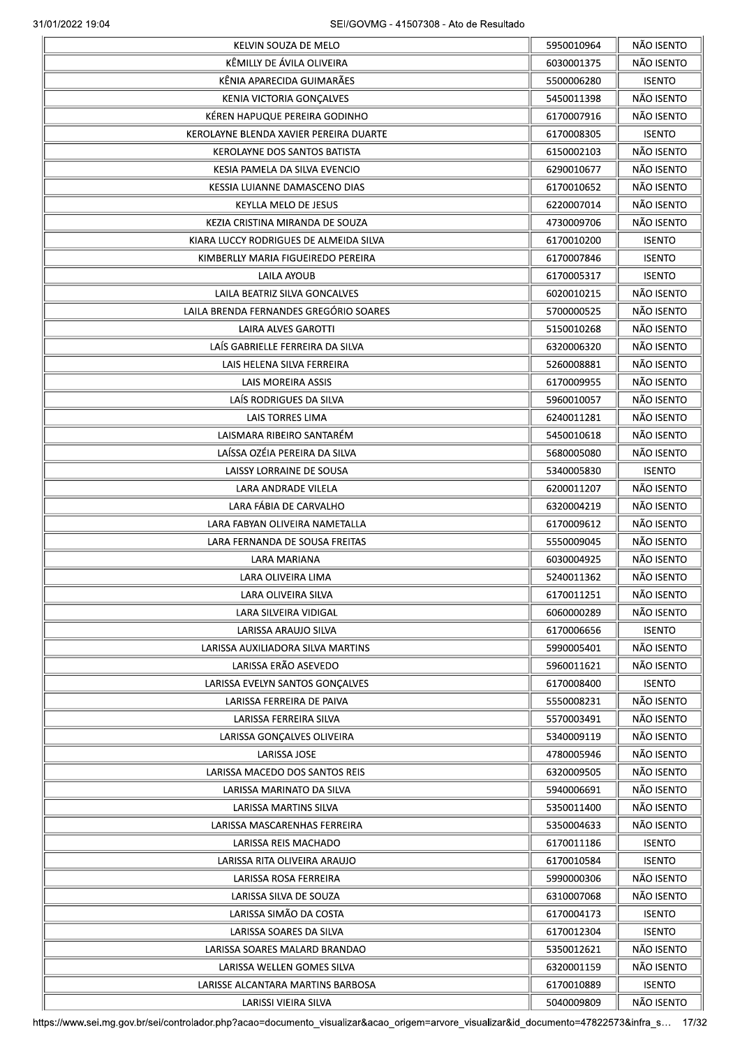| | | |
|---|---|---|
| KELVIN SOUZA DE MELO | 5950010964 | NÃO ISENTO |
| KÊMILLY DE ÁVILA OLIVEIRA | 6030001375 | NÃO ISENTO |
| KÊNIA APARECIDA GUIMARÃES | 5500006280 | ISENTO |
| KENIA VICTORIA GONÇALVES | 5450011398 | NÃO ISENTO |
| KÉREN HAPUQUE PEREIRA GODINHO | 6170007916 | NÃO ISENTO |
| KEROLAYNE BLENDA XAVIER PEREIRA DUARTE | 6170008305 | ISENTO |
| KEROLAYNE DOS SANTOS BATISTA | 6150002103 | NÃO ISENTO |
| KESIA PAMELA DA SILVA EVENCIO | 6290010677 | NÃO ISENTO |
| KESSIA LUIANNE DAMASCENO DIAS | 6170010652 | NÃO ISENTO |
| KEYLLA MELO DE JESUS | 6220007014 | NÃO ISENTO |
| KEZIA CRISTINA MIRANDA DE SOUZA | 4730009706 | NÃO ISENTO |
| KIARA LUCCY RODRIGUES DE ALMEIDA SILVA | 6170010200 | ISENTO |
| KIMBERLLY MARIA FIGUEIREDO PEREIRA | 6170007846 | ISENTO |
| LAILA AYOUB | 6170005317 | ISENTO |
| LAILA BEATRIZ SILVA GONCALVES | 6020010215 | NÃO ISENTO |
| LAILA BRENDA FERNANDES GREGÓRIO SOARES | 5700000525 | NÃO ISENTO |
| LAIRA ALVES GAROTTI | 5150010268 | NÃO ISENTO |
| LAÍS GABRIELLE FERREIRA DA SILVA | 6320006320 | NÃO ISENTO |
| LAIS HELENA SILVA FERREIRA | 5260008881 | NÃO ISENTO |
| LAIS MOREIRA ASSIS | 6170009955 | NÃO ISENTO |
| LAÍS RODRIGUES DA SILVA | 5960010057 | NÃO ISENTO |
| LAIS TORRES LIMA | 6240011281 | NÃO ISENTO |
| LAISMARA RIBEIRO SANTARÉM | 5450010618 | NÃO ISENTO |
| LAÍSSA OZÉIA PEREIRA DA SILVA | 5680005080 | NÃO ISENTO |
| LAISSY LORRAINE DE SOUSA | 5340005830 | ISENTO |
| LARA ANDRADE VILELA | 6200011207 | NÃO ISENTO |
| LARA FÁBIA DE CARVALHO | 6320004219 | NÃO ISENTO |
| LARA FABYAN OLIVEIRA NAMETALLA | 6170009612 | NÃO ISENTO |
| LARA FERNANDA DE SOUSA FREITAS | 5550009045 | NÃO ISENTO |
| LARA MARIANA | 6030004925 | NÃO ISENTO |
| LARA OLIVEIRA LIMA | 5240011362 | NÃO ISENTO |
| LARA OLIVEIRA SILVA | 6170011251 | NÃO ISENTO |
| LARA SILVEIRA VIDIGAL | 6060000289 | NÃO ISENTO |
| LARISSA ARAUJO SILVA | 6170006656 | ISENTO |
| LARISSA AUXILIADORA SILVA MARTINS | 5990005401 | NÃO ISENTO |
| LARISSA ERÃO ASEVEDO | 5960011621 | NÃO ISENTO |
| LARISSA EVELYN SANTOS GONÇALVES | 6170008400 | ISENTO |
| LARISSA FERREIRA DE PAIVA | 5550008231 | NÃO ISENTO |
| LARISSA FERREIRA SILVA | 5570003491 | NÃO ISENTO |
| LARISSA GONÇALVES OLIVEIRA | 5340009119 | NÃO ISENTO |
| LARISSA JOSE | 4780005946 | NÃO ISENTO |
| LARISSA MACEDO DOS SANTOS REIS | 6320009505 | NÃO ISENTO |
| LARISSA MARINATO DA SILVA | 5940006691 | NÃO ISENTO |
| LARISSA MARTINS SILVA | 5350011400 | NÃO ISENTO |
| LARISSA MASCARENHAS FERREIRA | 5350004633 | NÃO ISENTO |
| LARISSA REIS MACHADO | 6170011186 | ISENTO |
| LARISSA RITA OLIVEIRA ARAUJO | 6170010584 | ISENTO |
| LARISSA ROSA FERREIRA | 5990000306 | NÃO ISENTO |
| LARISSA SILVA DE SOUZA | 6310007068 | NÃO ISENTO |
| LARISSA SIMÃO DA COSTA | 6170004173 | ISENTO |
| LARISSA SOARES DA SILVA | 6170012304 | ISENTO |
| LARISSA SOARES MALARD BRANDAO | 5350012621 | NÃO ISENTO |
| LARISSA WELLEN GOMES SILVA | 6320001159 | NÃO ISENTO |
| LARISSE ALCANTARA MARTINS BARBOSA | 6170010889 | ISENTO |
| LARISSI VIEIRA SILVA | 5040009809 | NÃO ISENTO |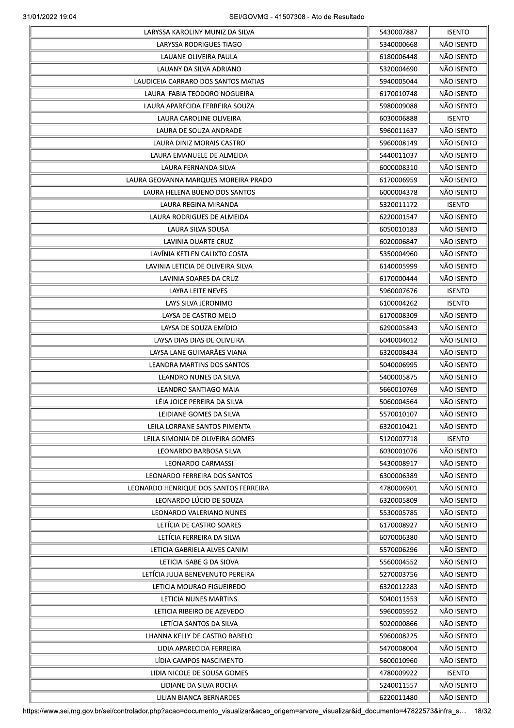| | | |
|---|---|---|
| LARYSSA KAROLINY MUNIZ DA SILVA | 5430007887 | ISENTO |
| LARYSSA RODRIGUES TIAGO | 5340000668 | NÃO ISENTO |
| LAUANE OLIVEIRA PAULA | 6180006448 | NÃO ISENTO |
| LAUANY DA SILVA ADRIANO | 5320004690 | NÃO ISENTO |
| LAUDICEIA CARRARO DOS SANTOS MATIAS | 5940005044 | NÃO ISENTO |
| LAURA  FABIA TEODORO NOGUEIRA | 6170010748 | NÃO ISENTO |
| LAURA APARECIDA FERREIRA SOUZA | 5980009088 | NÃO ISENTO |
| LAURA CAROLINE OLIVEIRA | 6030006888 | ISENTO |
| LAURA DE SOUZA ANDRADE | 5960011637 | NÃO ISENTO |
| LAURA DINIZ MORAIS CASTRO | 5960008149 | NÃO ISENTO |
| LAURA EMANUELE DE ALMEIDA | 5440011037 | NÃO ISENTO |
| LAURA FERNANDA SILVA | 6000008310 | NÃO ISENTO |
| LAURA GEOVANNA MARQUES MOREIRA PRADO | 6170006959 | NÃO ISENTO |
| LAURA HELENA BUENO DOS SANTOS | 6000004378 | NÃO ISENTO |
| LAURA REGINA MIRANDA | 5320011172 | ISENTO |
| LAURA RODRIGUES DE ALMEIDA | 6220001547 | NÃO ISENTO |
| LAURA SILVA SOUSA | 6050010183 | NÃO ISENTO |
| LAVINIA DUARTE CRUZ | 6020006847 | NÃO ISENTO |
| LAVÍNIA KETLEN CALIXTO COSTA | 5350004960 | NÃO ISENTO |
| LAVINIA LETICIA DE OLIVEIRA SILVA | 6140005999 | NÃO ISENTO |
| LAVINIA SOARES DA CRUZ | 6170000444 | NÃO ISENTO |
| LAYRA LEITE NEVES | 5960007676 | ISENTO |
| LAYS SILVA JERONIMO | 6100004262 | ISENTO |
| LAYSA DE CASTRO MELO | 6170008309 | NÃO ISENTO |
| LAYSA DE SOUZA EMÍDIO | 6290005843 | NÃO ISENTO |
| LAYSA DIAS DIAS DE OLIVEIRA | 6040004012 | NÃO ISENTO |
| LAYSA LANE GUIMARÃES VIANA | 6320008434 | NÃO ISENTO |
| LEANDRA MARTINS DOS SANTOS | 5040006995 | NÃO ISENTO |
| LEANDRO NUNES DA SILVA | 5400005875 | NÃO ISENTO |
| LEANDRO SANTIAGO MAIA | 5660010769 | NÃO ISENTO |
| LÉIA JOICE PEREIRA DA SILVA | 5060004564 | NÃO ISENTO |
| LEIDIANE GOMES DA SILVA | 5570010107 | NÃO ISENTO |
| LEILA LORRANE SANTOS PIMENTA | 6320010421 | NÃO ISENTO |
| LEILA SIMONIA DE OLIVEIRA GOMES | 5120007718 | ISENTO |
| LEONARDO BARBOSA SILVA | 6030001076 | NÃO ISENTO |
| LEONARDO CARMASSI | 5430008917 | NÃO ISENTO |
| LEONARDO FERREIRA DOS SANTOS | 6300006389 | NÃO ISENTO |
| LEONARDO HENRIQUE DOS SANTOS FERREIRA | 4780006901 | NÃO ISENTO |
| LEONARDO LÚCIO DE SOUZA | 6320005809 | NÃO ISENTO |
| LEONARDO VALERIANO NUNES | 5530005785 | NÃO ISENTO |
| LETÍCIA DE CASTRO SOARES | 6170008927 | NÃO ISENTO |
| LETÍCIA FERREIRA DA SILVA | 6070006380 | NÃO ISENTO |
| LETICIA GABRIELA ALVES CANIM | 5570006296 | NÃO ISENTO |
| LETICIA ISABE G DA SIOVA | 5560004552 | NÃO ISENTO |
| LETÍCIA JULIA BENEVENUTO PEREIRA | 5270003756 | NÃO ISENTO |
| LETICIA MOURAO FIGUEIREDO | 6320012283 | NÃO ISENTO |
| LETICIA NUNES MARTINS | 5040011553 | NÃO ISENTO |
| LETICIA RIBEIRO DE AZEVEDO | 5960005952 | NÃO ISENTO |
| LETÍCIA SANTOS DA SILVA | 5020000866 | NÃO ISENTO |
| LHANNA KELLY DE CASTRO RABELO | 5960008225 | NÃO ISENTO |
| LIDIA APARECIDA FERREIRA | 5470008004 | NÃO ISENTO |
| LÍDIA CAMPOS NASCIMENTO | 5600010960 | NÃO ISENTO |
| LIDIA NICOLE DE SOUSA GOMES | 4780009922 | ISENTO |
| LIDIANE DA SILVA ROCHA | 5240011557 | NÃO ISENTO |
| LILIAN BIANCA BERNARDES | 6220011480 | NÃO ISENTO |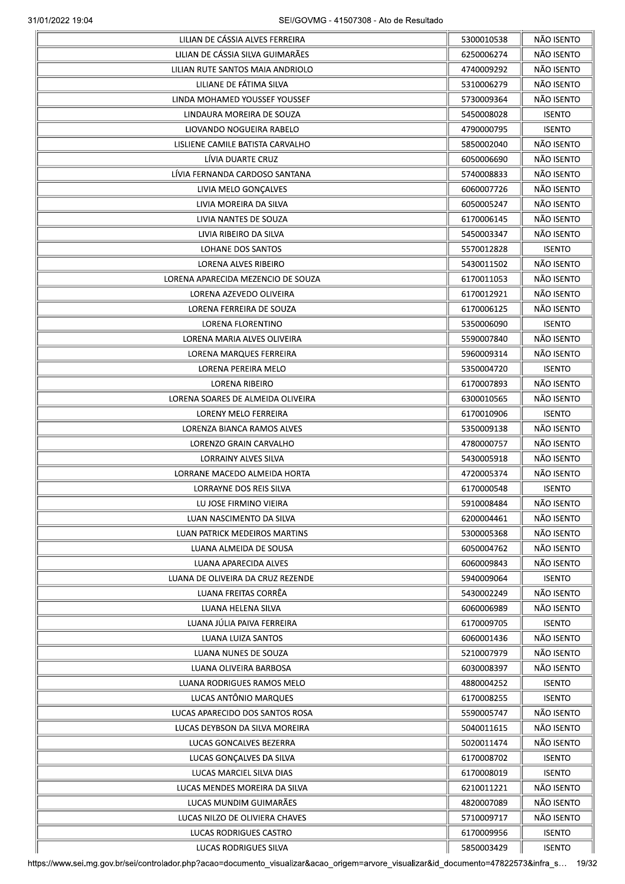| | | |
|---|---|---|
| LILIAN DE CÁSSIA ALVES FERREIRA | 5300010538 | NÃO ISENTO |
| LILIAN DE CÁSSIA SILVA GUIMARÃES | 6250006274 | NÃO ISENTO |
| LILIAN RUTE SANTOS MAIA ANDRIOLO | 4740009292 | NÃO ISENTO |
| LILIANE DE FÁTIMA SILVA | 5310006279 | NÃO ISENTO |
| LINDA MOHAMED YOUSSEF YOUSSEF | 5730009364 | NÃO ISENTO |
| LINDAURA MOREIRA DE SOUZA | 5450008028 | ISENTO |
| LIOVANDO NOGUEIRA RABELO | 4790000795 | ISENTO |
| LISLIENE CAMILE BATISTA CARVALHO | 5850002040 | NÃO ISENTO |
| LÍVIA DUARTE CRUZ | 6050006690 | NÃO ISENTO |
| LÍVIA FERNANDA CARDOSO SANTANA | 5740008833 | NÃO ISENTO |
| LIVIA MELO GONÇALVES | 6060007726 | NÃO ISENTO |
| LIVIA MOREIRA DA SILVA | 6050005247 | NÃO ISENTO |
| LIVIA NANTES DE SOUZA | 6170006145 | NÃO ISENTO |
| LIVIA RIBEIRO DA SILVA | 5450003347 | NÃO ISENTO |
| LOHANE DOS SANTOS | 5570012828 | ISENTO |
| LORENA ALVES RIBEIRO | 5430011502 | NÃO ISENTO |
| LORENA APARECIDA MEZENCIO DE SOUZA | 6170011053 | NÃO ISENTO |
| LORENA AZEVEDO OLIVEIRA | 6170012921 | NÃO ISENTO |
| LORENA FERREIRA DE SOUZA | 6170006125 | NÃO ISENTO |
| LORENA FLORENTINO | 5350006090 | ISENTO |
| LORENA MARIA ALVES OLIVEIRA | 5590007840 | NÃO ISENTO |
| LORENA MARQUES FERREIRA | 5960009314 | NÃO ISENTO |
| LORENA PEREIRA MELO | 5350004720 | ISENTO |
| LORENA RIBEIRO | 6170007893 | NÃO ISENTO |
| LORENA SOARES DE ALMEIDA OLIVEIRA | 6300010565 | NÃO ISENTO |
| LORENY MELO FERREIRA | 6170010906 | ISENTO |
| LORENZA BIANCA RAMOS ALVES | 5350009138 | NÃO ISENTO |
| LORENZO GRAIN CARVALHO | 4780000757 | NÃO ISENTO |
| LORRAINY ALVES SILVA | 5430005918 | NÃO ISENTO |
| LORRANE MACEDO ALMEIDA HORTA | 4720005374 | NÃO ISENTO |
| LORRAYNE DOS REIS SILVA | 6170000548 | ISENTO |
| LU JOSE FIRMINO VIEIRA | 5910008484 | NÃO ISENTO |
| LUAN NASCIMENTO DA SILVA | 6200004461 | NÃO ISENTO |
| LUAN PATRICK MEDEIROS MARTINS | 5300005368 | NÃO ISENTO |
| LUANA ALMEIDA DE SOUSA | 6050004762 | NÃO ISENTO |
| LUANA APARECIDA ALVES | 6060009843 | NÃO ISENTO |
| LUANA DE OLIVEIRA DA CRUZ REZENDE | 5940009064 | ISENTO |
| LUANA FREITAS CORRÊA | 5430002249 | NÃO ISENTO |
| LUANA HELENA SILVA | 6060006989 | NÃO ISENTO |
| LUANA JÚLIA PAIVA FERREIRA | 6170009705 | ISENTO |
| LUANA LUIZA SANTOS | 6060001436 | NÃO ISENTO |
| LUANA NUNES DE SOUZA | 5210007979 | NÃO ISENTO |
| LUANA OLIVEIRA BARBOSA | 6030008397 | NÃO ISENTO |
| LUANA RODRIGUES RAMOS MELO | 4880004252 | ISENTO |
| LUCAS ANTÔNIO MARQUES | 6170008255 | ISENTO |
| LUCAS APARECIDO DOS SANTOS ROSA | 5590005747 | NÃO ISENTO |
| LUCAS DEYBSON DA SILVA MOREIRA | 5040011615 | NÃO ISENTO |
| LUCAS GONCALVES BEZERRA | 5020011474 | NÃO ISENTO |
| LUCAS GONÇALVES DA SILVA | 6170008702 | ISENTO |
| LUCAS MARCIEL SILVA DIAS | 6170008019 | ISENTO |
| LUCAS MENDES MOREIRA DA SILVA | 6210011221 | NÃO ISENTO |
| LUCAS MUNDIM GUIMARÃES | 4820007089 | NÃO ISENTO |
| LUCAS NILZO DE OLIVIERA CHAVES | 5710009717 | NÃO ISENTO |
| LUCAS RODRIGUES CASTRO | 6170009956 | ISENTO |
| LUCAS RODRIGUES SILVA | 5850003429 | ISENTO |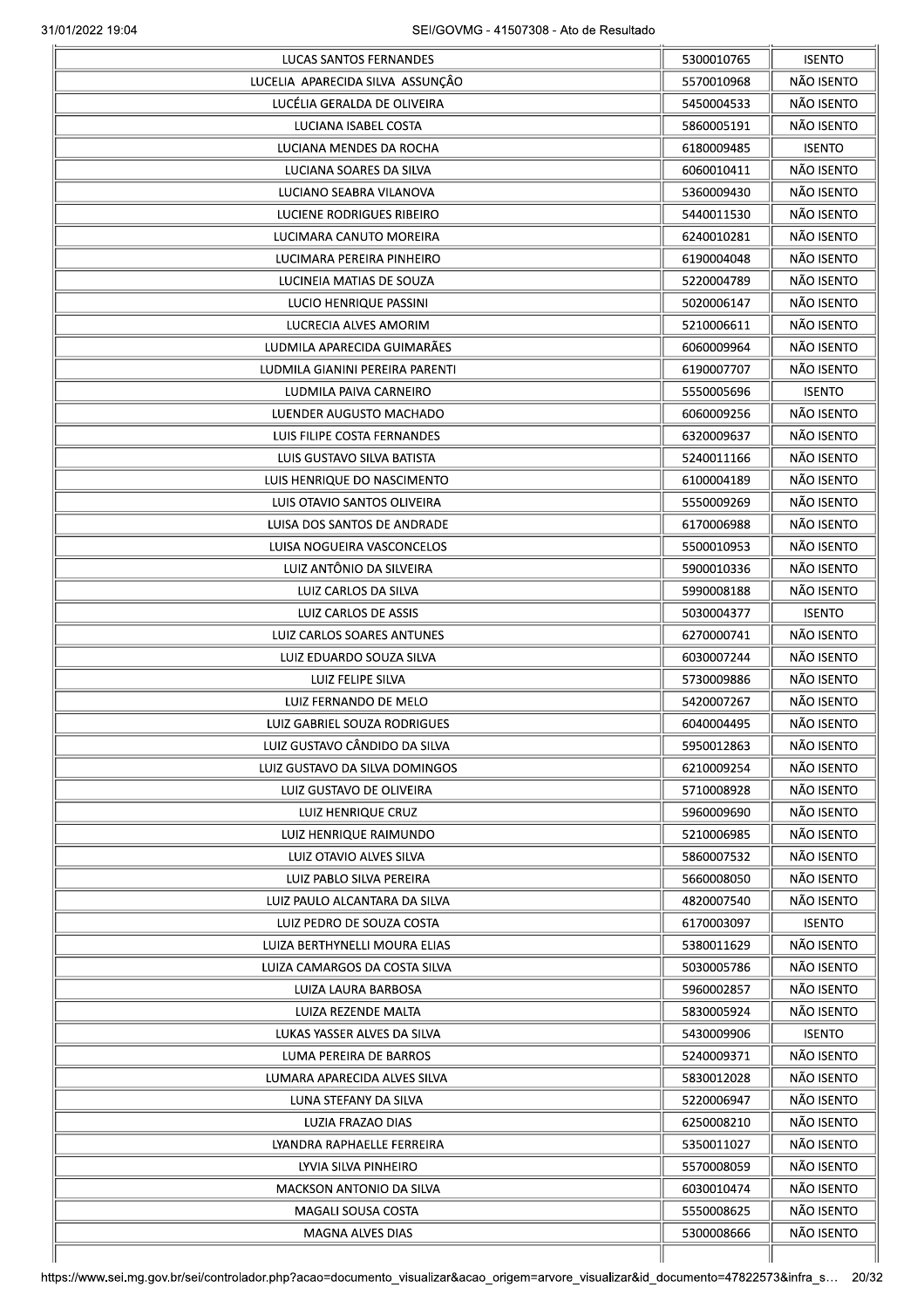| | | |
|---|---|---|
| LUCAS SANTOS FERNANDES | 5300010765 | ISENTO |
| LUCELIA APARECIDA SILVA ASSUNÇÃO | 5570010968 | NÃO ISENTO |
| LUCÉLIA GERALDA DE OLIVEIRA | 5450004533 | NÃO ISENTO |
| LUCIANA ISABEL COSTA | 5860005191 | NÃO ISENTO |
| LUCIANA MENDES DA ROCHA | 6180009485 | ISENTO |
| LUCIANA SOARES DA SILVA | 6060010411 | NÃO ISENTO |
| LUCIANO SEABRA VILANOVA | 5360009430 | NÃO ISENTO |
| LUCIENE RODRIGUES RIBEIRO | 5440011530 | NÃO ISENTO |
| LUCIMARA CANUTO MOREIRA | 6240010281 | NÃO ISENTO |
| LUCIMARA PEREIRA PINHEIRO | 6190004048 | NÃO ISENTO |
| LUCINEIA MATIAS DE SOUZA | 5220004789 | NÃO ISENTO |
| LUCIO HENRIQUE PASSINI | 5020006147 | NÃO ISENTO |
| LUCRECIA ALVES AMORIM | 5210006611 | NÃO ISENTO |
| LUDMILA APARECIDA GUIMARÃES | 6060009964 | NÃO ISENTO |
| LUDMILA GIANINI PEREIRA PARENTI | 6190007707 | NÃO ISENTO |
| LUDMILA PAIVA CARNEIRO | 5550005696 | ISENTO |
| LUENDER AUGUSTO MACHADO | 6060009256 | NÃO ISENTO |
| LUIS FILIPE COSTA FERNANDES | 6320009637 | NÃO ISENTO |
| LUIS GUSTAVO SILVA BATISTA | 5240011166 | NÃO ISENTO |
| LUIS HENRIQUE DO NASCIMENTO | 6100004189 | NÃO ISENTO |
| LUIS OTAVIO SANTOS OLIVEIRA | 5550009269 | NÃO ISENTO |
| LUISA DOS SANTOS DE ANDRADE | 6170006988 | NÃO ISENTO |
| LUISA NOGUEIRA VASCONCELOS | 5500010953 | NÃO ISENTO |
| LUIZ ANTÔNIO DA SILVEIRA | 5900010336 | NÃO ISENTO |
| LUIZ CARLOS DA SILVA | 5990008188 | NÃO ISENTO |
| LUIZ CARLOS DE ASSIS | 5030004377 | ISENTO |
| LUIZ CARLOS SOARES ANTUNES | 6270000741 | NÃO ISENTO |
| LUIZ EDUARDO SOUZA SILVA | 6030007244 | NÃO ISENTO |
| LUIZ FELIPE SILVA | 5730009886 | NÃO ISENTO |
| LUIZ FERNANDO DE MELO | 5420007267 | NÃO ISENTO |
| LUIZ GABRIEL SOUZA RODRIGUES | 6040004495 | NÃO ISENTO |
| LUIZ GUSTAVO CÂNDIDO DA SILVA | 5950012863 | NÃO ISENTO |
| LUIZ GUSTAVO DA SILVA DOMINGOS | 6210009254 | NÃO ISENTO |
| LUIZ GUSTAVO DE OLIVEIRA | 5710008928 | NÃO ISENTO |
| LUIZ HENRIQUE CRUZ | 5960009690 | NÃO ISENTO |
| LUIZ HENRIQUE RAIMUNDO | 5210006985 | NÃO ISENTO |
| LUIZ OTAVIO ALVES SILVA | 5860007532 | NÃO ISENTO |
| LUIZ PABLO SILVA PEREIRA | 5660008050 | NÃO ISENTO |
| LUIZ PAULO ALCANTARA DA SILVA | 4820007540 | NÃO ISENTO |
| LUIZ PEDRO DE SOUZA COSTA | 6170003097 | ISENTO |
| LUIZA BERTHYNELLI MOURA ELIAS | 5380011629 | NÃO ISENTO |
| LUIZA CAMARGOS DA COSTA SILVA | 5030005786 | NÃO ISENTO |
| LUIZA LAURA BARBOSA | 5960002857 | NÃO ISENTO |
| LUIZA REZENDE MALTA | 5830005924 | NÃO ISENTO |
| LUKAS YASSER ALVES DA SILVA | 5430009906 | ISENTO |
| LUMA PEREIRA DE BARROS | 5240009371 | NÃO ISENTO |
| LUMARA APARECIDA ALVES SILVA | 5830012028 | NÃO ISENTO |
| LUNA STEFANY DA SILVA | 5220006947 | NÃO ISENTO |
| LUZIA FRAZAO DIAS | 6250008210 | NÃO ISENTO |
| LYANDRA RAPHAELLE FERREIRA | 5350011027 | NÃO ISENTO |
| LYVIA SILVA PINHEIRO | 5570008059 | NÃO ISENTO |
| MACKSON ANTONIO DA SILVA | 6030010474 | NÃO ISENTO |
| MAGALI SOUSA COSTA | 5550008625 | NÃO ISENTO |
| MAGNA ALVES DIAS | 5300008666 | NÃO ISENTO |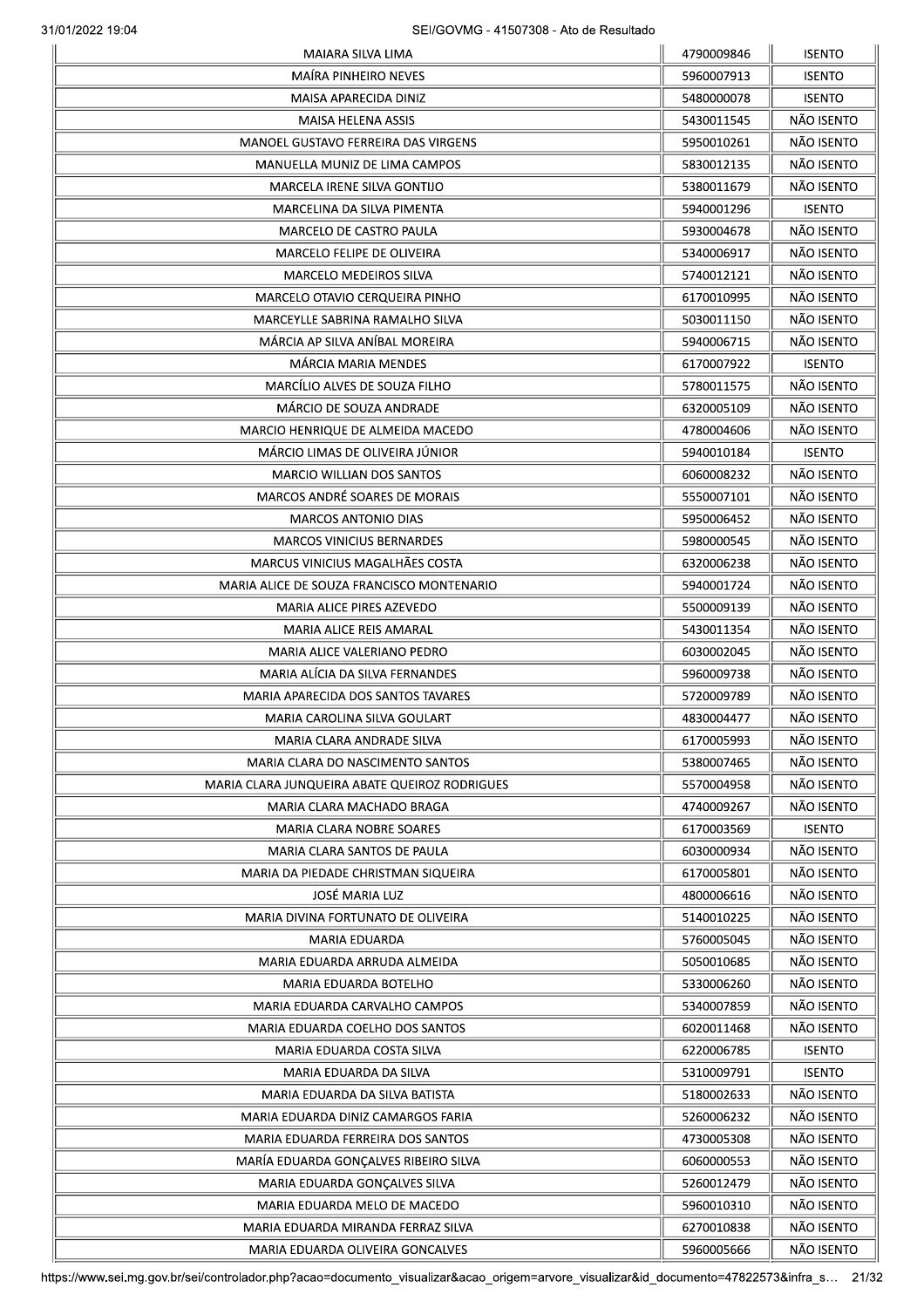| | | |
|---|---|---|
| MAIARA SILVA LIMA | 4790009846 | ISENTO |
| MAÍRA PINHEIRO NEVES | 5960007913 | ISENTO |
| MAISA APARECIDA DINIZ | 5480000078 | ISENTO |
| MAISA HELENA ASSIS | 5430011545 | NÃO ISENTO |
| MANOEL GUSTAVO FERREIRA DAS VIRGENS | 5950010261 | NÃO ISENTO |
| MANUELLA MUNIZ DE LIMA CAMPOS | 5830012135 | NÃO ISENTO |
| MARCELA IRENE SILVA GONTIJO | 5380011679 | NÃO ISENTO |
| MARCELINA DA SILVA PIMENTA | 5940001296 | ISENTO |
| MARCELO DE CASTRO PAULA | 5930004678 | NÃO ISENTO |
| MARCELO FELIPE DE OLIVEIRA | 5340006917 | NÃO ISENTO |
| MARCELO MEDEIROS SILVA | 5740012121 | NÃO ISENTO |
| MARCELO OTAVIO CERQUEIRA PINHO | 6170010995 | NÃO ISENTO |
| MARCEYLLE SABRINA RAMALHO SILVA | 5030011150 | NÃO ISENTO |
| MÁRCIA AP SILVA ANÍBAL MOREIRA | 5940006715 | NÃO ISENTO |
| MÁRCIA MARIA MENDES | 6170007922 | ISENTO |
| MARCÍLIO ALVES DE SOUZA FILHO | 5780011575 | NÃO ISENTO |
| MÁRCIO DE SOUZA ANDRADE | 6320005109 | NÃO ISENTO |
| MARCIO HENRIQUE DE ALMEIDA MACEDO | 4780004606 | NÃO ISENTO |
| MÁRCIO LIMAS DE OLIVEIRA JÚNIOR | 5940010184 | ISENTO |
| MARCIO WILLIAN DOS SANTOS | 6060008232 | NÃO ISENTO |
| MARCOS ANDRÉ SOARES DE MORAIS | 5550007101 | NÃO ISENTO |
| MARCOS ANTONIO DIAS | 5950006452 | NÃO ISENTO |
| MARCOS VINICIUS BERNARDES | 5980000545 | NÃO ISENTO |
| MARCUS VINICIUS MAGALHÃES COSTA | 6320006238 | NÃO ISENTO |
| MARIA ALICE DE SOUZA FRANCISCO MONTENARIO | 5940001724 | NÃO ISENTO |
| MARIA ALICE PIRES AZEVEDO | 5500009139 | NÃO ISENTO |
| MARIA ALICE REIS AMARAL | 5430011354 | NÃO ISENTO |
| MARIA ALICE VALERIANO PEDRO | 6030002045 | NÃO ISENTO |
| MARIA ALÍCIA DA SILVA FERNANDES | 5960009738 | NÃO ISENTO |
| MARIA APARECIDA DOS SANTOS TAVARES | 5720009789 | NÃO ISENTO |
| MARIA CAROLINA SILVA GOULART | 4830004477 | NÃO ISENTO |
| MARIA CLARA ANDRADE SILVA | 6170005993 | NÃO ISENTO |
| MARIA CLARA DO NASCIMENTO SANTOS | 5380007465 | NÃO ISENTO |
| MARIA CLARA JUNQUEIRA ABATE QUEIROZ RODRIGUES | 5570004958 | NÃO ISENTO |
| MARIA CLARA MACHADO BRAGA | 4740009267 | NÃO ISENTO |
| MARIA CLARA NOBRE SOARES | 6170003569 | ISENTO |
| MARIA CLARA SANTOS DE PAULA | 6030000934 | NÃO ISENTO |
| MARIA DA PIEDADE CHRISTMAN SIQUEIRA | 6170005801 | NÃO ISENTO |
| JOSÉ MARIA LUZ | 4800006616 | NÃO ISENTO |
| MARIA DIVINA FORTUNATO DE OLIVEIRA | 5140010225 | NÃO ISENTO |
| MARIA EDUARDA | 5760005045 | NÃO ISENTO |
| MARIA EDUARDA ARRUDA ALMEIDA | 5050010685 | NÃO ISENTO |
| MARIA EDUARDA BOTELHO | 5330006260 | NÃO ISENTO |
| MARIA EDUARDA CARVALHO CAMPOS | 5340007859 | NÃO ISENTO |
| MARIA EDUARDA COELHO DOS SANTOS | 6020011468 | NÃO ISENTO |
| MARIA EDUARDA COSTA SILVA | 6220006785 | ISENTO |
| MARIA EDUARDA DA SILVA | 5310009791 | ISENTO |
| MARIA EDUARDA DA SILVA BATISTA | 5180002633 | NÃO ISENTO |
| MARIA EDUARDA DINIZ CAMARGOS FARIA | 5260006232 | NÃO ISENTO |
| MARIA EDUARDA FERREIRA DOS SANTOS | 4730005308 | NÃO ISENTO |
| MARÍA EDUARDA GONÇALVES RIBEIRO SILVA | 6060000553 | NÃO ISENTO |
| MARIA EDUARDA GONÇALVES SILVA | 5260012479 | NÃO ISENTO |
| MARIA EDUARDA MELO DE MACEDO | 5960010310 | NÃO ISENTO |
| MARIA EDUARDA MIRANDA FERRAZ SILVA | 6270010838 | NÃO ISENTO |
| MARIA EDUARDA OLIVEIRA GONCALVES | 5960005666 | NÃO ISENTO |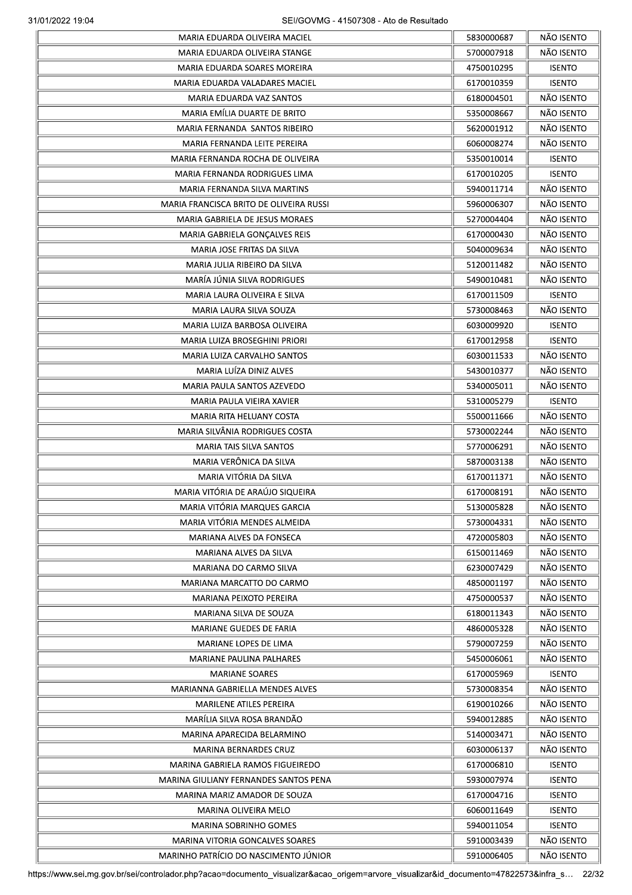| MARIA EDUARDA OLIVEIRA MACIEL | 5830000687 | NÃO ISENTO |
|---|---|---|
| MARIA EDUARDA OLIVEIRA STANGE | 5700007918 | NÃO ISENTO |
| MARIA EDUARDA SOARES MOREIRA | 4750010295 | ISENTO |
| MARIA EDUARDA VALADARES MACIEL | 6170010359 | ISENTO |
| MARIA EDUARDA VAZ SANTOS | 6180004501 | NÃO ISENTO |
| MARIA EMÍLIA DUARTE DE BRITO | 5350008667 | NÃO ISENTO |
| MARIA FERNANDA SANTOS RIBEIRO | 5620001912 | NÃO ISENTO |
| MARIA FERNANDA LEITE PEREIRA | 6060008274 | NÃO ISENTO |
| MARIA FERNANDA ROCHA DE OLIVEIRA | 5350010014 | ISENTO |
| MARIA FERNANDA RODRIGUES LIMA | 6170010205 | ISENTO |
| MARIA FERNANDA SILVA MARTINS | 5940011714 | NÃO ISENTO |
| MARIA FRANCISCA BRITO DE OLIVEIRA RUSSI | 5960006307 | NÃO ISENTO |
| MARIA GABRIELA DE JESUS MORAES | 5270004404 | NÃO ISENTO |
| MARIA GABRIELA GONÇALVES REIS | 6170000430 | NÃO ISENTO |
| MARIA JOSE FRITAS DA SILVA | 5040009634 | NÃO ISENTO |
| MARIA JULIA RIBEIRO DA SILVA | 5120011482 | NÃO ISENTO |
| MARÍA JÚNIA SILVA RODRIGUES | 5490010481 | NÃO ISENTO |
| MARIA LAURA OLIVEIRA E SILVA | 6170011509 | ISENTO |
| MARIA LAURA SILVA SOUZA | 5730008463 | NÃO ISENTO |
| MARIA LUIZA BARBOSA OLIVEIRA | 6030009920 | ISENTO |
| MARIA LUIZA BROSEGHINI PRIORI | 6170012958 | ISENTO |
| MARIA LUIZA CARVALHO SANTOS | 6030011533 | NÃO ISENTO |
| MARIA LUÍZA DINIZ ALVES | 5430010377 | NÃO ISENTO |
| MARIA PAULA SANTOS AZEVEDO | 5340005011 | NÃO ISENTO |
| MARIA PAULA VIEIRA XAVIER | 5310005279 | ISENTO |
| MARIA RITA HELUANY COSTA | 5500011666 | NÃO ISENTO |
| MARIA SILVÂNIA RODRIGUES COSTA | 5730002244 | NÃO ISENTO |
| MARIA TAIS SILVA SANTOS | 5770006291 | NÃO ISENTO |
| MARIA VERÔNICA DA SILVA | 5870003138 | NÃO ISENTO |
| MARIA VITÓRIA DA SILVA | 6170011371 | NÃO ISENTO |
| MARIA VITÓRIA DE ARAÚJO SIQUEIRA | 6170008191 | NÃO ISENTO |
| MARIA VITÓRIA MARQUES GARCIA | 5130005828 | NÃO ISENTO |
| MARIA VITÓRIA MENDES ALMEIDA | 5730004331 | NÃO ISENTO |
| MARIANA ALVES DA FONSECA | 4720005803 | NÃO ISENTO |
| MARIANA ALVES DA SILVA | 6150011469 | NÃO ISENTO |
| MARIANA DO CARMO SILVA | 6230007429 | NÃO ISENTO |
| MARIANA MARCATTO DO CARMO | 4850001197 | NÃO ISENTO |
| MARIANA PEIXOTO PEREIRA | 4750000537 | NÃO ISENTO |
| MARIANA SILVA DE SOUZA | 6180011343 | NÃO ISENTO |
| MARIANE GUEDES DE FARIA | 4860005328 | NÃO ISENTO |
| MARIANE LOPES DE LIMA | 5790007259 | NÃO ISENTO |
| MARIANE PAULINA PALHARES | 5450006061 | NÃO ISENTO |
| MARIANE SOARES | 6170005969 | ISENTO |
| MARIANNA GABRIELLA MENDES ALVES | 5730008354 | NÃO ISENTO |
| MARILENE ATILES PEREIRA | 6190010266 | NÃO ISENTO |
| MARÍLIA SILVA ROSA BRANDÃO | 5940012885 | NÃO ISENTO |
| MARINA APARECIDA BELARMINO | 5140003471 | NÃO ISENTO |
| MARINA BERNARDES CRUZ | 6030006137 | NÃO ISENTO |
| MARINA GABRIELA RAMOS FIGUEIREDO | 6170006810 | ISENTO |
| MARINA GIULIANY FERNANDES SANTOS PENA | 5930007974 | ISENTO |
| MARINA MARIZ AMADOR DE SOUZA | 6170004716 | ISENTO |
| MARINA OLIVEIRA MELO | 6060011649 | ISENTO |
| MARINA SOBRINHO GOMES | 5940011054 | ISENTO |
| MARINA VITORIA GONCALVES SOARES | 5910003439 | NÃO ISENTO |
| MARINHO PATRÍCIO DO NASCIMENTO JÚNIOR | 5910006405 | NÃO ISENTO |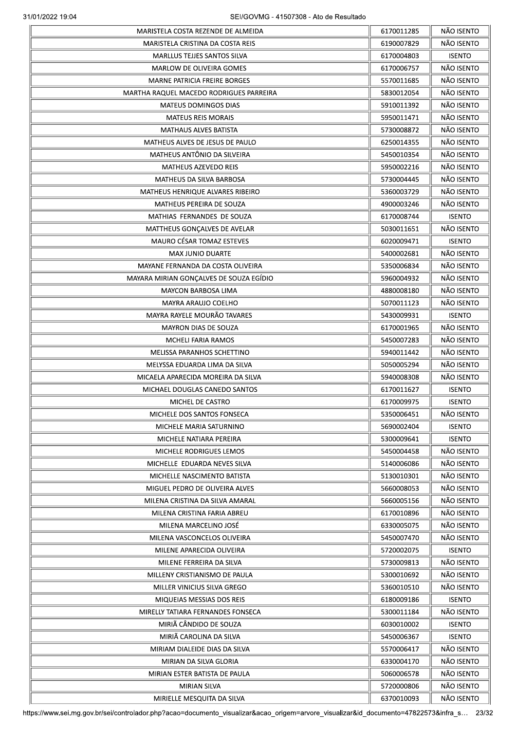| | | |
|---|---|---|
| MARISTELA COSTA REZENDE DE ALMEIDA | 6170011285 | NÃO ISENTO |
| MARISTELA CRISTINA DA COSTA REIS | 6190007829 | NÃO ISENTO |
| MARLLUS TEJJES SANTOS SILVA | 6170004803 | ISENTO |
| MARLOW DE OLIVEIRA GOMES | 6170006757 | NÃO ISENTO |
| MARNE PATRICIA FREIRE BORGES | 5570011685 | NÃO ISENTO |
| MARTHA RAQUEL MACEDO RODRIGUES PARREIRA | 5830012054 | NÃO ISENTO |
| MATEUS DOMINGOS DIAS | 5910011392 | NÃO ISENTO |
| MATEUS REIS MORAIS | 5950011471 | NÃO ISENTO |
| MATHAUS ALVES BATISTA | 5730008872 | NÃO ISENTO |
| MATHEUS ALVES DE JESUS DE PAULO | 6250014355 | NÃO ISENTO |
| MATHEUS ANTÔNIO DA SILVEIRA | 5450010354 | NÃO ISENTO |
| MATHEUS AZEVEDO REIS | 5950002216 | NÃO ISENTO |
| MATHEUS DA SILVA BARBOSA | 5730004445 | NÃO ISENTO |
| MATHEUS HENRIQUE ALVARES RIBEIRO | 5360003729 | NÃO ISENTO |
| MATHEUS PEREIRA DE SOUZA | 4900003246 | NÃO ISENTO |
| MATHIAS FERNANDES DE SOUZA | 6170008744 | ISENTO |
| MATTHEUS GONÇALVES DE AVELAR | 5030011651 | NÃO ISENTO |
| MAURO CÉSAR TOMAZ ESTEVES | 6020009471 | ISENTO |
| MAX JUNIO DUARTE | 5400002681 | NÃO ISENTO |
| MAYANE FERNANDA DA COSTA OLIVEIRA | 5350006834 | NÃO ISENTO |
| MAYARA MIRIAN GONÇALVES DE SOUZA EGÍDIO | 5960004932 | NÃO ISENTO |
| MAYCON BARBOSA LIMA | 4880008180 | NÃO ISENTO |
| MAYRA ARAUJO COELHO | 5070011123 | NÃO ISENTO |
| MAYRA RAYELE MOURÃO TAVARES | 5430009931 | ISENTO |
| MAYRON DIAS DE SOUZA | 6170001965 | NÃO ISENTO |
| MCHELI FARIA RAMOS | 5450007283 | NÃO ISENTO |
| MELISSA PARANHOS SCHETTINO | 5940011442 | NÃO ISENTO |
| MELYSSA EDUARDA LIMA DA SILVA | 5050005294 | NÃO ISENTO |
| MICAELA APARECIDA MOREIRA DA SILVA | 5940008308 | NÃO ISENTO |
| MICHAEL DOUGLAS CANEDO SANTOS | 6170011627 | ISENTO |
| MICHEL DE CASTRO | 6170009975 | ISENTO |
| MICHELE DOS SANTOS FONSECA | 5350006451 | NÃO ISENTO |
| MICHELE MARIA SATURNINO | 5690002404 | ISENTO |
| MICHELE NATIARA PEREIRA | 5300009641 | ISENTO |
| MICHELE RODRIGUES LEMOS | 5450004458 | NÃO ISENTO |
| MICHELLE EDUARDA NEVES SILVA | 5140006086 | NÃO ISENTO |
| MICHELLE NASCIMENTO BATISTA | 5130010301 | NÃO ISENTO |
| MIGUEL PEDRO DE OLIVEIRA ALVES | 5660008053 | NÃO ISENTO |
| MILENA CRISTINA DA SILVA AMARAL | 5660005156 | NÃO ISENTO |
| MILENA CRISTINA FARIA ABREU | 6170010896 | NÃO ISENTO |
| MILENA MARCELINO JOSÉ | 6330005075 | NÃO ISENTO |
| MILENA VASCONCELOS OLIVEIRA | 5450007470 | NÃO ISENTO |
| MILENE APARECIDA OLIVEIRA | 5720002075 | ISENTO |
| MILENE FERREIRA DA SILVA | 5730009813 | NÃO ISENTO |
| MILLENY CRISTIANISMO DE PAULA | 5300010692 | NÃO ISENTO |
| MILLER VINICIUS SILVA GREGO | 5360010510 | NÃO ISENTO |
| MIQUEIAS MESSIAS DOS REIS | 6180009186 | ISENTO |
| MIRELLY TATIARA FERNANDES FONSECA | 5300011184 | NÃO ISENTO |
| MIRIÃ CÂNDIDO DE SOUZA | 6030010002 | ISENTO |
| MIRIÃ CAROLINA DA SILVA | 5450006367 | ISENTO |
| MIRIAM DIALEIDE DIAS DA SILVA | 5570006417 | NÃO ISENTO |
| MIRIAN DA SILVA GLORIA | 6330004170 | NÃO ISENTO |
| MIRIAN ESTER BATISTA DE PAULA | 5060006578 | NÃO ISENTO |
| MIRIAN SILVA | 5720000806 | NÃO ISENTO |
| MIRIELLE MESQUITA DA SILVA | 6370010093 | NÃO ISENTO |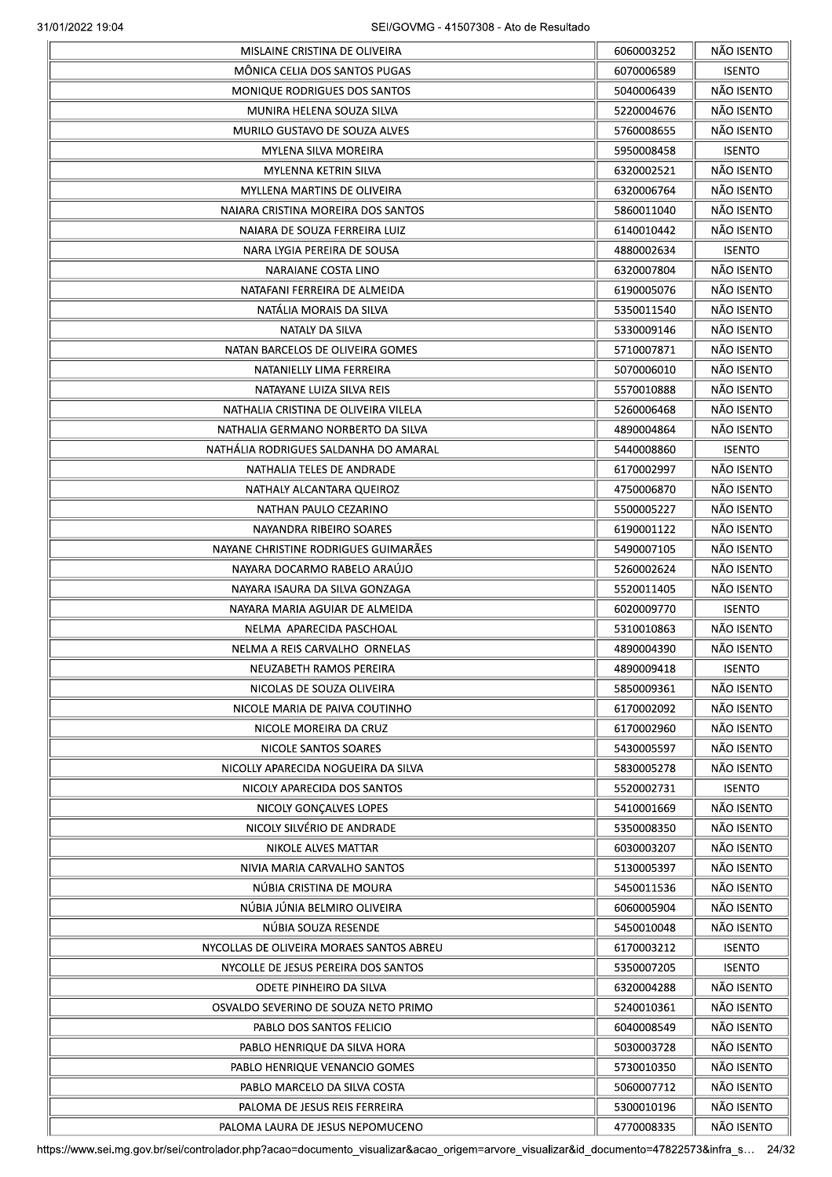| | | |
|---|---|---|
| MISLAINE CRISTINA DE OLIVEIRA | 6060003252 | NÃO ISENTO |
| MÔNICA CELIA DOS SANTOS PUGAS | 6070006589 | ISENTO |
| MONIQUE RODRIGUES DOS SANTOS | 5040006439 | NÃO ISENTO |
| MUNIRA HELENA SOUZA SILVA | 5220004676 | NÃO ISENTO |
| MURILO GUSTAVO DE SOUZA ALVES | 5760008655 | NÃO ISENTO |
| MYLENA SILVA MOREIRA | 5950008458 | ISENTO |
| MYLENNA KETRIN SILVA | 6320002521 | NÃO ISENTO |
| MYLLENA MARTINS DE OLIVEIRA | 6320006764 | NÃO ISENTO |
| NAIARA CRISTINA MOREIRA DOS SANTOS | 5860011040 | NÃO ISENTO |
| NAIARA DE SOUZA FERREIRA LUIZ | 6140010442 | NÃO ISENTO |
| NARA LYGIA PEREIRA DE SOUSA | 4880002634 | ISENTO |
| NARAIANE COSTA LINO | 6320007804 | NÃO ISENTO |
| NATAFANI FERREIRA DE ALMEIDA | 6190005076 | NÃO ISENTO |
| NATÁLIA MORAIS DA SILVA | 5350011540 | NÃO ISENTO |
| NATALY DA SILVA | 5330009146 | NÃO ISENTO |
| NATAN BARCELOS DE OLIVEIRA GOMES | 5710007871 | NÃO ISENTO |
| NATANIELLY LIMA FERREIRA | 5070006010 | NÃO ISENTO |
| NATAYANE LUIZA SILVA REIS | 5570010888 | NÃO ISENTO |
| NATHALIA CRISTINA DE OLIVEIRA VILELA | 5260006468 | NÃO ISENTO |
| NATHALIA GERMANO NORBERTO DA SILVA | 4890004864 | NÃO ISENTO |
| NATHÁLIA RODRIGUES SALDANHA DO AMARAL | 5440008860 | ISENTO |
| NATHALIA TELES DE ANDRADE | 6170002997 | NÃO ISENTO |
| NATHALY ALCANTARA QUEIROZ | 4750006870 | NÃO ISENTO |
| NATHAN PAULO CEZARINO | 5500005227 | NÃO ISENTO |
| NAYANDRA RIBEIRO SOARES | 6190001122 | NÃO ISENTO |
| NAYANE CHRISTINE RODRIGUES GUIMARÃES | 5490007105 | NÃO ISENTO |
| NAYARA DOCARMO RABELO ARAÚJO | 5260002624 | NÃO ISENTO |
| NAYARA ISAURA DA SILVA GONZAGA | 5520011405 | NÃO ISENTO |
| NAYARA MARIA AGUIAR DE ALMEIDA | 6020009770 | ISENTO |
| NELMA APARECIDA PASCHOAL | 5310010863 | NÃO ISENTO |
| NELMA A REIS CARVALHO ORNELAS | 4890004390 | NÃO ISENTO |
| NEUZABETH RAMOS PEREIRA | 4890009418 | ISENTO |
| NICOLAS DE SOUZA OLIVEIRA | 5850009361 | NÃO ISENTO |
| NICOLE MARIA DE PAIVA COUTINHO | 6170002092 | NÃO ISENTO |
| NICOLE MOREIRA DA CRUZ | 6170002960 | NÃO ISENTO |
| NICOLE SANTOS SOARES | 5430005597 | NÃO ISENTO |
| NICOLLY APARECIDA NOGUEIRA DA SILVA | 5830005278 | NÃO ISENTO |
| NICOLY APARECIDA DOS SANTOS | 5520002731 | ISENTO |
| NICOLY GONÇALVES LOPES | 5410001669 | NÃO ISENTO |
| NICOLY SILVÉRIO DE ANDRADE | 5350008350 | NÃO ISENTO |
| NIKOLE ALVES MATTAR | 6030003207 | NÃO ISENTO |
| NIVIA MARIA CARVALHO SANTOS | 5130005397 | NÃO ISENTO |
| NÚBIA CRISTINA DE MOURA | 5450011536 | NÃO ISENTO |
| NÚBIA JÚNIA BELMIRO OLIVEIRA | 6060005904 | NÃO ISENTO |
| NÚBIA SOUZA RESENDE | 5450010048 | NÃO ISENTO |
| NYCOLLAS DE OLIVEIRA MORAES SANTOS ABREU | 6170003212 | ISENTO |
| NYCOLLE DE JESUS PEREIRA DOS SANTOS | 5350007205 | ISENTO |
| ODETE PINHEIRO DA SILVA | 6320004288 | NÃO ISENTO |
| OSVALDO SEVERINO DE SOUZA NETO PRIMO | 5240010361 | NÃO ISENTO |
| PABLO DOS SANTOS FELICIO | 6040008549 | NÃO ISENTO |
| PABLO HENRIQUE DA SILVA HORA | 5030003728 | NÃO ISENTO |
| PABLO HENRIQUE VENANCIO GOMES | 5730010350 | NÃO ISENTO |
| PABLO MARCELO DA SILVA COSTA | 5060007712 | NÃO ISENTO |
| PALOMA DE JESUS REIS FERREIRA | 5300010196 | NÃO ISENTO |
| PALOMA LAURA DE JESUS NEPOMUCENO | 4770008335 | NÃO ISENTO |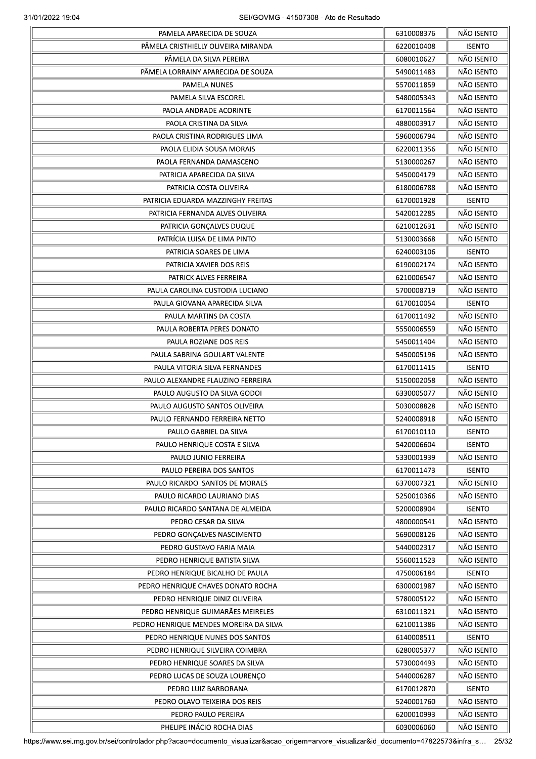| | | |
|---|---|---|
| PAMELA APARECIDA DE SOUZA | 6310008376 | NÃO ISENTO |
| PÂMELA CRISTHIELLY OLIVEIRA MIRANDA | 6220010408 | ISENTO |
| PÂMELA DA SILVA PEREIRA | 6080010627 | NÃO ISENTO |
| PÂMELA LORRAINY APARECIDA DE SOUZA | 5490011483 | NÃO ISENTO |
| PAMELA NUNES | 5570011859 | NÃO ISENTO |
| PAMELA SILVA ESCOREL | 5480005343 | NÃO ISENTO |
| PAOLA ANDRADE ACORINTE | 6170011564 | NÃO ISENTO |
| PAOLA CRISTINA DA SILVA | 4880003917 | NÃO ISENTO |
| PAOLA CRISTINA RODRIGUES LIMA | 5960006794 | NÃO ISENTO |
| PAOLA ELIDIA SOUSA MORAIS | 6220011356 | NÃO ISENTO |
| PAOLA FERNANDA DAMASCENO | 5130000267 | NÃO ISENTO |
| PATRICIA APARECIDA DA SILVA | 5450004179 | NÃO ISENTO |
| PATRICIA COSTA OLIVEIRA | 6180006788 | NÃO ISENTO |
| PATRICIA EDUARDA MAZZINGHY FREITAS | 6170001928 | ISENTO |
| PATRICIA FERNANDA ALVES OLIVEIRA | 5420012285 | NÃO ISENTO |
| PATRICIA GONÇALVES DUQUE | 6210012631 | NÃO ISENTO |
| PATRÍCIA LUISA DE LIMA PINTO | 5130003668 | NÃO ISENTO |
| PATRICIA SOARES DE LIMA | 6240003106 | ISENTO |
| PATRICIA XAVIER DOS REIS | 6190002174 | NÃO ISENTO |
| PATRICK ALVES FERREIRA | 6210006547 | NÃO ISENTO |
| PAULA CAROLINA CUSTODIA LUCIANO | 5700008719 | NÃO ISENTO |
| PAULA GIOVANA APARECIDA SILVA | 6170010054 | ISENTO |
| PAULA MARTINS DA COSTA | 6170011492 | NÃO ISENTO |
| PAULA ROBERTA PERES DONATO | 5550006559 | NÃO ISENTO |
| PAULA ROZIANE DOS REIS | 5450011404 | NÃO ISENTO |
| PAULA SABRINA GOULART VALENTE | 5450005196 | NÃO ISENTO |
| PAULA VITORIA SILVA FERNANDES | 6170011415 | ISENTO |
| PAULO ALEXANDRE FLAUZINO FERREIRA | 5150002058 | NÃO ISENTO |
| PAULO AUGUSTO DA SILVA GODOI | 6330005077 | NÃO ISENTO |
| PAULO AUGUSTO SANTOS OLIVEIRA | 5030008828 | NÃO ISENTO |
| PAULO FERNANDO FERREIRA NETTO | 5240008918 | NÃO ISENTO |
| PAULO GABRIEL DA SILVA | 6170010110 | ISENTO |
| PAULO HENRIQUE COSTA E SILVA | 5420006604 | ISENTO |
| PAULO JUNIO FERREIRA | 5330001939 | NÃO ISENTO |
| PAULO PEREIRA DOS SANTOS | 6170011473 | ISENTO |
| PAULO RICARDO SANTOS DE MORAES | 6370007321 | NÃO ISENTO |
| PAULO RICARDO LAURIANO DIAS | 5250010366 | NÃO ISENTO |
| PAULO RICARDO SANTANA DE ALMEIDA | 5200008904 | ISENTO |
| PEDRO CESAR DA SILVA | 4800000541 | NÃO ISENTO |
| PEDRO GONÇALVES NASCIMENTO | 5690008126 | NÃO ISENTO |
| PEDRO GUSTAVO FARIA MAIA | 5440002317 | NÃO ISENTO |
| PEDRO HENRIQUE BATISTA SILVA | 5560011523 | NÃO ISENTO |
| PEDRO HENRIQUE BICALHO DE PAULA | 4750006184 | ISENTO |
| PEDRO HENRIQUE CHAVES DONATO ROCHA | 6300001987 | NÃO ISENTO |
| PEDRO HENRIQUE DINIZ OLIVEIRA | 5780005122 | NÃO ISENTO |
| PEDRO HENRIQUE GUIMARÃES MEIRELES | 6310011321 | NÃO ISENTO |
| PEDRO HENRIQUE MENDES MOREIRA DA SILVA | 6210011386 | NÃO ISENTO |
| PEDRO HENRIQUE NUNES DOS SANTOS | 6140008511 | ISENTO |
| PEDRO HENRIQUE SILVEIRA COIMBRA | 6280005377 | NÃO ISENTO |
| PEDRO HENRIQUE SOARES DA SILVA | 5730004493 | NÃO ISENTO |
| PEDRO LUCAS DE SOUZA LOURENÇO | 5440006287 | NÃO ISENTO |
| PEDRO LUIZ BARBORANA | 6170012870 | ISENTO |
| PEDRO OLAVO TEIXEIRA DOS REIS | 5240001760 | NÃO ISENTO |
| PEDRO PAULO PEREIRA | 6200010993 | NÃO ISENTO |
| PHELIPE INÁCIO ROCHA DIAS | 6030006060 | NÃO ISENTO |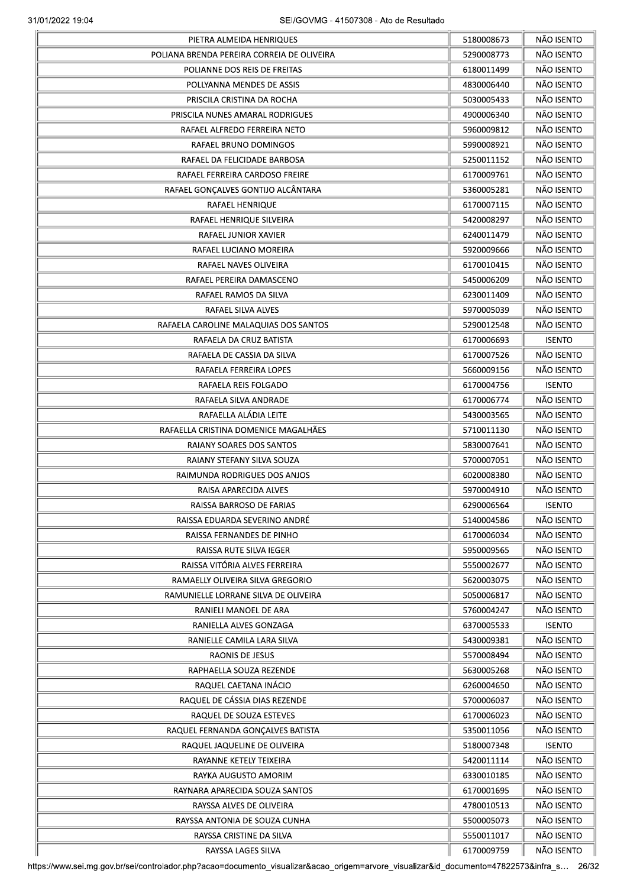| | | |
|---|---|---|
| PIETRA ALMEIDA HENRIQUES | 5180008673 | NÃO ISENTO |
| POLIANA BRENDA PEREIRA CORREIA DE OLIVEIRA | 5290008773 | NÃO ISENTO |
| POLIANNE DOS REIS DE FREITAS | 6180011499 | NÃO ISENTO |
| POLLYANNA MENDES DE ASSIS | 4830006440 | NÃO ISENTO |
| PRISCILA CRISTINA DA ROCHA | 5030005433 | NÃO ISENTO |
| PRISCILA NUNES AMARAL RODRIGUES | 4900006340 | NÃO ISENTO |
| RAFAEL ALFREDO FERREIRA NETO | 5960009812 | NÃO ISENTO |
| RAFAEL BRUNO DOMINGOS | 5990008921 | NÃO ISENTO |
| RAFAEL DA FELICIDADE BARBOSA | 5250011152 | NÃO ISENTO |
| RAFAEL FERREIRA CARDOSO FREIRE | 6170009761 | NÃO ISENTO |
| RAFAEL GONÇALVES GONTIJO ALCÂNTARA | 5360005281 | NÃO ISENTO |
| RAFAEL HENRIQUE | 6170007115 | NÃO ISENTO |
| RAFAEL HENRIQUE SILVEIRA | 5420008297 | NÃO ISENTO |
| RAFAEL JUNIOR XAVIER | 6240011479 | NÃO ISENTO |
| RAFAEL LUCIANO MOREIRA | 5920009666 | NÃO ISENTO |
| RAFAEL NAVES OLIVEIRA | 6170010415 | NÃO ISENTO |
| RAFAEL PEREIRA DAMASCENO | 5450006209 | NÃO ISENTO |
| RAFAEL RAMOS DA SILVA | 6230011409 | NÃO ISENTO |
| RAFAEL SILVA ALVES | 5970005039 | NÃO ISENTO |
| RAFAELA CAROLINE MALAQUIAS DOS SANTOS | 5290012548 | NÃO ISENTO |
| RAFAELA DA CRUZ BATISTA | 6170006693 | ISENTO |
| RAFAELA DE CASSIA DA SILVA | 6170007526 | NÃO ISENTO |
| RAFAELA FERREIRA LOPES | 5660009156 | NÃO ISENTO |
| RAFAELA REIS FOLGADO | 6170004756 | ISENTO |
| RAFAELA SILVA ANDRADE | 6170006774 | NÃO ISENTO |
| RAFAELLA ALÁDIA LEITE | 5430003565 | NÃO ISENTO |
| RAFAELLA CRISTINA DOMENICE MAGALHÃES | 5710011130 | NÃO ISENTO |
| RAIANY SOARES DOS SANTOS | 5830007641 | NÃO ISENTO |
| RAIANY STEFANY SILVA SOUZA | 5700007051 | NÃO ISENTO |
| RAIMUNDA RODRIGUES DOS ANJOS | 6020008380 | NÃO ISENTO |
| RAISA APARECIDA ALVES | 5970004910 | NÃO ISENTO |
| RAISSA BARROSO DE FARIAS | 6290006564 | ISENTO |
| RAISSA EDUARDA SEVERINO ANDRÉ | 5140004586 | NÃO ISENTO |
| RAISSA FERNANDES DE PINHO | 6170006034 | NÃO ISENTO |
| RAISSA RUTE SILVA IEGER | 5950009565 | NÃO ISENTO |
| RAISSA VITÓRIA ALVES FERREIRA | 5550002677 | NÃO ISENTO |
| RAMAELLY OLIVEIRA SILVA GREGORIO | 5620003075 | NÃO ISENTO |
| RAMUNIELLE LORRANE SILVA DE OLIVEIRA | 5050006817 | NÃO ISENTO |
| RANIELI MANOEL DE ARA | 5760004247 | NÃO ISENTO |
| RANIELLA ALVES GONZAGA | 6370005533 | ISENTO |
| RANIELLE CAMILA LARA SILVA | 5430009381 | NÃO ISENTO |
| RAONIS DE JESUS | 5570008494 | NÃO ISENTO |
| RAPHAELLA SOUZA REZENDE | 5630005268 | NÃO ISENTO |
| RAQUEL CAETANA INÁCIO | 6260004650 | NÃO ISENTO |
| RAQUEL DE CÁSSIA DIAS REZENDE | 5700006037 | NÃO ISENTO |
| RAQUEL DE SOUZA ESTEVES | 6170006023 | NÃO ISENTO |
| RAQUEL FERNANDA GONÇALVES BATISTA | 5350011056 | NÃO ISENTO |
| RAQUEL JAQUELINE DE OLIVEIRA | 5180007348 | ISENTO |
| RAYANNE KETELY TEIXEIRA | 5420011114 | NÃO ISENTO |
| RAYKA AUGUSTO AMORIM | 6330010185 | NÃO ISENTO |
| RAYNARA APARECIDA SOUZA SANTOS | 6170001695 | NÃO ISENTO |
| RAYSSA ALVES DE OLIVEIRA | 4780010513 | NÃO ISENTO |
| RAYSSA ANTONIA DE SOUZA CUNHA | 5500005073 | NÃO ISENTO |
| RAYSSA CRISTINE DA SILVA | 5550011017 | NÃO ISENTO |
| RAYSSA LAGES SILVA | 6170009759 | NÃO ISENTO |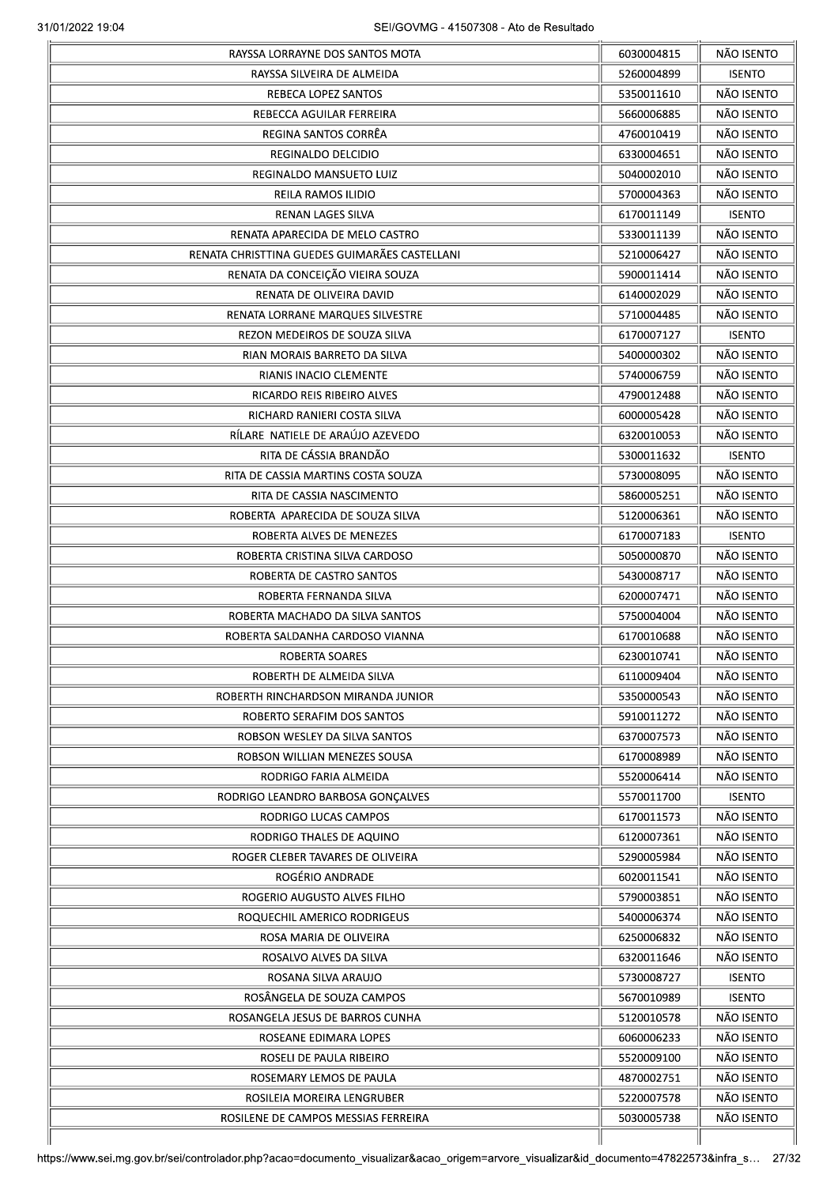| | | |
|---|---|---|
| RAYSSA LORRAYNE DOS SANTOS MOTA | 6030004815 | NÃO ISENTO |
| RAYSSA SILVEIRA DE ALMEIDA | 5260004899 | ISENTO |
| REBECA LOPEZ SANTOS | 5350011610 | NÃO ISENTO |
| REBECCA AGUILAR FERREIRA | 5660006885 | NÃO ISENTO |
| REGINA SANTOS CORRÊA | 4760010419 | NÃO ISENTO |
| REGINALDO DELCIDIO | 6330004651 | NÃO ISENTO |
| REGINALDO MANSUETO LUIZ | 5040002010 | NÃO ISENTO |
| REILA RAMOS ILIDIO | 5700004363 | NÃO ISENTO |
| RENAN LAGES SILVA | 6170011149 | ISENTO |
| RENATA APARECIDA DE MELO CASTRO | 5330011139 | NÃO ISENTO |
| RENATA CHRISTTINA GUEDES GUIMARÃES CASTELLANI | 5210006427 | NÃO ISENTO |
| RENATA DA CONCEIÇÃO VIEIRA SOUZA | 5900011414 | NÃO ISENTO |
| RENATA DE OLIVEIRA DAVID | 6140002029 | NÃO ISENTO |
| RENATA LORRANE MARQUES SILVESTRE | 5710004485 | NÃO ISENTO |
| REZON MEDEIROS DE SOUZA SILVA | 6170007127 | ISENTO |
| RIAN MORAIS BARRETO DA SILVA | 5400000302 | NÃO ISENTO |
| RIANIS INACIO CLEMENTE | 5740006759 | NÃO ISENTO |
| RICARDO REIS RIBEIRO ALVES | 4790012488 | NÃO ISENTO |
| RICHARD RANIERI COSTA SILVA | 6000005428 | NÃO ISENTO |
| RÍLARE NATIELE DE ARAÚJO AZEVEDO | 6320010053 | NÃO ISENTO |
| RITA DE CÁSSIA BRANDÃO | 5300011632 | ISENTO |
| RITA DE CASSIA MARTINS COSTA SOUZA | 5730008095 | NÃO ISENTO |
| RITA DE CASSIA NASCIMENTO | 5860005251 | NÃO ISENTO |
| ROBERTA APARECIDA DE SOUZA SILVA | 5120006361 | NÃO ISENTO |
| ROBERTA ALVES DE MENEZES | 6170007183 | ISENTO |
| ROBERTA CRISTINA SILVA CARDOSO | 5050000870 | NÃO ISENTO |
| ROBERTA DE CASTRO SANTOS | 5430008717 | NÃO ISENTO |
| ROBERTA FERNANDA SILVA | 6200007471 | NÃO ISENTO |
| ROBERTA MACHADO DA SILVA SANTOS | 5750004004 | NÃO ISENTO |
| ROBERTA SALDANHA CARDOSO VIANNA | 6170010688 | NÃO ISENTO |
| ROBERTA SOARES | 6230010741 | NÃO ISENTO |
| ROBERTH DE ALMEIDA SILVA | 6110009404 | NÃO ISENTO |
| ROBERTH RINCHARDSON MIRANDA JUNIOR | 5350000543 | NÃO ISENTO |
| ROBERTO SERAFIM DOS SANTOS | 5910011272 | NÃO ISENTO |
| ROBSON WESLEY DA SILVA SANTOS | 6370007573 | NÃO ISENTO |
| ROBSON WILLIAN MENEZES SOUSA | 6170008989 | NÃO ISENTO |
| RODRIGO FARIA ALMEIDA | 5520006414 | NÃO ISENTO |
| RODRIGO LEANDRO BARBOSA GONÇALVES | 5570011700 | ISENTO |
| RODRIGO LUCAS CAMPOS | 6170011573 | NÃO ISENTO |
| RODRIGO THALES DE AQUINO | 6120007361 | NÃO ISENTO |
| ROGER CLEBER TAVARES DE OLIVEIRA | 5290005984 | NÃO ISENTO |
| ROGÉRIO ANDRADE | 6020011541 | NÃO ISENTO |
| ROGERIO AUGUSTO ALVES FILHO | 5790003851 | NÃO ISENTO |
| ROQUECHIL AMERICO RODRIGEUS | 5400006374 | NÃO ISENTO |
| ROSA MARIA DE OLIVEIRA | 6250006832 | NÃO ISENTO |
| ROSALVO ALVES DA SILVA | 6320011646 | NÃO ISENTO |
| ROSANA SILVA ARAUJO | 5730008727 | ISENTO |
| ROSÂNGELA DE SOUZA CAMPOS | 5670010989 | ISENTO |
| ROSANGELA JESUS DE BARROS CUNHA | 5120010578 | NÃO ISENTO |
| ROSEANE EDIMARA LOPES | 6060006233 | NÃO ISENTO |
| ROSELI DE PAULA RIBEIRO | 5520009100 | NÃO ISENTO |
| ROSEMARY LEMOS DE PAULA | 4870002751 | NÃO ISENTO |
| ROSILEIA MOREIRA LENGRUBER | 5220007578 | NÃO ISENTO |
| ROSILENE DE CAMPOS MESSIAS FERREIRA | 5030005738 | NÃO ISENTO |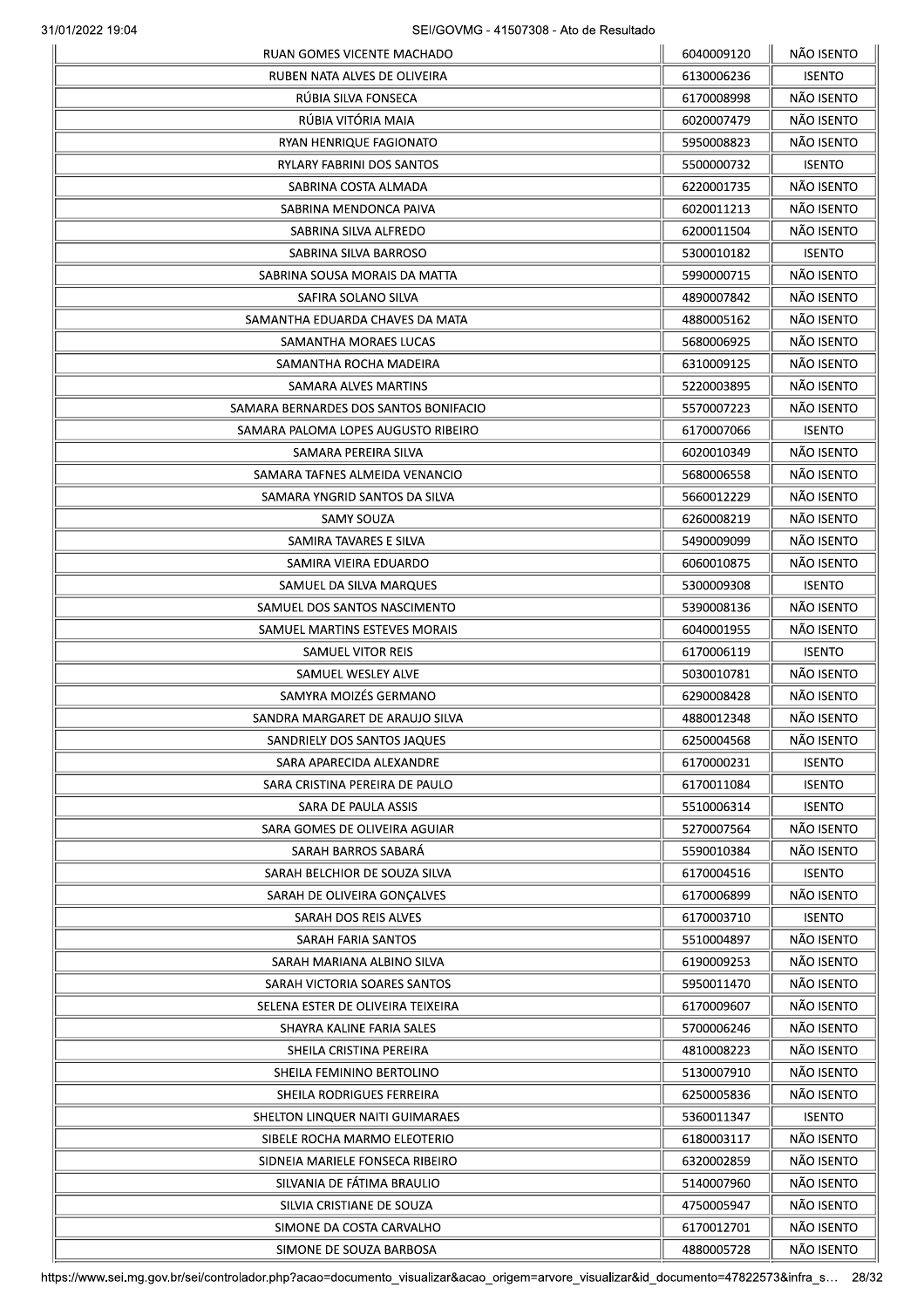| | | |
|---|---|---|
| RUAN GOMES VICENTE MACHADO | 6040009120 | NÃO ISENTO |
| RUBEN NATA ALVES DE OLIVEIRA | 6130006236 | ISENTO |
| RÚBIA SILVA FONSECA | 6170008998 | NÃO ISENTO |
| RÚBIA VITÓRIA MAIA | 6020007479 | NÃO ISENTO |
| RYAN HENRIQUE FAGIONATO | 5950008823 | NÃO ISENTO |
| RYLARY FABRINI DOS SANTOS | 5500000732 | ISENTO |
| SABRINA COSTA ALMADA | 6220001735 | NÃO ISENTO |
| SABRINA MENDONCA PAIVA | 6020011213 | NÃO ISENTO |
| SABRINA SILVA ALFREDO | 6200011504 | NÃO ISENTO |
| SABRINA SILVA BARROSO | 5300010182 | ISENTO |
| SABRINA SOUSA MORAIS DA MATTA | 5990000715 | NÃO ISENTO |
| SAFIRA SOLANO SILVA | 4890007842 | NÃO ISENTO |
| SAMANTHA EDUARDA CHAVES DA MATA | 4880005162 | NÃO ISENTO |
| SAMANTHA MORAES LUCAS | 5680006925 | NÃO ISENTO |
| SAMANTHA ROCHA MADEIRA | 6310009125 | NÃO ISENTO |
| SAMARA ALVES MARTINS | 5220003895 | NÃO ISENTO |
| SAMARA BERNARDES DOS SANTOS BONIFACIO | 5570007223 | NÃO ISENTO |
| SAMARA PALOMA LOPES AUGUSTO RIBEIRO | 6170007066 | ISENTO |
| SAMARA PEREIRA SILVA | 6020010349 | NÃO ISENTO |
| SAMARA TAFNES ALMEIDA VENANCIO | 5680006558 | NÃO ISENTO |
| SAMARA YNGRID SANTOS DA SILVA | 5660012229 | NÃO ISENTO |
| SAMY SOUZA | 6260008219 | NÃO ISENTO |
| SAMIRA TAVARES E SILVA | 5490009099 | NÃO ISENTO |
| SAMIRA VIEIRA EDUARDO | 6060010875 | NÃO ISENTO |
| SAMUEL DA SILVA MARQUES | 5300009308 | ISENTO |
| SAMUEL DOS SANTOS NASCIMENTO | 5390008136 | NÃO ISENTO |
| SAMUEL MARTINS ESTEVES MORAIS | 6040001955 | NÃO ISENTO |
| SAMUEL VITOR REIS | 6170006119 | ISENTO |
| SAMUEL WESLEY ALVE | 5030010781 | NÃO ISENTO |
| SAMYRA MOIZÉS GERMANO | 6290008428 | NÃO ISENTO |
| SANDRA MARGARET DE ARAUJO SILVA | 4880012348 | NÃO ISENTO |
| SANDRIELY DOS SANTOS JAQUES | 6250004568 | NÃO ISENTO |
| SARA APARECIDA ALEXANDRE | 6170000231 | ISENTO |
| SARA CRISTINA PEREIRA DE PAULO | 6170011084 | ISENTO |
| SARA DE PAULA ASSIS | 5510006314 | ISENTO |
| SARA GOMES DE OLIVEIRA AGUIAR | 5270007564 | NÃO ISENTO |
| SARAH BARROS SABARÁ | 5590010384 | NÃO ISENTO |
| SARAH BELCHIOR DE SOUZA SILVA | 6170004516 | ISENTO |
| SARAH DE OLIVEIRA GONÇALVES | 6170006899 | NÃO ISENTO |
| SARAH DOS REIS ALVES | 6170003710 | ISENTO |
| SARAH FARIA SANTOS | 5510004897 | NÃO ISENTO |
| SARAH MARIANA ALBINO SILVA | 6190009253 | NÃO ISENTO |
| SARAH VICTORIA SOARES SANTOS | 5950011470 | NÃO ISENTO |
| SELENA ESTER DE OLIVEIRA TEIXEIRA | 6170009607 | NÃO ISENTO |
| SHAYRA KALINE FARIA SALES | 5700006246 | NÃO ISENTO |
| SHEILA CRISTINA PEREIRA | 4810008223 | NÃO ISENTO |
| SHEILA FEMININO BERTOLINO | 5130007910 | NÃO ISENTO |
| SHEILA RODRIGUES FERREIRA | 6250005836 | NÃO ISENTO |
| SHELTON LINQUER NAITI GUIMARAES | 5360011347 | ISENTO |
| SIBELE ROCHA MARMO ELEOTERIO | 6180003117 | NÃO ISENTO |
| SIDNEIA MARIELE FONSECA RIBEIRO | 6320002859 | NÃO ISENTO |
| SILVANIA DE FÁTIMA BRAULIO | 5140007960 | NÃO ISENTO |
| SILVIA CRISTIANE DE SOUZA | 4750005947 | NÃO ISENTO |
| SIMONE DA COSTA CARVALHO | 6170012701 | NÃO ISENTO |
| SIMONE DE SOUZA BARBOSA | 4880005728 | NÃO ISENTO |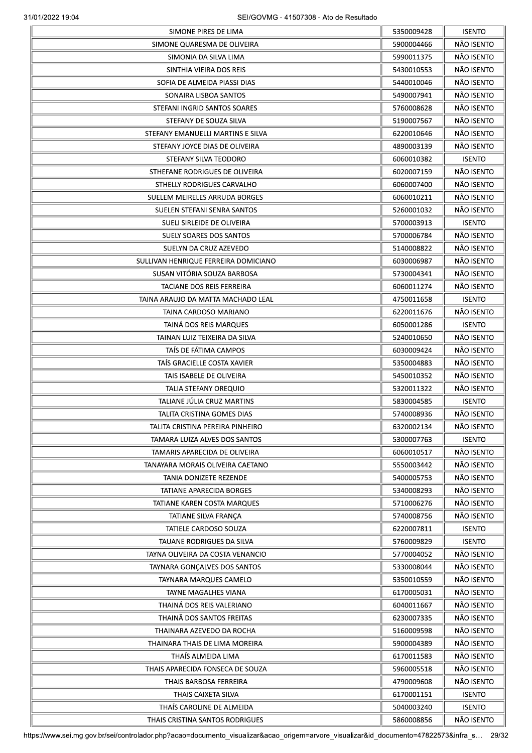| | | |
|---|---|---|
| SIMONE PIRES DE LIMA | 5350009428 | ISENTO |
| SIMONE QUARESMA DE OLIVEIRA | 5900004466 | NÃO ISENTO |
| SIMONIA DA SILVA LIMA | 5990011375 | NÃO ISENTO |
| SINTHIA VIEIRA DOS REIS | 5430010553 | NÃO ISENTO |
| SOFIA DE ALMEIDA PIASSI DIAS | 5440010046 | NÃO ISENTO |
| SONAIRA LISBOA SANTOS | 5490007941 | NÃO ISENTO |
| STEFANI INGRID SANTOS SOARES | 5760008628 | NÃO ISENTO |
| STEFANY DE SOUZA SILVA | 5190007567 | NÃO ISENTO |
| STEFANY EMANUELLI MARTINS E SILVA | 6220010646 | NÃO ISENTO |
| STEFANY JOYCE DIAS DE OLIVEIRA | 4890003139 | NÃO ISENTO |
| STEFANY SILVA TEODORO | 6060010382 | ISENTO |
| STHEFANE RODRIGUES DE OLIVEIRA | 6020007159 | NÃO ISENTO |
| STHELLY RODRIGUES CARVALHO | 6060007400 | NÃO ISENTO |
| SUELEM MEIRELES ARRUDA BORGES | 6060010211 | NÃO ISENTO |
| SUELEN STEFANI SENRA SANTOS | 5260001032 | NÃO ISENTO |
| SUELI SIRLEIDE DE OLIVEIRA | 5700003913 | ISENTO |
| SUELY SOARES DOS SANTOS | 5700006784 | NÃO ISENTO |
| SUELYN DA CRUZ AZEVEDO | 5140008822 | NÃO ISENTO |
| SULLIVAN HENRIQUE FERREIRA DOMICIANO | 6030006987 | NÃO ISENTO |
| SUSAN VITÓRIA SOUZA BARBOSA | 5730004341 | NÃO ISENTO |
| TACIANE DOS REIS FERREIRA | 6060011274 | NÃO ISENTO |
| TAINA ARAUJO DA MATTA MACHADO LEAL | 4750011658 | ISENTO |
| TAINA CARDOSO MARIANO | 6220011676 | NÃO ISENTO |
| TAINÁ DOS REIS MARQUES | 6050001286 | ISENTO |
| TAINAN LUIZ TEIXEIRA DA SILVA | 5240010650 | NÃO ISENTO |
| TAÍS DE FÁTIMA CAMPOS | 6030009424 | NÃO ISENTO |
| TAÍS GRACIELLE COSTA XAVIER | 5350004883 | NÃO ISENTO |
| TAIS ISABELE DE OLIVEIRA | 5450010352 | NÃO ISENTO |
| TALIA STEFANY OREQUIO | 5320011322 | NÃO ISENTO |
| TALIANE JÚLIA CRUZ MARTINS | 5830004585 | ISENTO |
| TALITA CRISTINA GOMES DIAS | 5740008936 | NÃO ISENTO |
| TALITA CRISTINA PEREIRA PINHEIRO | 6320002134 | NÃO ISENTO |
| TAMARA LUIZA ALVES DOS SANTOS | 5300007763 | ISENTO |
| TAMARIS APARECIDA DE OLIVEIRA | 6060010517 | NÃO ISENTO |
| TANAYARA MORAIS OLIVEIRA CAETANO | 5550003442 | NÃO ISENTO |
| TANIA DONIZETE REZENDE | 5400005753 | NÃO ISENTO |
| TATIANE APARECIDA BORGES | 5340008293 | NÃO ISENTO |
| TATIANE KAREN COSTA MARQUES | 5710006276 | NÃO ISENTO |
| TATIANE SILVA FRANÇA | 5740008756 | NÃO ISENTO |
| TATIELE CARDOSO SOUZA | 6220007811 | ISENTO |
| TAUANE RODRIGUES DA SILVA | 5760009829 | ISENTO |
| TAYNA OLIVEIRA DA COSTA VENANCIO | 5770004052 | NÃO ISENTO |
| TAYNARA GONÇALVES DOS SANTOS | 5330008044 | NÃO ISENTO |
| TAYNARA MARQUES CAMELO | 5350010559 | NÃO ISENTO |
| TAYNE MAGALHES VIANA | 6170005031 | NÃO ISENTO |
| THAINÁ DOS REIS VALERIANO | 6040011667 | NÃO ISENTO |
| THAINÃ DOS SANTOS FREITAS | 6230007335 | NÃO ISENTO |
| THAINARA AZEVEDO DA ROCHA | 5160009598 | NÃO ISENTO |
| THAINARA THAIS DE LIMA MOREIRA | 5900004389 | NÃO ISENTO |
| THAÍS ALMEIDA LIMA | 6170011583 | NÃO ISENTO |
| THAIS APARECIDA FONSECA DE SOUZA | 5960005518 | NÃO ISENTO |
| THAIS BARBOSA FERREIRA | 4790009608 | NÃO ISENTO |
| THAIS CAIXETA SILVA | 6170001151 | ISENTO |
| THAÍS CAROLINE DE ALMEIDA | 5040003240 | ISENTO |
| THAIS CRISTINA SANTOS RODRIGUES | 5860008856 | NÃO ISENTO |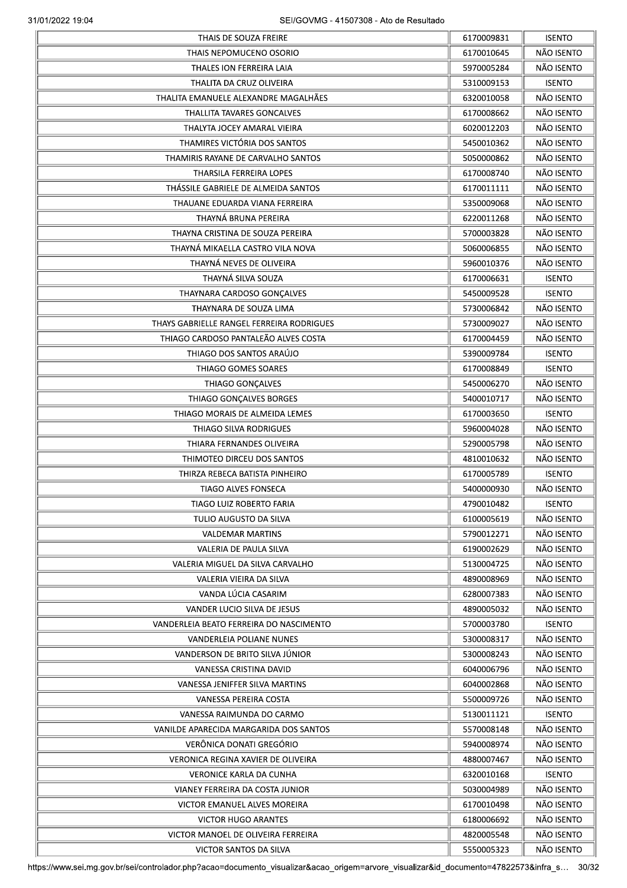| | | |
|---|---|---|
| THAIS DE SOUZA FREIRE | 6170009831 | ISENTO |
| THAIS NEPOMUCENO OSORIO | 6170010645 | NÃO ISENTO |
| THALES ION FERREIRA LAIA | 5970005284 | NÃO ISENTO |
| THALITA DA CRUZ OLIVEIRA | 5310009153 | ISENTO |
| THALITA EMANUELE ALEXANDRE MAGALHÃES | 6320010058 | NÃO ISENTO |
| THALLITA TAVARES GONCALVES | 6170008662 | NÃO ISENTO |
| THALYTA JOCEY AMARAL VIEIRA | 6020012203 | NÃO ISENTO |
| THAMIRES VICTÓRIA DOS SANTOS | 5450010362 | NÃO ISENTO |
| THAMIRIS RAYANE DE CARVALHO SANTOS | 5050000862 | NÃO ISENTO |
| THARSILA FERREIRA LOPES | 6170008740 | NÃO ISENTO |
| THÁSSILE GABRIELE DE ALMEIDA SANTOS | 6170011111 | NÃO ISENTO |
| THAUANE EDUARDA VIANA FERREIRA | 5350009068 | NÃO ISENTO |
| THAYNÁ BRUNA PEREIRA | 6220011268 | NÃO ISENTO |
| THAYNA CRISTINA DE SOUZA PEREIRA | 5700003828 | NÃO ISENTO |
| THAYNÁ MIKAELLA CASTRO VILA NOVA | 5060006855 | NÃO ISENTO |
| THAYNÁ NEVES DE OLIVEIRA | 5960010376 | NÃO ISENTO |
| THAYNÁ SILVA SOUZA | 6170006631 | ISENTO |
| THAYNARA CARDOSO GONÇALVES | 5450009528 | ISENTO |
| THAYNARA DE SOUZA LIMA | 5730006842 | NÃO ISENTO |
| THAYS GABRIELLE RANGEL FERREIRA RODRIGUES | 5730009027 | NÃO ISENTO |
| THIAGO CARDOSO PANTALEÃO ALVES COSTA | 6170004459 | NÃO ISENTO |
| THIAGO DOS SANTOS ARAÚJO | 5390009784 | ISENTO |
| THIAGO GOMES SOARES | 6170008849 | ISENTO |
| THIAGO GONÇALVES | 5450006270 | NÃO ISENTO |
| THIAGO GONÇALVES BORGES | 5400010717 | NÃO ISENTO |
| THIAGO MORAIS DE ALMEIDA LEMES | 6170003650 | ISENTO |
| THIAGO SILVA RODRIGUES | 5960004028 | NÃO ISENTO |
| THIARA FERNANDES OLIVEIRA | 5290005798 | NÃO ISENTO |
| THIMOTEO DIRCEU DOS SANTOS | 4810010632 | NÃO ISENTO |
| THIRZA REBECA BATISTA PINHEIRO | 6170005789 | ISENTO |
| TIAGO ALVES FONSECA | 5400000930 | NÃO ISENTO |
| TIAGO LUIZ ROBERTO FARIA | 4790010482 | ISENTO |
| TULIO AUGUSTO DA SILVA | 6100005619 | NÃO ISENTO |
| VALDEMAR MARTINS | 5790012271 | NÃO ISENTO |
| VALERIA DE PAULA SILVA | 6190002629 | NÃO ISENTO |
| VALERIA MIGUEL DA SILVA CARVALHO | 5130004725 | NÃO ISENTO |
| VALERIA VIEIRA DA SILVA | 4890008969 | NÃO ISENTO |
| VANDA LÚCIA CASARIM | 6280007383 | NÃO ISENTO |
| VANDER LUCIO SILVA DE JESUS | 4890005032 | NÃO ISENTO |
| VANDERLEIA BEATO FERREIRA DO NASCIMENTO | 5700003780 | ISENTO |
| VANDERLEIA POLIANE NUNES | 5300008317 | NÃO ISENTO |
| VANDERSON DE BRITO SILVA JÚNIOR | 5300008243 | NÃO ISENTO |
| VANESSA CRISTINA DAVID | 6040006796 | NÃO ISENTO |
| VANESSA JENIFFER SILVA MARTINS | 6040002868 | NÃO ISENTO |
| VANESSA PEREIRA COSTA | 5500009726 | NÃO ISENTO |
| VANESSA RAIMUNDA DO CARMO | 5130011121 | ISENTO |
| VANILDE APARECIDA MARGARIDA DOS SANTOS | 5570008148 | NÃO ISENTO |
| VERÔNICA DONATI GREGÓRIO | 5940008974 | NÃO ISENTO |
| VERONICA REGINA XAVIER DE OLIVEIRA | 4880007467 | NÃO ISENTO |
| VERONICE KARLA DA CUNHA | 6320010168 | ISENTO |
| VIANEY FERREIRA DA COSTA JUNIOR | 5030004989 | NÃO ISENTO |
| VICTOR EMANUEL ALVES MOREIRA | 6170010498 | NÃO ISENTO |
| VICTOR HUGO ARANTES | 6180006692 | NÃO ISENTO |
| VICTOR MANOEL DE OLIVEIRA FERREIRA | 4820005548 | NÃO ISENTO |
| VICTOR SANTOS DA SILVA | 5550005323 | NÃO ISENTO |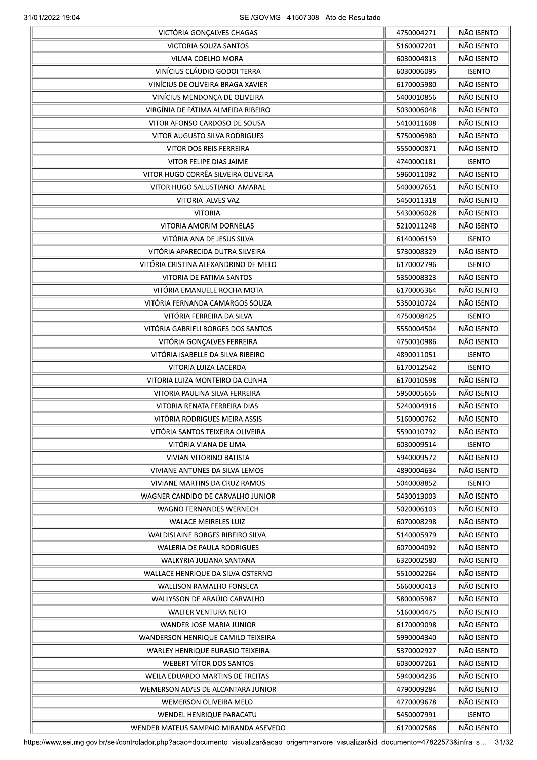| | | |
|---|---|---|
| VICTÓRIA GONÇALVES CHAGAS | 4750004271 | NÃO ISENTO |
| VICTORIA SOUZA SANTOS | 5160007201 | NÃO ISENTO |
| VILMA COELHO MORA | 6030004813 | NÃO ISENTO |
| VINÍCIUS CLÁUDIO GODOI TERRA | 6030006095 | ISENTO |
| VINÍCIUS DE OLIVEIRA BRAGA XAVIER | 6170005980 | NÃO ISENTO |
| VINÍCIUS MENDONÇA DE OLIVEIRA | 5400010856 | NÃO ISENTO |
| VIRGÍNIA DE FÁTIMA ALMEIDA RIBEIRO | 5030006048 | NÃO ISENTO |
| VITOR AFONSO CARDOSO DE SOUSA | 5410011608 | NÃO ISENTO |
| VITOR AUGUSTO SILVA RODRIGUES | 5750006980 | NÃO ISENTO |
| VITOR DOS REIS FERREIRA | 5550000871 | NÃO ISENTO |
| VITOR FELIPE DIAS JAIME | 4740000181 | ISENTO |
| VITOR HUGO CORRÊA SILVEIRA OLIVEIRA | 5960011092 | NÃO ISENTO |
| VITOR HUGO SALUSTIANO AMARAL | 5400007651 | NÃO ISENTO |
| VITORIA ALVES VAZ | 5450011318 | NÃO ISENTO |
| VITORIA | 5430006028 | NÃO ISENTO |
| VITORIA AMORIM DORNELAS | 5210011248 | NÃO ISENTO |
| VITÓRIA ANA DE JESUS SILVA | 6140006159 | ISENTO |
| VITÓRIA APARECIDA DUTRA SILVEIRA | 5730008329 | NÃO ISENTO |
| VITÓRIA CRISTINA ALEXANDRINO DE MELO | 6170002796 | ISENTO |
| VITORIA DE FATIMA SANTOS | 5350008323 | NÃO ISENTO |
| VITÓRIA EMANUELE ROCHA MOTA | 6170006364 | NÃO ISENTO |
| VITÓRIA FERNANDA CAMARGOS SOUZA | 5350010724 | NÃO ISENTO |
| VITÓRIA FERREIRA DA SILVA | 4750008425 | ISENTO |
| VITÓRIA GABRIELI BORGES DOS SANTOS | 5550004504 | NÃO ISENTO |
| VITÓRIA GONÇALVES FERREIRA | 4750010986 | NÃO ISENTO |
| VITÓRIA ISABELLE DA SILVA RIBEIRO | 4890011051 | ISENTO |
| VITORIA LUIZA LACERDA | 6170012542 | ISENTO |
| VITORIA LUIZA MONTEIRO DA CUNHA | 6170010598 | NÃO ISENTO |
| VITORIA PAULINA SILVA FERREIRA | 5950005656 | NÃO ISENTO |
| VITORIA RENATA FERREIRA DIAS | 5240004916 | NÃO ISENTO |
| VITÓRIA RODRIGUES MEIRA ASSIS | 5160000762 | NÃO ISENTO |
| VITÓRIA SANTOS TEIXEIRA OLIVEIRA | 5590010792 | NÃO ISENTO |
| VITÓRIA VIANA DE LIMA | 6030009514 | ISENTO |
| VIVIAN VITORINO BATISTA | 5940009572 | NÃO ISENTO |
| VIVIANE ANTUNES DA SILVA LEMOS | 4890004634 | NÃO ISENTO |
| VIVIANE MARTINS DA CRUZ RAMOS | 5040008852 | ISENTO |
| WAGNER CANDIDO DE CARVALHO JUNIOR | 5430013003 | NÃO ISENTO |
| WAGNO FERNANDES WERNECH | 5020006103 | NÃO ISENTO |
| WALACE MEIRELES LUIZ | 6070008298 | NÃO ISENTO |
| WALDISLAINE BORGES RIBEIRO SILVA | 5140005979 | NÃO ISENTO |
| WALERIA DE PAULA RODRIGUES | 6070004092 | NÃO ISENTO |
| WALKYRIA JULIANA SANTANA | 6320002580 | NÃO ISENTO |
| WALLACE HENRIQUE DA SILVA OSTERNO | 5510002264 | NÃO ISENTO |
| WALLISON RAMALHO FONSECA | 5660000413 | NÃO ISENTO |
| WALLYSSON DE ARAÚJO CARVALHO | 5800005987 | NÃO ISENTO |
| WALTER VENTURA NETO | 5160004475 | NÃO ISENTO |
| WANDER JOSE MARIA JUNIOR | 6170009098 | NÃO ISENTO |
| WANDERSON HENRIQUE CAMILO TEIXEIRA | 5990004340 | NÃO ISENTO |
| WARLEY HENRIQUE EURASIO TEIXEIRA | 5370002927 | NÃO ISENTO |
| WEBERT VÍTOR DOS SANTOS | 6030007261 | NÃO ISENTO |
| WEILA EDUARDO MARTINS DE FREITAS | 5940004236 | NÃO ISENTO |
| WEMERSON ALVES DE ALCANTARA JUNIOR | 4790009284 | NÃO ISENTO |
| WEMERSON OLIVEIRA MELO | 4770009678 | NÃO ISENTO |
| WENDEL HENRIQUE PARACATU | 5450007991 | ISENTO |
| WENDER MATEUS SAMPAIO MIRANDA ASEVEDO | 6170007586 | NÃO ISENTO |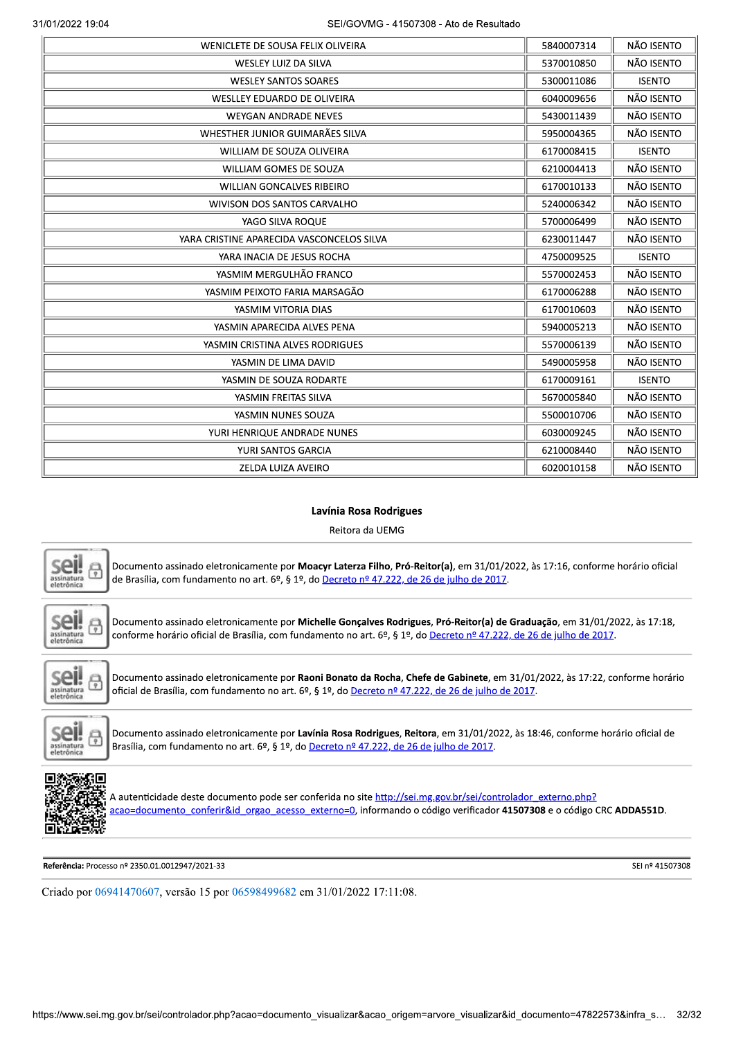| | | |
|---|---|---|
| WENICLETE DE SOUSA FELIX OLIVEIRA | 5840007314 | NÃO ISENTO |
| WESLEY LUIZ DA SILVA | 5370010850 | NÃO ISENTO |
| WESLEY SANTOS SOARES | 5300011086 | ISENTO |
| WESLLEY EDUARDO DE OLIVEIRA | 6040009656 | NÃO ISENTO |
| WEYGAN ANDRADE NEVES | 5430011439 | NÃO ISENTO |
| WHESTHER JUNIOR GUIMARÃES SILVA | 5950004365 | NÃO ISENTO |
| WILLIAM DE SOUZA OLIVEIRA | 6170008415 | ISENTO |
| WILLIAM GOMES DE SOUZA | 6210004413 | NÃO ISENTO |
| WILLIAN GONCALVES RIBEIRO | 6170010133 | NÃO ISENTO |
| WIVISON DOS SANTOS CARVALHO | 5240006342 | NÃO ISENTO |
| YAGO SILVA ROQUE | 5700006499 | NÃO ISENTO |
| YARA CRISTINE APARECIDA VASCONCELOS SILVA | 6230011447 | NÃO ISENTO |
| YARA INACIA DE JESUS ROCHA | 4750009525 | ISENTO |
| YASMIM MERGULHÃO FRANCO | 5570002453 | NÃO ISENTO |
| YASMIM PEIXOTO FARIA MARSAGÃO | 6170006288 | NÃO ISENTO |
| YASMIM VITORIA DIAS | 6170010603 | NÃO ISENTO |
| YASMIN APARECIDA ALVES PENA | 5940005213 | NÃO ISENTO |
| YASMIN CRISTINA ALVES RODRIGUES | 5570006139 | NÃO ISENTO |
| YASMIN DE LIMA DAVID | 5490005958 | NÃO ISENTO |
| YASMIN DE SOUZA RODARTE | 6170009161 | ISENTO |
| YASMIN FREITAS SILVA | 5670005840 | NÃO ISENTO |
| YASMIN NUNES SOUZA | 5500010706 | NÃO ISENTO |
| YURI HENRIQUE ANDRADE NUNES | 6030009245 | NÃO ISENTO |
| YURI SANTOS GARCIA | 6210008440 | NÃO ISENTO |
| ZELDA LUIZA AVEIRO | 6020010158 | NÃO ISENTO |

**Lavínia Rosa Rodrigues**

Reitora da UEMG

Documento assinado eletronicamente por **Moacyr Laterza Filho**, **Pró-Reitor(a)**, em 31/01/2022, às 17:16, conforme horário oficial de Brasília, com fundamento no art. 6º, § 1º, do Decreto nº 47.222, de 26 de julho de 2017.

Documento assinado eletronicamente por **Michelle Gonçalves Rodrigues**, **Pró-Reitor(a) de Graduação**, em 31/01/2022, às 17:18, conforme horário oficial de Brasília, com fundamento no art. 6º, § 1º, do Decreto nº 47.222, de 26 de julho de 2017.

Documento assinado eletronicamente por **Raoni Bonato da Rocha**, **Chefe de Gabinete**, em 31/01/2022, às 17:22, conforme horário oficial de Brasília, com fundamento no art. 6º, § 1º, do Decreto nº 47.222, de 26 de julho de 2017.

Documento assinado eletronicamente por **Lavínia Rosa Rodrigues**, **Reitora**, em 31/01/2022, às 18:46, conforme horário oficial de Brasília, com fundamento no art. 6º, § 1º, do Decreto nº 47.222, de 26 de julho de 2017.

A autenticidade deste documento pode ser conferida no site http://sei.mg.gov.br/sei/controlador_externo.php?acao=documento_conferir&id_orgao_acesso_externo=0, informando o código verificador **41507308** e o código CRC **ADDA551D**.

**Referência:** Processo nº 2350.01.0012947/2021-33 — SEI nº 41507308

Criado por 06941470607, versão 15 por 06598499682 em 31/01/2022 17:11:08.